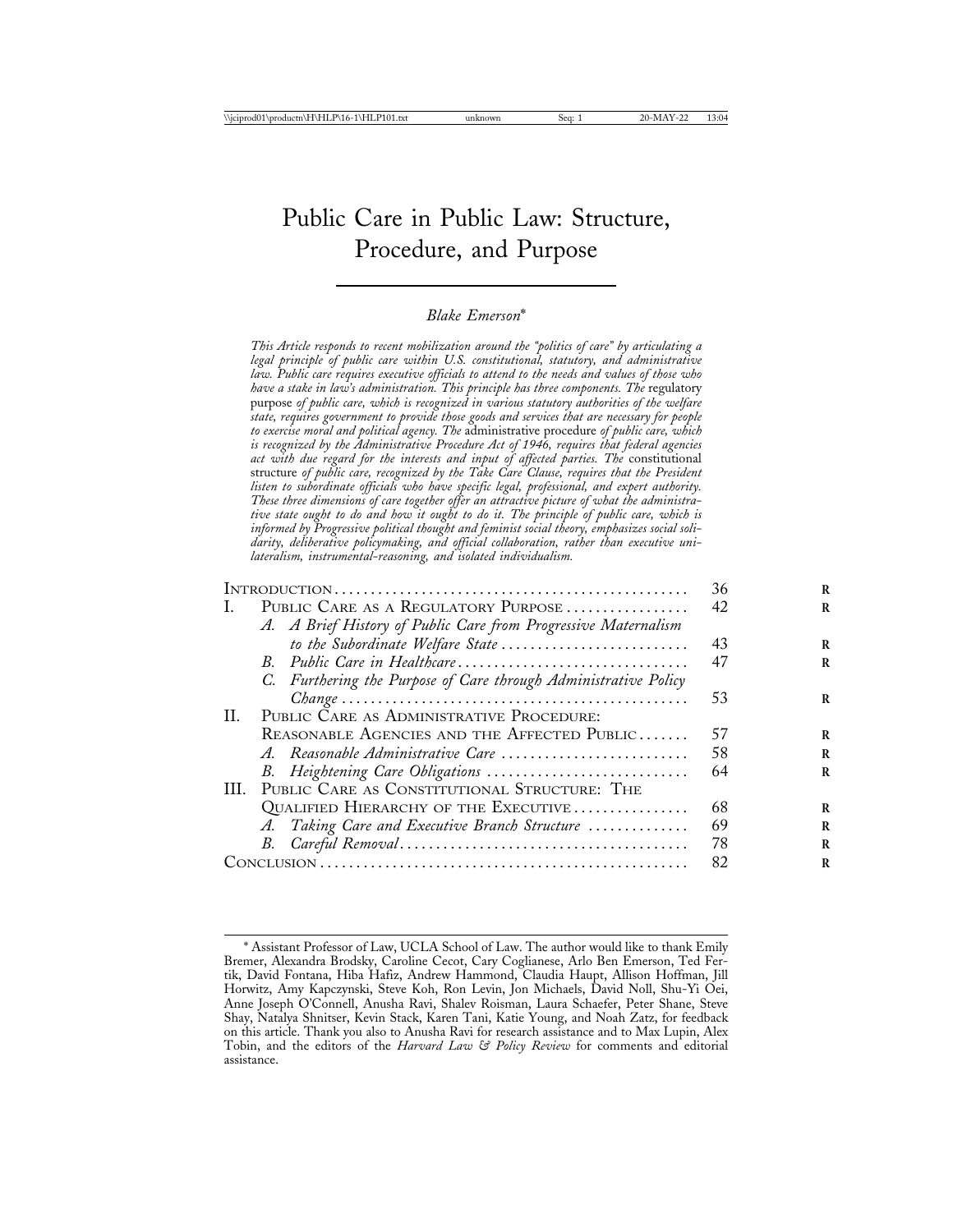# Public Care in Public Law: Structure, Procedure, and Purpose

*Blake Emerson**

*This Article responds to recent mobilization around the "politics of care" by articulating a legal principle of public care within U.S. constitutional, statutory, and administrative law. Public care requires executive officials to attend to the needs and values of those who have a stake in law's administration. This principle has three components. The* regulatory purpose *of public care, which is recognized in various statutory authorities of the welfare state, requires government to provide those goods and services that are necessary for people to exercise moral and political agency. The* administrative procedure *of public care, which is recognized by the Administrative Procedure Act of 1946, requires that federal agencies act with due regard for the interests and input of affected parties. The* constitutional structure *of public care, recognized by the Take Care Clause, requires that the President listen to subordinate officials who have specific legal, professional, and expert authority. These three dimensions of care together offer an attractive picture of what the administrative state ought to do and how it ought to do it. The principle of public care, which is informed by Progressive political thought and feminist social theory, emphasizes social solidarity, deliberative policymaking, and official collaboration, rather than executive unilateralism, instrumental-reasoning, and isolated individualism.*

| | |
|---|---|
| INTRODUCTION | 36 |
| I. PUBLIC CARE AS A REGULATORY PURPOSE | 42 |
| *A. A Brief History of Public Care from Progressive Maternalism to the Subordinate Welfare State* | 43 |
| *B. Public Care in Healthcare* | 47 |
| *C. Furthering the Purpose of Care through Administrative Policy Change* | 53 |
| II. PUBLIC CARE AS ADMINISTRATIVE PROCEDURE: REASONABLE AGENCIES AND THE AFFECTED PUBLIC | 57 |
| *A. Reasonable Administrative Care* | 58 |
| *B. Heightening Care Obligations* | 64 |
| III. PUBLIC CARE AS CONSTITUTIONAL STRUCTURE: THE QUALIFIED HIERARCHY OF THE EXECUTIVE | 68 |
| *A. Taking Care and Executive Branch Structure* | 69 |
| *B. Careful Removal* | 78 |
| CONCLUSION | 82 |

\* Assistant Professor of Law, UCLA School of Law. The author would like to thank Emily Bremer, Alexandra Brodsky, Caroline Cecot, Cary Coglianese, Arlo Ben Emerson, Ted Fertik, David Fontana, Hiba Hafiz, Andrew Hammond, Claudia Haupt, Allison Hoffman, Jill Horwitz, Amy Kapczynski, Steve Koh, Ron Levin, Jon Michaels, David Noll, Shu-Yi Oei, Anne Joseph O'Connell, Anusha Ravi, Shalev Roisman, Laura Schaefer, Peter Shane, Steve Shay, Natalya Shnitser, Kevin Stack, Karen Tani, Katie Young, and Noah Zatz, for feedback on this article. Thank you also to Anusha Ravi for research assistance and to Max Lupin, Alex Tobin, and the editors of the *Harvard Law & Policy Review* for comments and editorial assistance.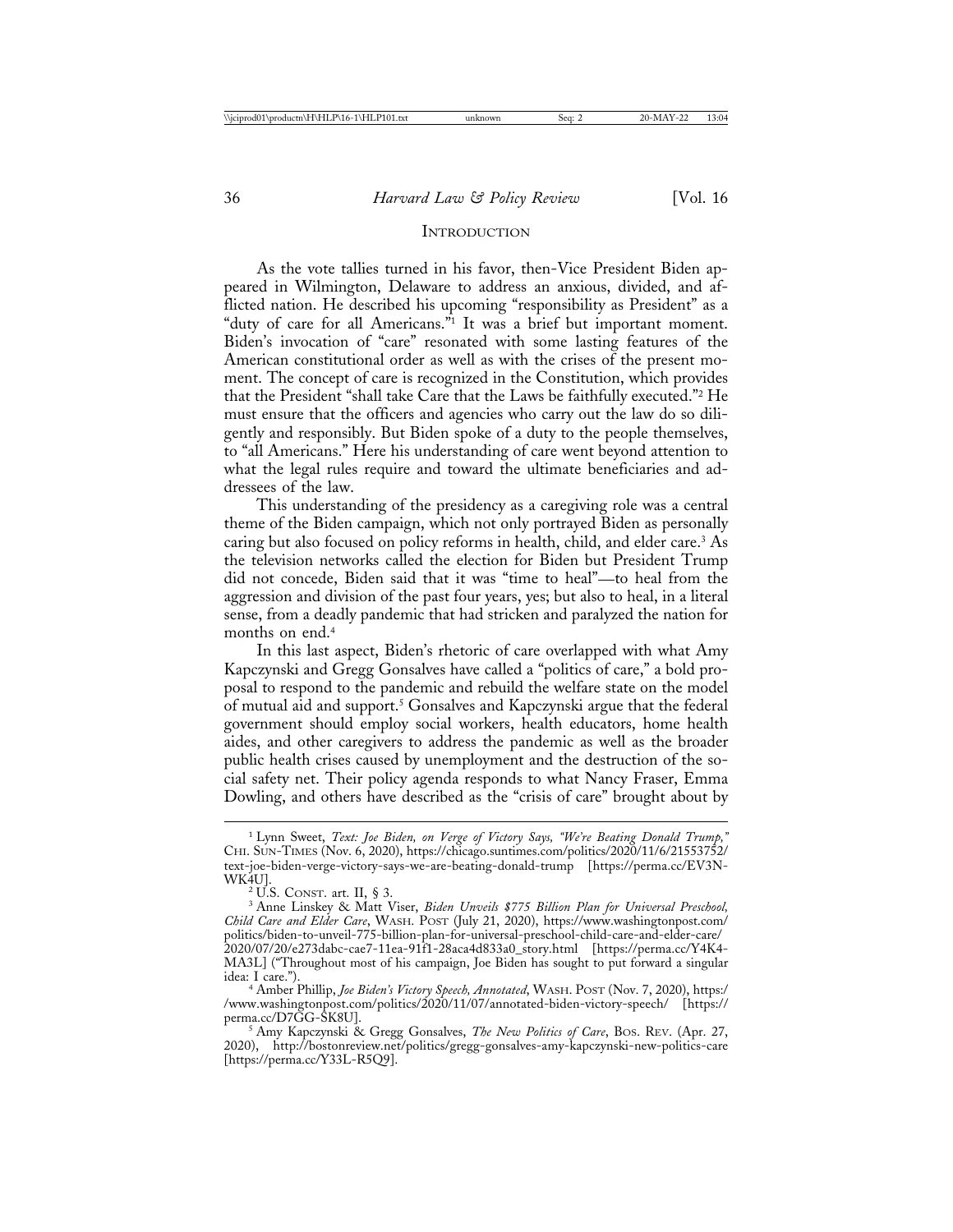## INTRODUCTION

As the vote tallies turned in his favor, then-Vice President Biden appeared in Wilmington, Delaware to address an anxious, divided, and afflicted nation. He described his upcoming "responsibility as President" as a "duty of care for all Americans."[1] It was a brief but important moment. Biden's invocation of "care" resonated with some lasting features of the American constitutional order as well as with the crises of the present moment. The concept of care is recognized in the Constitution, which provides that the President "shall take Care that the Laws be faithfully executed."[2] He must ensure that the officers and agencies who carry out the law do so diligently and responsibly. But Biden spoke of a duty to the people themselves, to "all Americans." Here his understanding of care went beyond attention to what the legal rules require and toward the ultimate beneficiaries and addressees of the law.

This understanding of the presidency as a caregiving role was a central theme of the Biden campaign, which not only portrayed Biden as personally caring but also focused on policy reforms in health, child, and elder care.[3] As the television networks called the election for Biden but President Trump did not concede, Biden said that it was "time to heal"—to heal from the aggression and division of the past four years, yes; but also to heal, in a literal sense, from a deadly pandemic that had stricken and paralyzed the nation for months on end.[4]

In this last aspect, Biden's rhetoric of care overlapped with what Amy Kapczynski and Gregg Gonsalves have called a "politics of care," a bold proposal to respond to the pandemic and rebuild the welfare state on the model of mutual aid and support.[5] Gonsalves and Kapczynski argue that the federal government should employ social workers, health educators, home health aides, and other caregivers to address the pandemic as well as the broader public health crises caused by unemployment and the destruction of the social safety net. Their policy agenda responds to what Nancy Fraser, Emma Dowling, and others have described as the "crisis of care" brought about by

---

[1] Lynn Sweet, *Text: Joe Biden, on Verge of Victory Says, "We're Beating Donald Trump,"* CHI. SUN-TIMES (Nov. 6, 2020), https://chicago.suntimes.com/politics/2020/11/6/21553752/text-joe-biden-verge-victory-says-we-are-beating-donald-trump [https://perma.cc/EV3N-WK4U].

[2] U.S. CONST. art. II, § 3.

[3] Anne Linskey & Matt Viser, *Biden Unveils $775 Billion Plan for Universal Preschool, Child Care and Elder Care*, WASH. POST (July 21, 2020), https://www.washingtonpost.com/politics/biden-to-unveil-775-billion-plan-for-universal-preschool-child-care-and-elder-care/2020/07/20/e273dabc-cae7-11ea-91f1-28aca4d833a0_story.html [https://perma.cc/Y4K4-MA3L] ("Throughout most of his campaign, Joe Biden has sought to put forward a singular idea: I care.").

[4] Amber Phillip, *Joe Biden's Victory Speech, Annotated*, WASH. POST (Nov. 7, 2020), https://www.washingtonpost.com/politics/2020/11/07/annotated-biden-victory-speech/ [https://perma.cc/D7GG-SK8U].

[5] Amy Kapczynski & Gregg Gonsalves, *The New Politics of Care*, BOS. REV. (Apr. 27, 2020), http://bostonreview.net/politics/gregg-gonsalves-amy-kapczynski-new-politics-care [https://perma.cc/Y33L-R5Q9].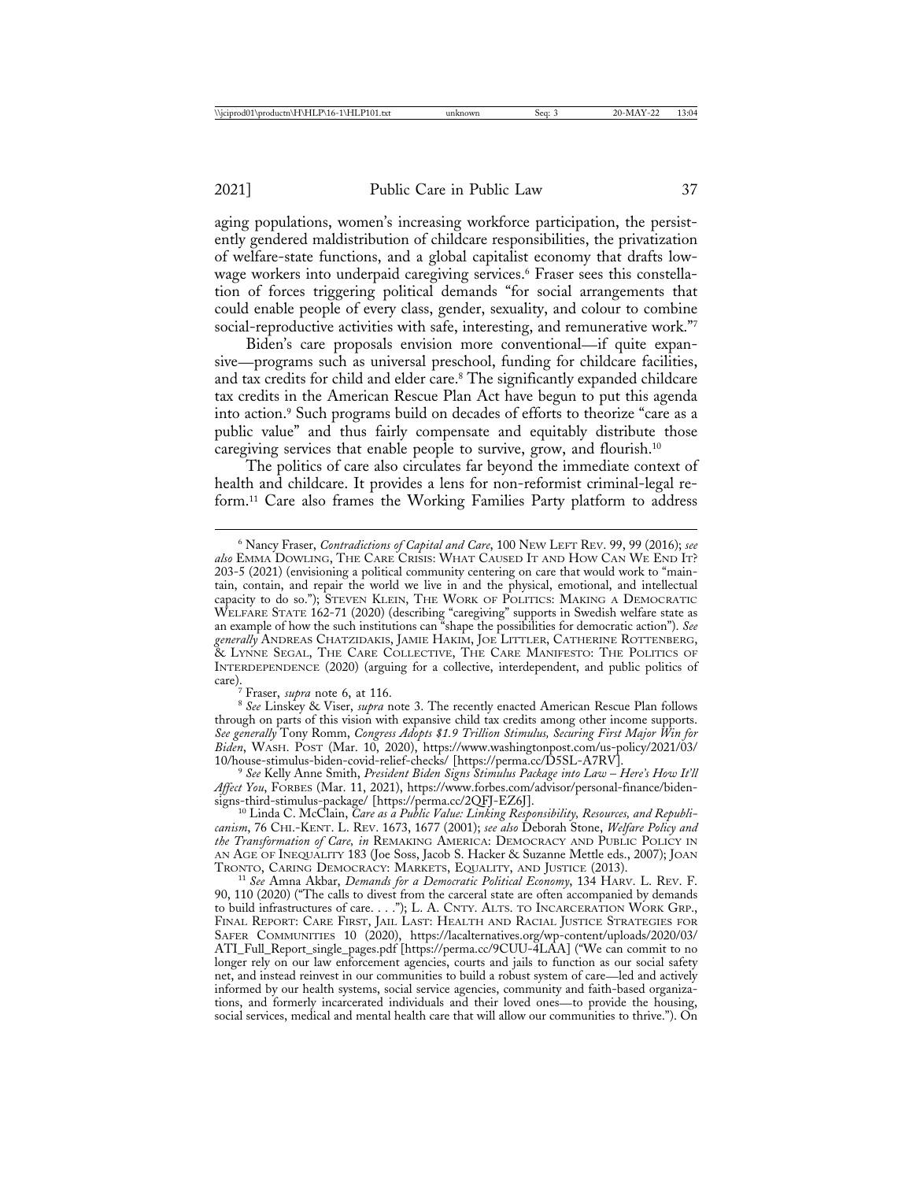aging populations, women's increasing workforce participation, the persistently gendered maldistribution of childcare responsibilities, the privatization of welfare-state functions, and a global capitalist economy that drafts low-wage workers into underpaid caregiving services.[6] Fraser sees this constellation of forces triggering political demands "for social arrangements that could enable people of every class, gender, sexuality, and colour to combine social-reproductive activities with safe, interesting, and remunerative work."[7]

Biden's care proposals envision more conventional—if quite expansive—programs such as universal preschool, funding for childcare facilities, and tax credits for child and elder care.[8] The significantly expanded childcare tax credits in the American Rescue Plan Act have begun to put this agenda into action.[9] Such programs build on decades of efforts to theorize "care as a public value" and thus fairly compensate and equitably distribute those caregiving services that enable people to survive, grow, and flourish.[10]

The politics of care also circulates far beyond the immediate context of health and childcare. It provides a lens for non-reformist criminal-legal reform.[11] Care also frames the Working Families Party platform to address

---

[6] Nancy Fraser, *Contradictions of Capital and Care*, 100 New Left Rev. 99, 99 (2016); *see also* Emma Dowling, The Care Crisis: What Caused It and How Can We End It? 203-5 (2021) (envisioning a political community centering on care that would work to "maintain, contain, and repair the world we live in and the physical, emotional, and intellectual capacity to do so."); Steven Klein, The Work of Politics: Making a Democratic Welfare State 162-71 (2020) (describing "caregiving" supports in Swedish welfare state as an example of how the such institutions can "shape the possibilities for democratic action"). *See generally* Andreas Chatzidakis, Jamie Hakim, Joe Littler, Catherine Rottenberg, & Lynne Segal, The Care Collective, The Care Manifesto: The Politics of Interdependence (2020) (arguing for a collective, interdependent, and public politics of care).

[7] Fraser, *supra* note 6, at 116.

[8] *See* Linskey & Viser, *supra* note 3. The recently enacted American Rescue Plan follows through on parts of this vision with expansive child tax credits among other income supports. *See generally* Tony Romm, *Congress Adopts $1.9 Trillion Stimulus, Securing First Major Win for Biden*, Wash. Post (Mar. 10, 2020), https://www.washingtonpost.com/us-policy/2021/03/10/house-stimulus-biden-covid-relief-checks/ [https://perma.cc/D5SL-A7RV].

[9] *See* Kelly Anne Smith, *President Biden Signs Stimulus Package into Law – Here's How It'll Affect You*, Forbes (Mar. 11, 2021), https://www.forbes.com/advisor/personal-finance/biden-signs-third-stimulus-package/ [https://perma.cc/2QFJ-EZ6J].

[10] Linda C. McClain, *Care as a Public Value: Linking Responsibility, Resources, and Republicanism*, 76 Chi.-Kent. L. Rev. 1673, 1677 (2001); *see also* Deborah Stone, *Welfare Policy and the Transformation of Care, in* Remaking America: Democracy and Public Policy in an Age of Inequality 183 (Joe Soss, Jacob S. Hacker & Suzanne Mettle eds., 2007); Joan Tronto, Caring Democracy: Markets, Equality, and Justice (2013).

[11] *See* Amna Akbar, *Demands for a Democratic Political Economy*, 134 Harv. L. Rev. F. 90, 110 (2020) ("The calls to divest from the carceral state are often accompanied by demands to build infrastructures of care. . . ."); L. A. Cnty. Alts. to Incarceration Work Grp., Final Report: Care First, Jail Last: Health and Racial Justice Strategies for Safer Communities 10 (2020), https://lacalternatives.org/wp-content/uploads/2020/03/ATI_Full_Report_single_pages.pdf [https://perma.cc/9CUU-4LAA] ("We can commit to no longer rely on our law enforcement agencies, courts and jails to function as our social safety net, and instead reinvest in our communities to build a robust system of care—led and actively informed by our health systems, social service agencies, community and faith-based organizations, and formerly incarcerated individuals and their loved ones—to provide the housing, social services, medical and mental health care that will allow our communities to thrive."). On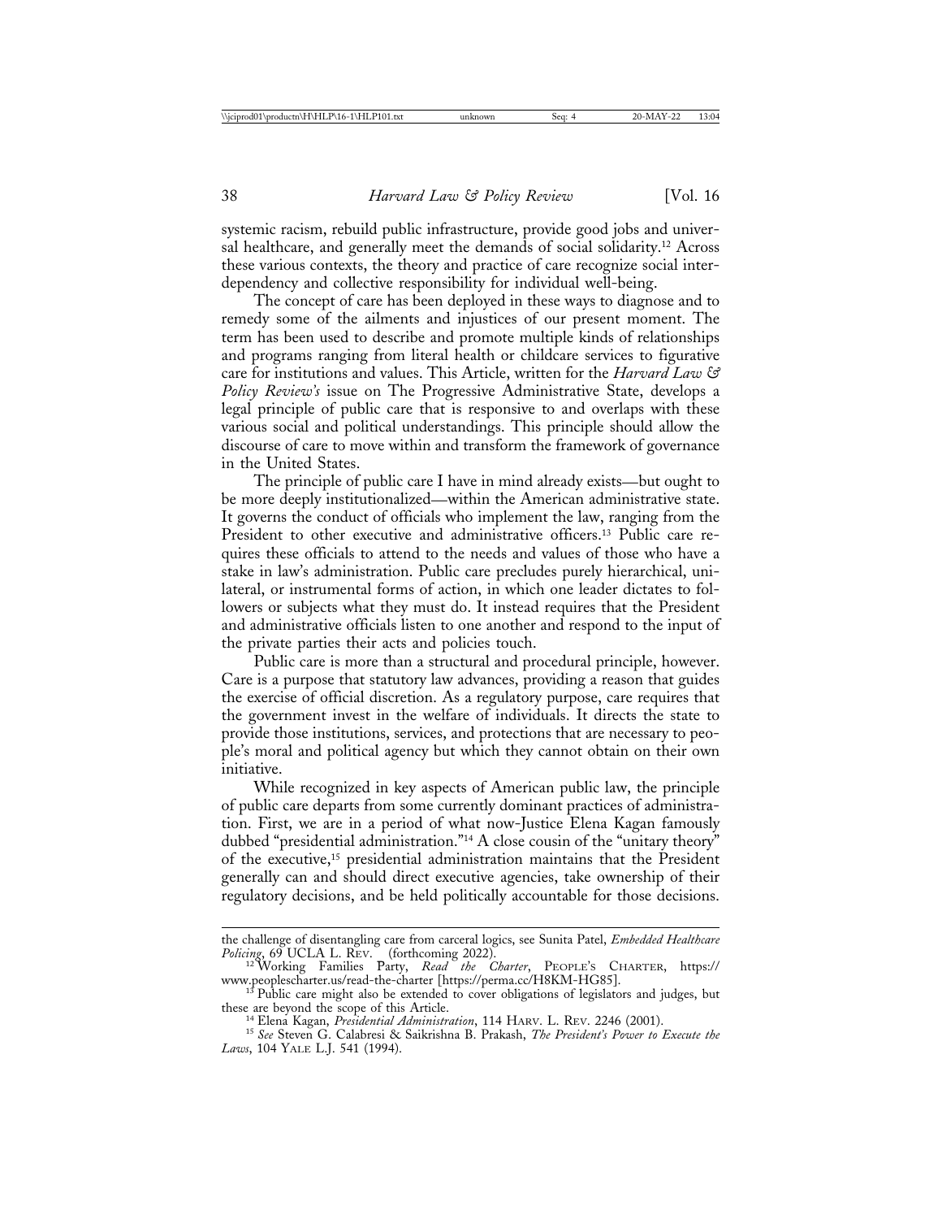systemic racism, rebuild public infrastructure, provide good jobs and universal healthcare, and generally meet the demands of social solidarity.[12] Across these various contexts, the theory and practice of care recognize social interdependency and collective responsibility for individual well-being.

The concept of care has been deployed in these ways to diagnose and to remedy some of the ailments and injustices of our present moment. The term has been used to describe and promote multiple kinds of relationships and programs ranging from literal health or childcare services to figurative care for institutions and values. This Article, written for the *Harvard Law & Policy Review's* issue on The Progressive Administrative State, develops a legal principle of public care that is responsive to and overlaps with these various social and political understandings. This principle should allow the discourse of care to move within and transform the framework of governance in the United States.

The principle of public care I have in mind already exists—but ought to be more deeply institutionalized—within the American administrative state. It governs the conduct of officials who implement the law, ranging from the President to other executive and administrative officers.[13] Public care requires these officials to attend to the needs and values of those who have a stake in law's administration. Public care precludes purely hierarchical, unilateral, or instrumental forms of action, in which one leader dictates to followers or subjects what they must do. It instead requires that the President and administrative officials listen to one another and respond to the input of the private parties their acts and policies touch.

Public care is more than a structural and procedural principle, however. Care is a purpose that statutory law advances, providing a reason that guides the exercise of official discretion. As a regulatory purpose, care requires that the government invest in the welfare of individuals. It directs the state to provide those institutions, services, and protections that are necessary to people's moral and political agency but which they cannot obtain on their own initiative.

While recognized in key aspects of American public law, the principle of public care departs from some currently dominant practices of administration. First, we are in a period of what now-Justice Elena Kagan famously dubbed "presidential administration."[14] A close cousin of the "unitary theory" of the executive,[15] presidential administration maintains that the President generally can and should direct executive agencies, take ownership of their regulatory decisions, and be held politically accountable for those decisions.

---

the challenge of disentangling care from carceral logics, see Sunita Patel, *Embedded Healthcare Policing*, 69 UCLA L. Rev. (forthcoming 2022).

[12] Working Families Party, *Read the Charter*, People's Charter, https://www.peoplescharter.us/read-the-charter [https://perma.cc/H8KM-HG85].

[13] Public care might also be extended to cover obligations of legislators and judges, but these are beyond the scope of this Article.

[14] Elena Kagan, *Presidential Administration*, 114 Harv. L. Rev. 2246 (2001).

[15] *See* Steven G. Calabresi & Saikrishna B. Prakash, *The President's Power to Execute the Laws*, 104 Yale L.J. 541 (1994).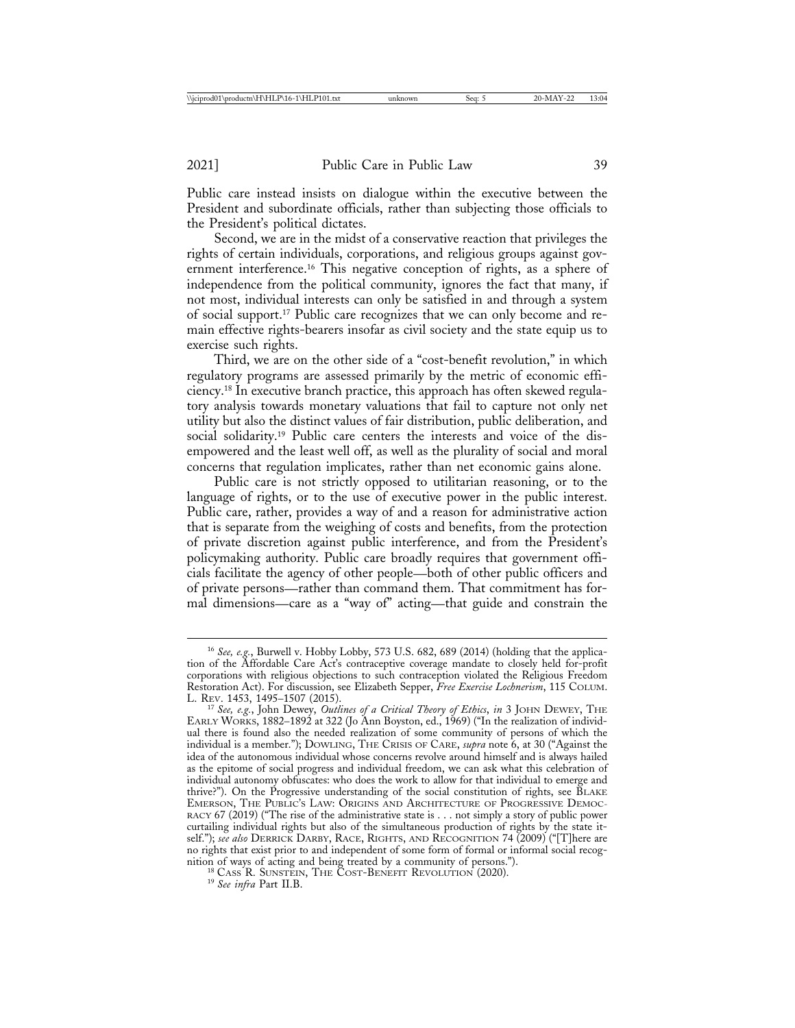Public care instead insists on dialogue within the executive between the President and subordinate officials, rather than subjecting those officials to the President's political dictates.

Second, we are in the midst of a conservative reaction that privileges the rights of certain individuals, corporations, and religious groups against government interference.[16] This negative conception of rights, as a sphere of independence from the political community, ignores the fact that many, if not most, individual interests can only be satisfied in and through a system of social support.[17] Public care recognizes that we can only become and remain effective rights-bearers insofar as civil society and the state equip us to exercise such rights.

Third, we are on the other side of a "cost-benefit revolution," in which regulatory programs are assessed primarily by the metric of economic efficiency.[18] In executive branch practice, this approach has often skewed regulatory analysis towards monetary valuations that fail to capture not only net utility but also the distinct values of fair distribution, public deliberation, and social solidarity.[19] Public care centers the interests and voice of the disempowered and the least well off, as well as the plurality of social and moral concerns that regulation implicates, rather than net economic gains alone.

Public care is not strictly opposed to utilitarian reasoning, or to the language of rights, or to the use of executive power in the public interest. Public care, rather, provides a way of and a reason for administrative action that is separate from the weighing of costs and benefits, from the protection of private discretion against public interference, and from the President's policymaking authority. Public care broadly requires that government officials facilitate the agency of other people—both of other public officers and of private persons—rather than command them. That commitment has formal dimensions—care as a "way of" acting—that guide and constrain the

---

[16] *See, e.g.*, Burwell v. Hobby Lobby, 573 U.S. 682, 689 (2014) (holding that the application of the Affordable Care Act's contraceptive coverage mandate to closely held for-profit corporations with religious objections to such contraception violated the Religious Freedom Restoration Act). For discussion, see Elizabeth Sepper, *Free Exercise Lochnerism*, 115 COLUM. L. REV. 1453, 1495–1507 (2015).

[17] *See, e.g.*, John Dewey, *Outlines of a Critical Theory of Ethics*, *in* 3 JOHN DEWEY, THE EARLY WORKS, 1882–1892 at 322 (Jo Ann Boyston, ed., 1969) ("In the realization of individual there is found also the needed realization of some community of persons of which the individual is a member."); DOWLING, THE CRISIS OF CARE, *supra* note 6, at 30 ("Against the idea of the autonomous individual whose concerns revolve around himself and is always hailed as the epitome of social progress and individual freedom, we can ask what this celebration of individual autonomy obfuscates: who does the work to allow for that individual to emerge and thrive?"). On the Progressive understanding of the social constitution of rights, see BLAKE EMERSON, THE PUBLIC'S LAW: ORIGINS AND ARCHITECTURE OF PROGRESSIVE DEMOCRACY 67 (2019) ("The rise of the administrative state is . . . not simply a story of public power curtailing individual rights but also of the simultaneous production of rights by the state itself."); *see also* DERRICK DARBY, RACE, RIGHTS, AND RECOGNITION 74 (2009) ("[T]here are no rights that exist prior to and independent of some form of formal or informal social recognition of ways of acting and being treated by a community of persons.").

[18] CASS R. SUNSTEIN, THE COST-BENEFIT REVOLUTION (2020).

[19] *See infra* Part II.B.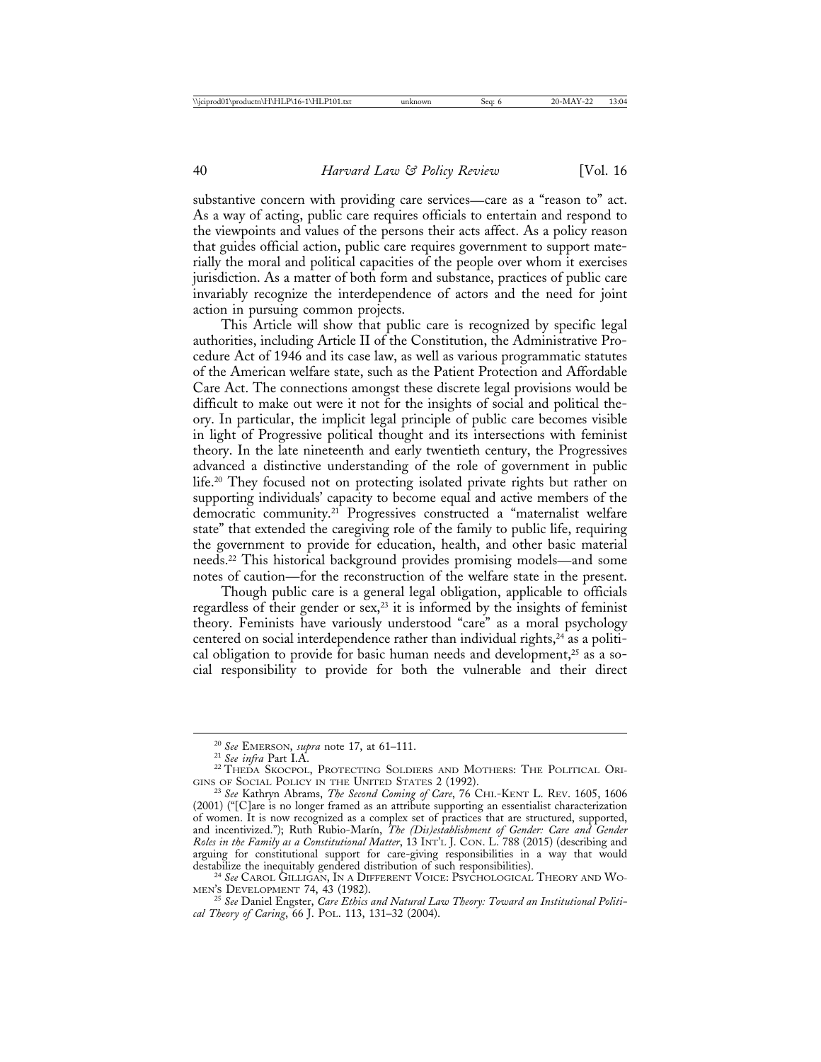substantive concern with providing care services—care as a "reason to" act. As a way of acting, public care requires officials to entertain and respond to the viewpoints and values of the persons their acts affect. As a policy reason that guides official action, public care requires government to support materially the moral and political capacities of the people over whom it exercises jurisdiction. As a matter of both form and substance, practices of public care invariably recognize the interdependence of actors and the need for joint action in pursuing common projects.

This Article will show that public care is recognized by specific legal authorities, including Article II of the Constitution, the Administrative Procedure Act of 1946 and its case law, as well as various programmatic statutes of the American welfare state, such as the Patient Protection and Affordable Care Act. The connections amongst these discrete legal provisions would be difficult to make out were it not for the insights of social and political theory. In particular, the implicit legal principle of public care becomes visible in light of Progressive political thought and its intersections with feminist theory. In the late nineteenth and early twentieth century, the Progressives advanced a distinctive understanding of the role of government in public life.[20] They focused not on protecting isolated private rights but rather on supporting individuals' capacity to become equal and active members of the democratic community.[21] Progressives constructed a "maternalist welfare state" that extended the caregiving role of the family to public life, requiring the government to provide for education, health, and other basic material needs.[22] This historical background provides promising models—and some notes of caution—for the reconstruction of the welfare state in the present.

Though public care is a general legal obligation, applicable to officials regardless of their gender or sex,[23] it is informed by the insights of feminist theory. Feminists have variously understood "care" as a moral psychology centered on social interdependence rather than individual rights,[24] as a political obligation to provide for basic human needs and development,[25] as a social responsibility to provide for both the vulnerable and their direct

---

[20] *See* EMERSON, *supra* note 17, at 61–111.

[21] *See infra* Part I.A.

[22] THEDA SKOCPOL, PROTECTING SOLDIERS AND MOTHERS: THE POLITICAL ORIGINS OF SOCIAL POLICY IN THE UNITED STATES 2 (1992).

[23] *See* Kathryn Abrams, *The Second Coming of Care*, 76 CHI.-KENT L. REV. 1605, 1606 (2001) ("[C]are is no longer framed as an attribute supporting an essentialist characterization of women. It is now recognized as a complex set of practices that are structured, supported, and incentivized."); Ruth Rubio-Marín, *The (Dis)establishment of Gender: Care and Gender Roles in the Family as a Constitutional Matter*, 13 INT'L J. CON. L. 788 (2015) (describing and arguing for constitutional support for care-giving responsibilities in a way that would destabilize the inequitably gendered distribution of such responsibilities).

[24] *See* CAROL GILLIGAN, IN A DIFFERENT VOICE: PSYCHOLOGICAL THEORY AND WOMEN'S DEVELOPMENT 74, 43 (1982).

[25] *See* Daniel Engster, *Care Ethics and Natural Law Theory: Toward an Institutional Political Theory of Caring*, 66 J. POL. 113, 131–32 (2004).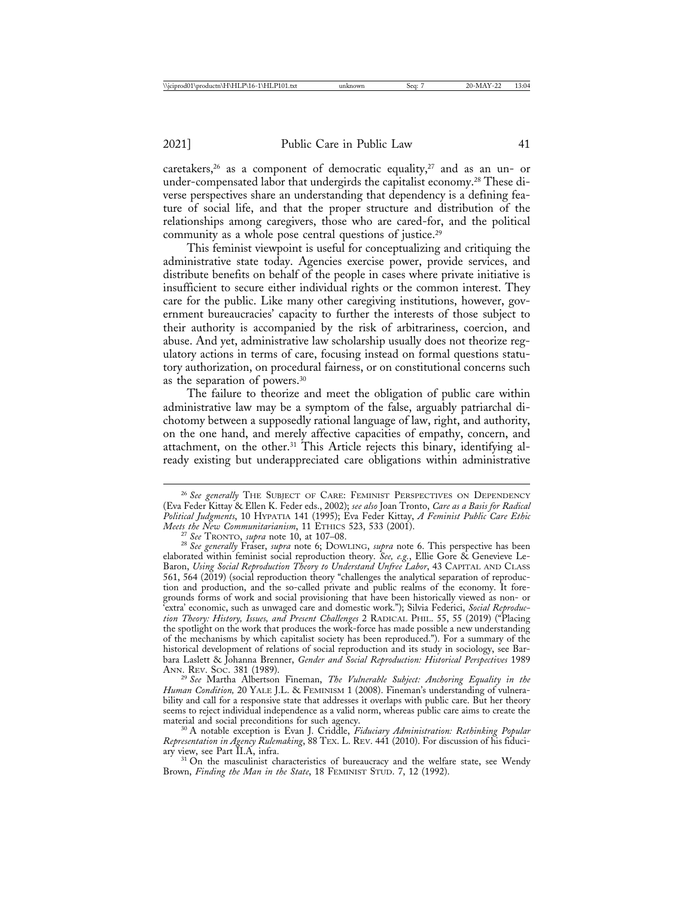caretakers,[26] as a component of democratic equality,[27] and as an un- or under-compensated labor that undergirds the capitalist economy.[28] These diverse perspectives share an understanding that dependency is a defining feature of social life, and that the proper structure and distribution of the relationships among caregivers, those who are cared-for, and the political community as a whole pose central questions of justice.[29]

This feminist viewpoint is useful for conceptualizing and critiquing the administrative state today. Agencies exercise power, provide services, and distribute benefits on behalf of the people in cases where private initiative is insufficient to secure either individual rights or the common interest. They care for the public. Like many other caregiving institutions, however, government bureaucracies' capacity to further the interests of those subject to their authority is accompanied by the risk of arbitrariness, coercion, and abuse. And yet, administrative law scholarship usually does not theorize regulatory actions in terms of care, focusing instead on formal questions statutory authorization, on procedural fairness, or on constitutional concerns such as the separation of powers.[30]

The failure to theorize and meet the obligation of public care within administrative law may be a symptom of the false, arguably patriarchal dichotomy between a supposedly rational language of law, right, and authority, on the one hand, and merely affective capacities of empathy, concern, and attachment, on the other.[31] This Article rejects this binary, identifying already existing but underappreciated care obligations within administrative

---

[26] *See generally* THE SUBJECT OF CARE: FEMINIST PERSPECTIVES ON DEPENDENCY (Eva Feder Kittay & Ellen K. Feder eds., 2002); *see also* Joan Tronto, *Care as a Basis for Radical Political Judgments*, 10 HYPATIA 141 (1995); Eva Feder Kittay, *A Feminist Public Care Ethic Meets the New Communitarianism*, 11 ETHICS 523, 533 (2001).

[27] *See* TRONTO, *supra* note 10, at 107–08.

[28] *See generally* Fraser, *supra* note 6; DOWLING, *supra* note 6. This perspective has been elaborated within feminist social reproduction theory. *See, e.g.*, Ellie Gore & Genevieve LeBaron, *Using Social Reproduction Theory to Understand Unfree Labor*, 43 CAPITAL AND CLASS 561, 564 (2019) (social reproduction theory "challenges the analytical separation of reproduction and production, and the so-called private and public realms of the economy. It foregrounds forms of work and social provisioning that have been historically viewed as non- or 'extra' economic, such as unwaged care and domestic work."); Silvia Federici, *Social Reproduction Theory: History, Issues, and Present Challenges* 2 RADICAL PHIL. 55, 55 (2019) ("Placing the spotlight on the work that produces the work-force has made possible a new understanding of the mechanisms by which capitalist society has been reproduced."). For a summary of the historical development of relations of social reproduction and its study in sociology, see Barbara Laslett & Johanna Brenner, *Gender and Social Reproduction: Historical Perspectives* 1989 ANN. REV. SOC. 381 (1989).

[29] *See* Martha Albertson Fineman, *The Vulnerable Subject: Anchoring Equality in the Human Condition,* 20 YALE J.L. & FEMINISM 1 (2008). Fineman's understanding of vulnerability and call for a responsive state that addresses it overlaps with public care. But her theory seems to reject individual independence as a valid norm, whereas public care aims to create the material and social preconditions for such agency.

[30] A notable exception is Evan J. Criddle, *Fiduciary Administration: Rethinking Popular Representation in Agency Rulemaking*, 88 TEX. L. REV. 441 (2010). For discussion of his fiduciary view, see Part II.A, infra.

[31] On the masculinist characteristics of bureaucracy and the welfare state, see Wendy Brown, *Finding the Man in the State*, 18 FEMINIST STUD. 7, 12 (1992).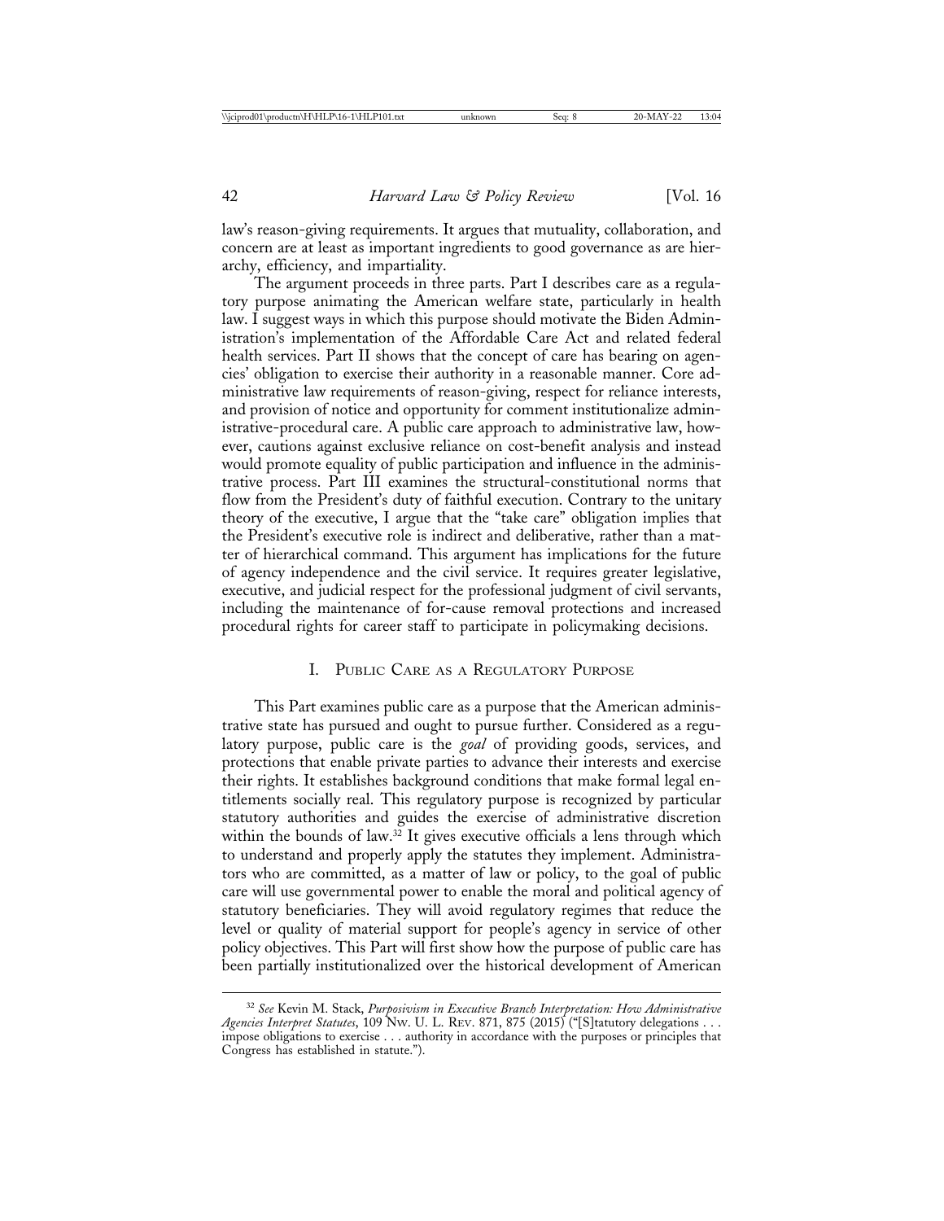law's reason-giving requirements. It argues that mutuality, collaboration, and concern are at least as important ingredients to good governance as are hierarchy, efficiency, and impartiality.

The argument proceeds in three parts. Part I describes care as a regulatory purpose animating the American welfare state, particularly in health law. I suggest ways in which this purpose should motivate the Biden Administration's implementation of the Affordable Care Act and related federal health services. Part II shows that the concept of care has bearing on agencies' obligation to exercise their authority in a reasonable manner. Core administrative law requirements of reason-giving, respect for reliance interests, and provision of notice and opportunity for comment institutionalize administrative-procedural care. A public care approach to administrative law, however, cautions against exclusive reliance on cost-benefit analysis and instead would promote equality of public participation and influence in the administrative process. Part III examines the structural-constitutional norms that flow from the President's duty of faithful execution. Contrary to the unitary theory of the executive, I argue that the "take care" obligation implies that the President's executive role is indirect and deliberative, rather than a matter of hierarchical command. This argument has implications for the future of agency independence and the civil service. It requires greater legislative, executive, and judicial respect for the professional judgment of civil servants, including the maintenance of for-cause removal protections and increased procedural rights for career staff to participate in policymaking decisions.

## I. Public Care as a Regulatory Purpose

This Part examines public care as a purpose that the American administrative state has pursued and ought to pursue further. Considered as a regulatory purpose, public care is the *goal* of providing goods, services, and protections that enable private parties to advance their interests and exercise their rights. It establishes background conditions that make formal legal entitlements socially real. This regulatory purpose is recognized by particular statutory authorities and guides the exercise of administrative discretion within the bounds of law.[32] It gives executive officials a lens through which to understand and properly apply the statutes they implement. Administrators who are committed, as a matter of law or policy, to the goal of public care will use governmental power to enable the moral and political agency of statutory beneficiaries. They will avoid regulatory regimes that reduce the level or quality of material support for people's agency in service of other policy objectives. This Part will first show how the purpose of public care has been partially institutionalized over the historical development of American

---

[32] *See* Kevin M. Stack, *Purposivism in Executive Branch Interpretation: How Administrative Agencies Interpret Statutes*, 109 Nw. U. L. Rev. 871, 875 (2015) ("[S]tatutory delegations . . . impose obligations to exercise . . . authority in accordance with the purposes or principles that Congress has established in statute.").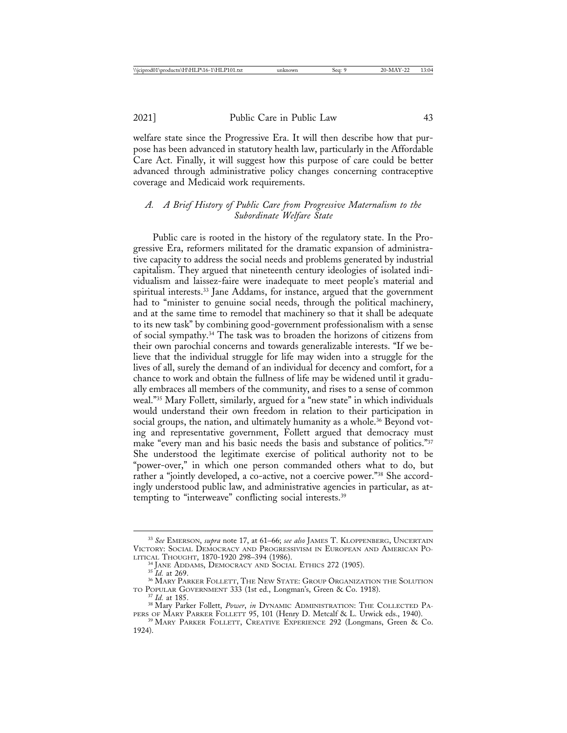welfare state since the Progressive Era. It will then describe how that purpose has been advanced in statutory health law, particularly in the Affordable Care Act. Finally, it will suggest how this purpose of care could be better advanced through administrative policy changes concerning contraceptive coverage and Medicaid work requirements.

### *A. A Brief History of Public Care from Progressive Maternalism to the Subordinate Welfare State*

Public care is rooted in the history of the regulatory state. In the Progressive Era, reformers militated for the dramatic expansion of administrative capacity to address the social needs and problems generated by industrial capitalism. They argued that nineteenth century ideologies of isolated individualism and laissez-faire were inadequate to meet people's material and spiritual interests.[33] Jane Addams, for instance, argued that the government had to "minister to genuine social needs, through the political machinery, and at the same time to remodel that machinery so that it shall be adequate to its new task" by combining good-government professionalism with a sense of social sympathy.[34] The task was to broaden the horizons of citizens from their own parochial concerns and towards generalizable interests. "If we believe that the individual struggle for life may widen into a struggle for the lives of all, surely the demand of an individual for decency and comfort, for a chance to work and obtain the fullness of life may be widened until it gradually embraces all members of the community, and rises to a sense of common weal."[35] Mary Follett, similarly, argued for a "new state" in which individuals would understand their own freedom in relation to their participation in social groups, the nation, and ultimately humanity as a whole.[36] Beyond voting and representative government, Follett argued that democracy must make "every man and his basic needs the basis and substance of politics."[37] She understood the legitimate exercise of political authority not to be "power-over," in which one person commanded others what to do, but rather a "jointly developed, a co-active, not a coercive power."[38] She accordingly understood public law, and administrative agencies in particular, as attempting to "interweave" conflicting social interests.[39]

---

[33] *See* EMERSON, *supra* note 17, at 61–66; *see also* JAMES T. KLOPPENBERG, UNCERTAIN VICTORY: SOCIAL DEMOCRACY AND PROGRESSIVISM IN EUROPEAN AND AMERICAN POLITICAL THOUGHT, 1870-1920 298–394 (1986).

[34] JANE ADDAMS, DEMOCRACY AND SOCIAL ETHICS 272 (1905).

[35] *Id.* at 269.

[36] MARY PARKER FOLLETT, THE NEW STATE: GROUP ORGANIZATION THE SOLUTION TO POPULAR GOVERNMENT 333 (1st ed., Longman's, Green & Co. 1918).

[37] *Id.* at 185.

[38] Mary Parker Follett, *Power*, *in* DYNAMIC ADMINISTRATION: THE COLLECTED PAPERS OF MARY PARKER FOLLETT 95, 101 (Henry D. Metcalf & L. Urwick eds., 1940).

[39] MARY PARKER FOLLETT, CREATIVE EXPERIENCE 292 (Longmans, Green & Co. 1924).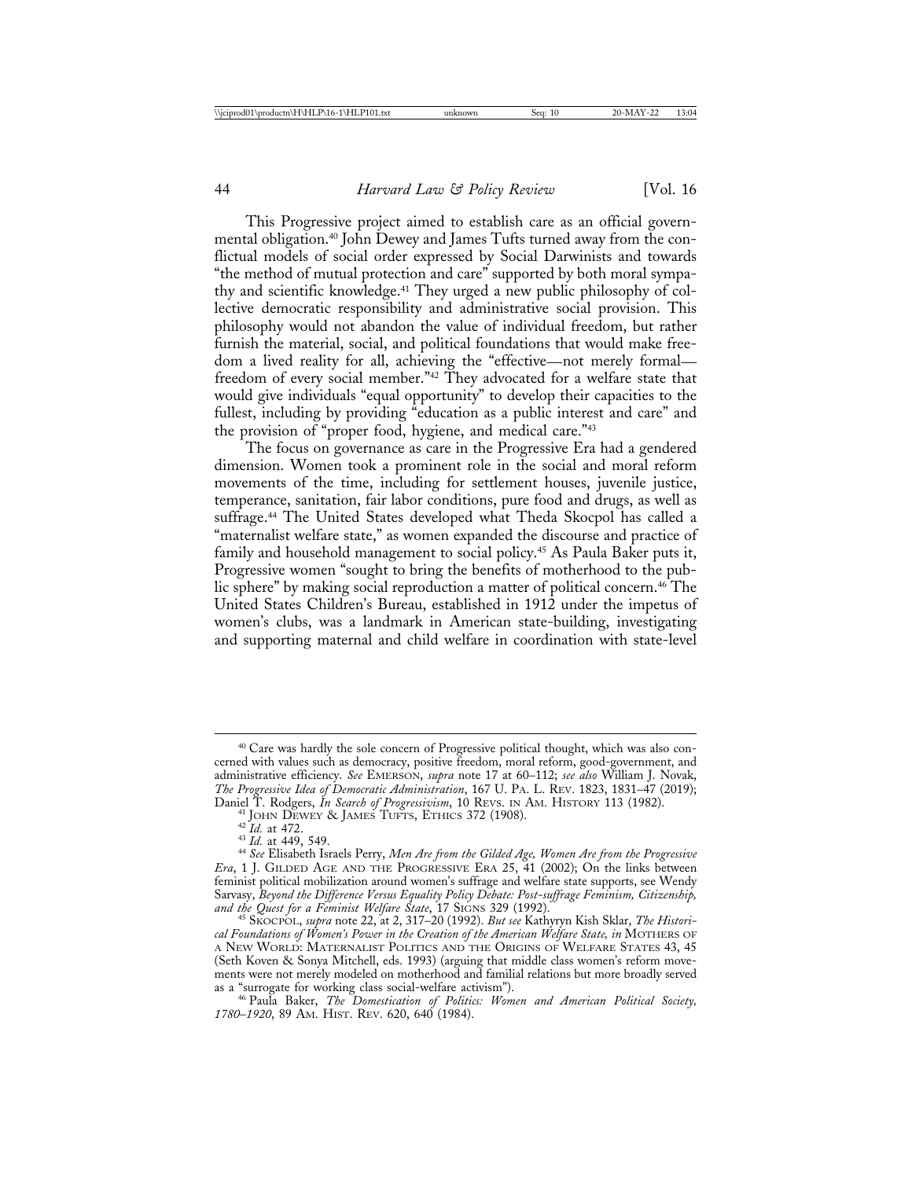This Progressive project aimed to establish care as an official governmental obligation.[40] John Dewey and James Tufts turned away from the conflictual models of social order expressed by Social Darwinists and towards "the method of mutual protection and care" supported by both moral sympathy and scientific knowledge.[41] They urged a new public philosophy of collective democratic responsibility and administrative social provision. This philosophy would not abandon the value of individual freedom, but rather furnish the material, social, and political foundations that would make freedom a lived reality for all, achieving the "effective—not merely formal—freedom of every social member."[42] They advocated for a welfare state that would give individuals "equal opportunity" to develop their capacities to the fullest, including by providing "education as a public interest and care" and the provision of "proper food, hygiene, and medical care."[43]

The focus on governance as care in the Progressive Era had a gendered dimension. Women took a prominent role in the social and moral reform movements of the time, including for settlement houses, juvenile justice, temperance, sanitation, fair labor conditions, pure food and drugs, as well as suffrage.[44] The United States developed what Theda Skocpol has called a "maternalist welfare state," as women expanded the discourse and practice of family and household management to social policy.[45] As Paula Baker puts it, Progressive women "sought to bring the benefits of motherhood to the public sphere" by making social reproduction a matter of political concern.[46] The United States Children's Bureau, established in 1912 under the impetus of women's clubs, was a landmark in American state-building, investigating and supporting maternal and child welfare in coordination with state-level

---

[40] Care was hardly the sole concern of Progressive political thought, which was also concerned with values such as democracy, positive freedom, moral reform, good-government, and administrative efficiency. *See* EMERSON, *supra* note 17 at 60–112; *see also* William J. Novak, *The Progressive Idea of Democratic Administration*, 167 U. PA. L. REV. 1823, 1831–47 (2019); Daniel T. Rodgers, *In Search of Progressivism*, 10 REVS. IN AM. HISTORY 113 (1982).

[41] JOHN DEWEY & JAMES TUFTS, ETHICS 372 (1908).

[42] *Id.* at 472.

[43] *Id.* at 449, 549.

[44] *See* Elisabeth Israels Perry, *Men Are from the Gilded Age, Women Are from the Progressive Era*, 1 J. GILDED AGE AND THE PROGRESSIVE ERA 25, 41 (2002); On the links between feminist political mobilization around women's suffrage and welfare state supports, see Wendy Sarvasy, *Beyond the Difference Versus Equality Policy Debate: Post-suffrage Feminism, Citizenship, and the Quest for a Feminist Welfare State*, 17 SIGNS 329 (1992).

[45] SKOCPOL, *supra* note 22, at 2, 317–20 (1992). *But see* Kathyryn Kish Sklar, *The Historical Foundations of Women's Power in the Creation of the American Welfare State, in* MOTHERS OF A NEW WORLD: MATERNALIST POLITICS AND THE ORIGINS OF WELFARE STATES 43, 45 (Seth Koven & Sonya Mitchell, eds. 1993) (arguing that middle class women's reform movements were not merely modeled on motherhood and familial relations but more broadly served as a "surrogate for working class social-welfare activism").

[46] Paula Baker, *The Domestication of Politics: Women and American Political Society, 1780–1920*, 89 AM. HIST. REV. 620, 640 (1984).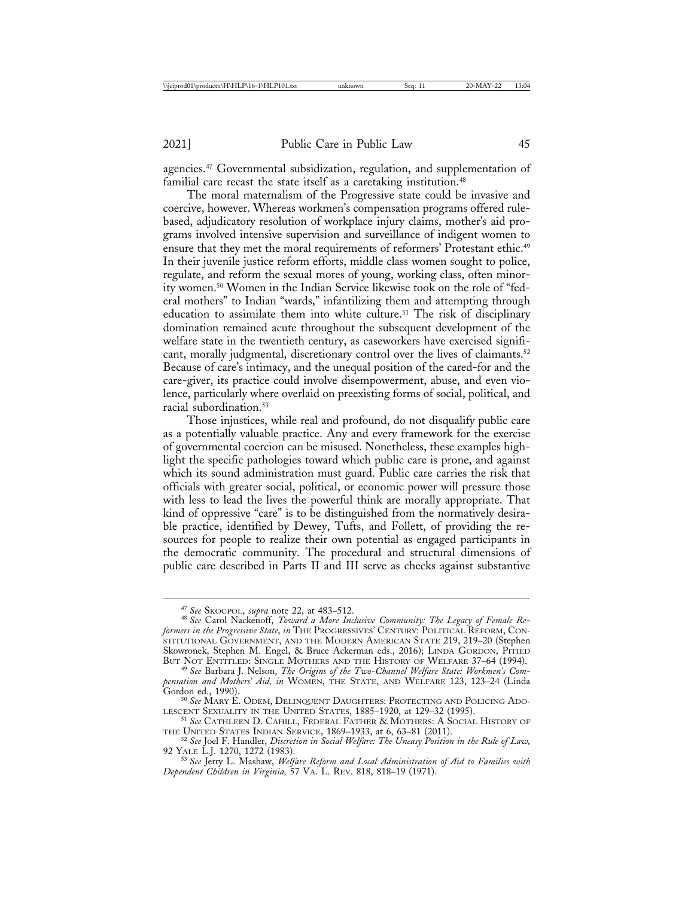agencies.[47] Governmental subsidization, regulation, and supplementation of familial care recast the state itself as a caretaking institution.[48]

The moral maternalism of the Progressive state could be invasive and coercive, however. Whereas workmen's compensation programs offered rule-based, adjudicatory resolution of workplace injury claims, mother's aid programs involved intensive supervision and surveillance of indigent women to ensure that they met the moral requirements of reformers' Protestant ethic.[49] In their juvenile justice reform efforts, middle class women sought to police, regulate, and reform the sexual mores of young, working class, often minority women.[50] Women in the Indian Service likewise took on the role of "federal mothers" to Indian "wards," infantilizing them and attempting through education to assimilate them into white culture.[51] The risk of disciplinary domination remained acute throughout the subsequent development of the welfare state in the twentieth century, as caseworkers have exercised significant, morally judgmental, discretionary control over the lives of claimants.[52] Because of care's intimacy, and the unequal position of the cared-for and the care-giver, its practice could involve disempowerment, abuse, and even violence, particularly where overlaid on preexisting forms of social, political, and racial subordination.[53]

Those injustices, while real and profound, do not disqualify public care as a potentially valuable practice. Any and every framework for the exercise of governmental coercion can be misused. Nonetheless, these examples highlight the specific pathologies toward which public care is prone, and against which its sound administration must guard. Public care carries the risk that officials with greater social, political, or economic power will pressure those with less to lead the lives the powerful think are morally appropriate. That kind of oppressive "care" is to be distinguished from the normatively desirable practice, identified by Dewey, Tufts, and Follett, of providing the resources for people to realize their own potential as engaged participants in the democratic community. The procedural and structural dimensions of public care described in Parts II and III serve as checks against substantive

---

[47] *See* Skocpol, *supra* note 22, at 483–512.

[48] *See* Carol Nackenoff, *Toward a More Inclusive Community: The Legacy of Female Reformers in the Progressive State*, *in* The Progressives' Century: Political Reform, Constitutional Government, and the Modern American State 219, 219–20 (Stephen Skowronek, Stephen M. Engel, & Bruce Ackerman eds., 2016); Linda Gordon, Pitied But Not Entitled: Single Mothers and the History of Welfare 37–64 (1994).

[49] *See* Barbara J. Nelson, *The Origins of the Two-Channel Welfare State: Workmen's Compensation and Mothers' Aid, in* Women, the State, and Welfare 123, 123–24 (Linda Gordon ed., 1990).

[50] *See* Mary E. Odem, Delinquent Daughters: Protecting and Policing Adolescent Sexuality in the United States, 1885–1920, at 129–32 (1995).

[51] *See* Cathleen D. Cahill, Federal Father & Mothers: A Social History of the United States Indian Service, 1869–1933, at 6, 63–81 (2011).

[52] *See* Joel F. Handler, *Discretion in Social Welfare: The Uneasy Position in the Rule of Law,* 92 Yale L.J. 1270, 1272 (1983).

[53] *See* Jerry L. Mashaw, *Welfare Reform and Local Administration of Aid to Families with Dependent Children in Virginia,* 57 Va. L. Rev. 818, 818–19 (1971).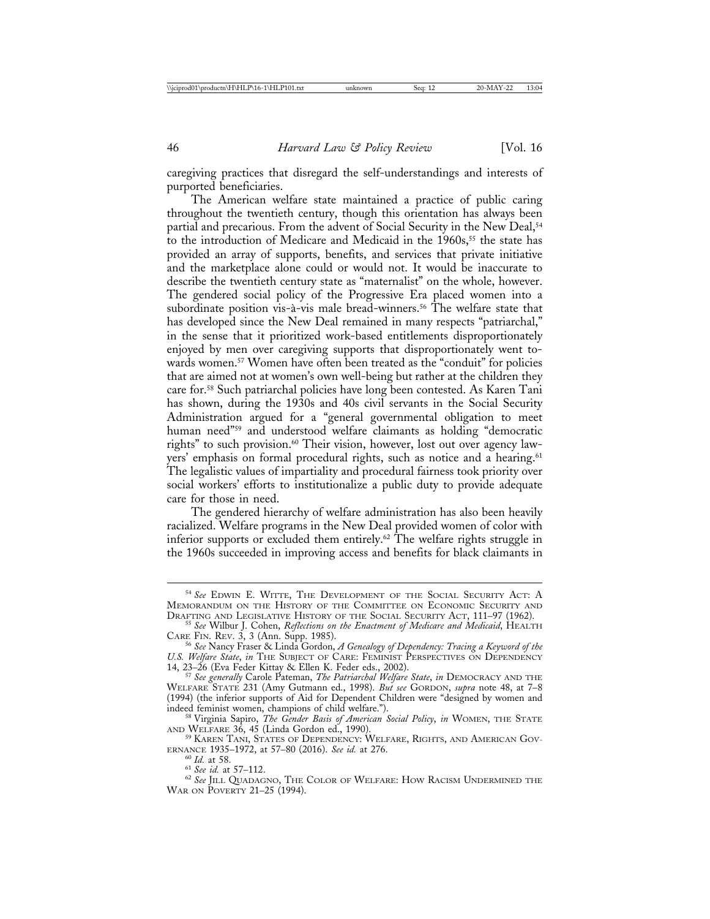caregiving practices that disregard the self-understandings and interests of purported beneficiaries.

The American welfare state maintained a practice of public caring throughout the twentieth century, though this orientation has always been partial and precarious. From the advent of Social Security in the New Deal,[54] to the introduction of Medicare and Medicaid in the 1960s,[55] the state has provided an array of supports, benefits, and services that private initiative and the marketplace alone could or would not. It would be inaccurate to describe the twentieth century state as "maternalist" on the whole, however. The gendered social policy of the Progressive Era placed women into a subordinate position vis-à-vis male bread-winners.[56] The welfare state that has developed since the New Deal remained in many respects "patriarchal," in the sense that it prioritized work-based entitlements disproportionately enjoyed by men over caregiving supports that disproportionately went towards women.[57] Women have often been treated as the "conduit" for policies that are aimed not at women's own well-being but rather at the children they care for.[58] Such patriarchal policies have long been contested. As Karen Tani has shown, during the 1930s and 40s civil servants in the Social Security Administration argued for a "general governmental obligation to meet human need"[59] and understood welfare claimants as holding "democratic rights" to such provision.[60] Their vision, however, lost out over agency lawyers' emphasis on formal procedural rights, such as notice and a hearing.[61] The legalistic values of impartiality and procedural fairness took priority over social workers' efforts to institutionalize a public duty to provide adequate care for those in need.

The gendered hierarchy of welfare administration has also been heavily racialized. Welfare programs in the New Deal provided women of color with inferior supports or excluded them entirely.[62] The welfare rights struggle in the 1960s succeeded in improving access and benefits for black claimants in

---

[54] *See* Edwin E. Witte, The Development of the Social Security Act: A Memorandum on the History of the Committee on Economic Security and Drafting and Legislative History of the Social Security Act, 111–97 (1962).

[55] *See* Wilbur J. Cohen, *Reflections on the Enactment of Medicare and Medicaid*, Health Care Fin. Rev. 3, 3 (Ann. Supp. 1985).

[56] *See* Nancy Fraser & Linda Gordon, *A Genealogy of Dependency: Tracing a Keyword of the U.S. Welfare State*, *in* The Subject of Care: Feminist Perspectives on Dependency 14, 23–26 (Eva Feder Kittay & Ellen K. Feder eds., 2002).

[57] *See generally* Carole Pateman, *The Patriarchal Welfare State*, *in* Democracy and the Welfare State 231 (Amy Gutmann ed., 1998). *But see* Gordon, *supra* note 48, at 7–8 (1994) (the inferior supports of Aid for Dependent Children were "designed by women and indeed feminist women, champions of child welfare.").

[58] Virginia Sapiro, *The Gender Basis of American Social Policy*, *in* Women, the State and Welfare 36, 45 (Linda Gordon ed., 1990).

[59] Karen Tani, States of Dependency: Welfare, Rights, and American Governance 1935–1972, at 57–80 (2016). *See id.* at 276.

[60] *Id.* at 58.

[61] *See id.* at 57–112.

[62] *See* Jill Quadagno, The Color of Welfare: How Racism Undermined the War on Poverty 21–25 (1994).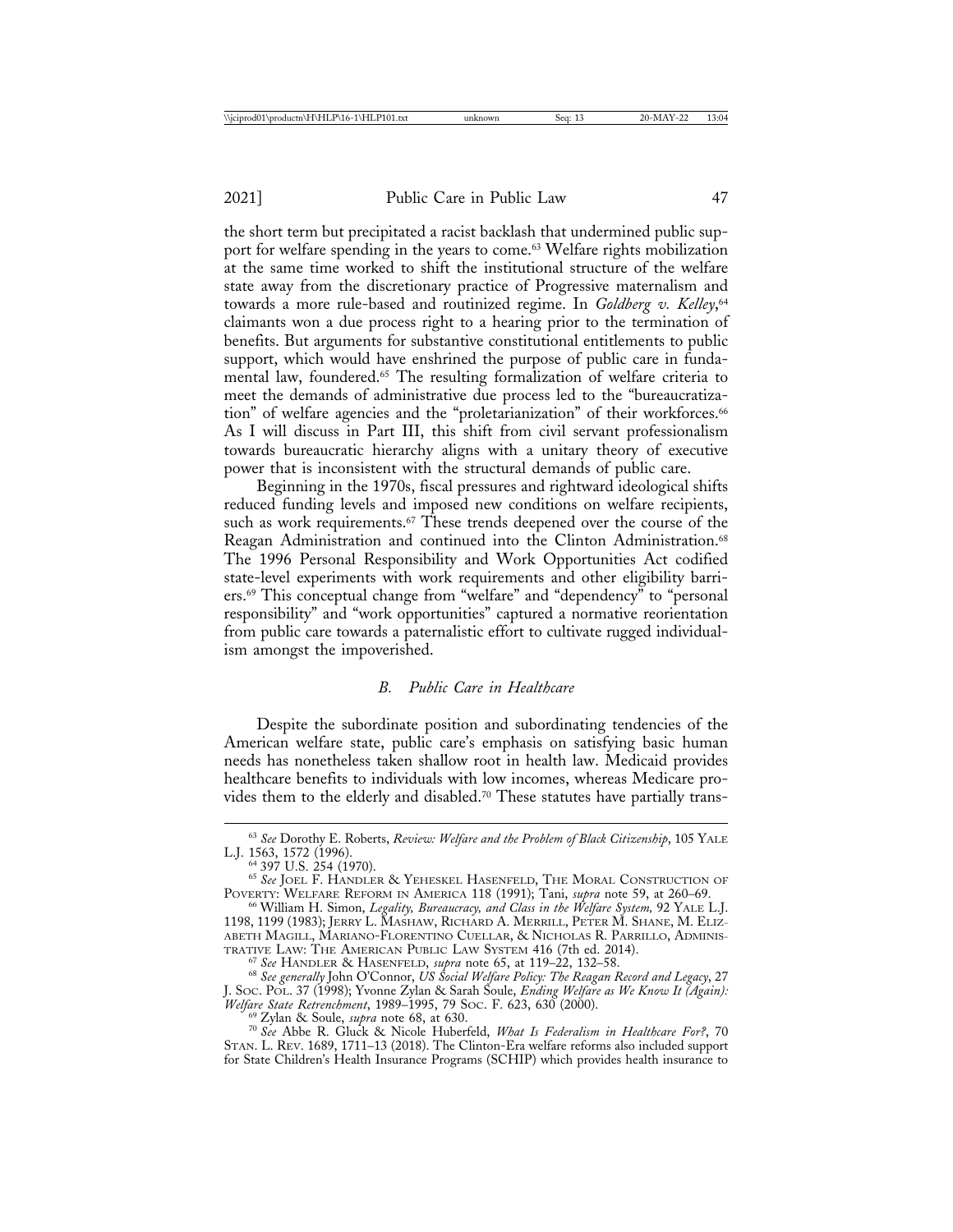the short term but precipitated a racist backlash that undermined public support for welfare spending in the years to come.[63] Welfare rights mobilization at the same time worked to shift the institutional structure of the welfare state away from the discretionary practice of Progressive maternalism and towards a more rule-based and routinized regime. In *Goldberg v. Kelley*,[64] claimants won a due process right to a hearing prior to the termination of benefits. But arguments for substantive constitutional entitlements to public support, which would have enshrined the purpose of public care in fundamental law, foundered.[65] The resulting formalization of welfare criteria to meet the demands of administrative due process led to the "bureaucratization" of welfare agencies and the "proletarianization" of their workforces.[66] As I will discuss in Part III, this shift from civil servant professionalism towards bureaucratic hierarchy aligns with a unitary theory of executive power that is inconsistent with the structural demands of public care.

Beginning in the 1970s, fiscal pressures and rightward ideological shifts reduced funding levels and imposed new conditions on welfare recipients, such as work requirements.[67] These trends deepened over the course of the Reagan Administration and continued into the Clinton Administration.[68] The 1996 Personal Responsibility and Work Opportunities Act codified state-level experiments with work requirements and other eligibility barriers.[69] This conceptual change from "welfare" and "dependency" to "personal responsibility" and "work opportunities" captured a normative reorientation from public care towards a paternalistic effort to cultivate rugged individualism amongst the impoverished.

### *B. Public Care in Healthcare*

Despite the subordinate position and subordinating tendencies of the American welfare state, public care's emphasis on satisfying basic human needs has nonetheless taken shallow root in health law. Medicaid provides healthcare benefits to individuals with low incomes, whereas Medicare provides them to the elderly and disabled.[70] These statutes have partially trans-

---

[63] *See* Dorothy E. Roberts, *Review: Welfare and the Problem of Black Citizenship*, 105 YALE L.J. 1563, 1572 (1996).

[64] 397 U.S. 254 (1970).

[65] *See* JOEL F. HANDLER & YEHESKEL HASENFELD, THE MORAL CONSTRUCTION OF POVERTY: WELFARE REFORM IN AMERICA 118 (1991); Tani, *supra* note 59, at 260–69.

[66] William H. Simon, *Legality, Bureaucracy, and Class in the Welfare System,* 92 YALE L.J. 1198, 1199 (1983); JERRY L. MASHAW, RICHARD A. MERRILL, PETER M. SHANE, M. ELIZABETH MAGILL, MARIANO-FLORENTINO CUELLAR, & NICHOLAS R. PARRILLO, ADMINISTRATIVE LAW: THE AMERICAN PUBLIC LAW SYSTEM 416 (7th ed. 2014).

[67] *See* HANDLER & HASENFELD, *supra* note 65, at 119–22, 132–58.

[68] *See generally* John O'Connor, *US Social Welfare Policy: The Reagan Record and Legacy*, 27 J. SOC. POL. 37 (1998); Yvonne Zylan & Sarah Soule, *Ending Welfare as We Know It (Again): Welfare State Retrenchment*, 1989–1995, 79 SOC. F. 623, 630 (2000).

[69] Zylan & Soule, *supra* note 68, at 630.

[70] *See* Abbe R. Gluck & Nicole Huberfeld, *What Is Federalism in Healthcare For?*, 70 STAN. L. REV. 1689, 1711–13 (2018). The Clinton-Era welfare reforms also included support for State Children's Health Insurance Programs (SCHIP) which provides health insurance to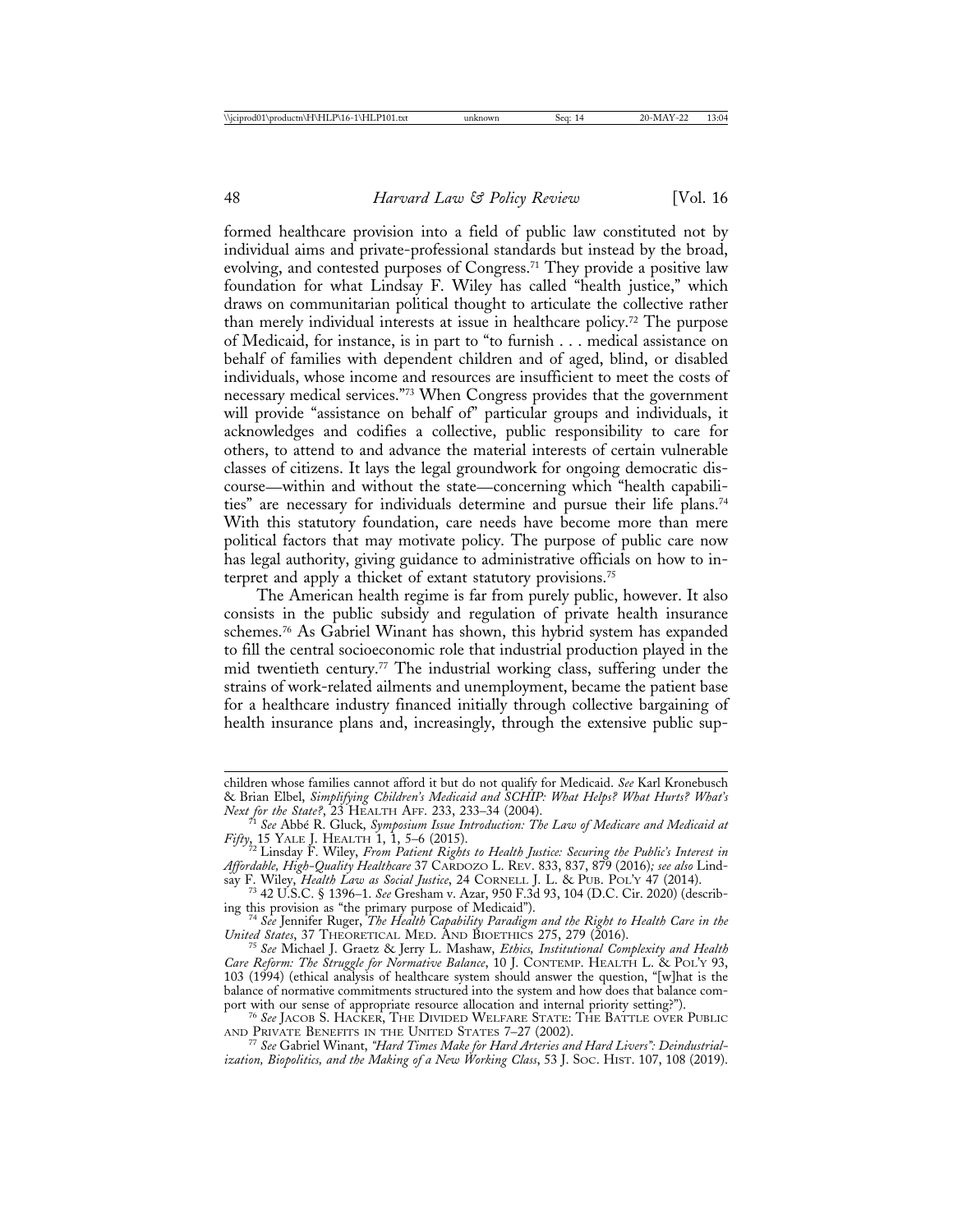formed healthcare provision into a field of public law constituted not by individual aims and private-professional standards but instead by the broad, evolving, and contested purposes of Congress.[71] They provide a positive law foundation for what Lindsay F. Wiley has called "health justice," which draws on communitarian political thought to articulate the collective rather than merely individual interests at issue in healthcare policy.[72] The purpose of Medicaid, for instance, is in part to "to furnish . . . medical assistance on behalf of families with dependent children and of aged, blind, or disabled individuals, whose income and resources are insufficient to meet the costs of necessary medical services."[73] When Congress provides that the government will provide "assistance on behalf of" particular groups and individuals, it acknowledges and codifies a collective, public responsibility to care for others, to attend to and advance the material interests of certain vulnerable classes of citizens. It lays the legal groundwork for ongoing democratic discourse—within and without the state—concerning which "health capabilities" are necessary for individuals determine and pursue their life plans.[74] With this statutory foundation, care needs have become more than mere political factors that may motivate policy. The purpose of public care now has legal authority, giving guidance to administrative officials on how to interpret and apply a thicket of extant statutory provisions.[75]

The American health regime is far from purely public, however. It also consists in the public subsidy and regulation of private health insurance schemes.[76] As Gabriel Winant has shown, this hybrid system has expanded to fill the central socioeconomic role that industrial production played in the mid twentieth century.[77] The industrial working class, suffering under the strains of work-related ailments and unemployment, became the patient base for a healthcare industry financed initially through collective bargaining of health insurance plans and, increasingly, through the extensive public sup-

---

children whose families cannot afford it but do not qualify for Medicaid. *See* Karl Kronebusch & Brian Elbel, *Simplifying Children's Medicaid and SCHIP: What Helps? What Hurts? What's Next for the State?*, 23 HEALTH AFF. 233, 233–34 (2004).

[71] *See* Abbé R. Gluck, *Symposium Issue Introduction: The Law of Medicare and Medicaid at Fifty*, 15 YALE J. HEALTH 1, 1, 5–6 (2015).

[72] Linsday F. Wiley, *From Patient Rights to Health Justice: Securing the Public's Interest in Affordable, High-Quality Healthcare* 37 CARDOZO L. REV. 833, 837, 879 (2016)*; see also* Lindsay F. Wiley, *Health Law as Social Justice*, 24 CORNELL J. L. & PUB. POL'Y 47 (2014).

[73] 42 U.S.C. § 1396–1. *See* Gresham v. Azar, 950 F.3d 93, 104 (D.C. Cir. 2020) (describing this provision as "the primary purpose of Medicaid").

[74] *See* Jennifer Ruger, *The Health Capability Paradigm and the Right to Health Care in the United States*, 37 THEORETICAL MED. AND BIOETHICS 275, 279 (2016).

[75] *See* Michael J. Graetz & Jerry L. Mashaw, *Ethics, Institutional Complexity and Health Care Reform: The Struggle for Normative Balance*, 10 J. CONTEMP. HEALTH L. & POL'Y 93, 103 (1994) (ethical analysis of healthcare system should answer the question, "[w]hat is the balance of normative commitments structured into the system and how does that balance comport with our sense of appropriate resource allocation and internal priority setting?").

[76] *See* JACOB S. HACKER, THE DIVIDED WELFARE STATE: THE BATTLE OVER PUBLIC AND PRIVATE BENEFITS IN THE UNITED STATES 7–27 (2002).

[77] *See* Gabriel Winant, *"Hard Times Make for Hard Arteries and Hard Livers": Deindustrialization, Biopolitics, and the Making of a New Working Class*, 53 J. SOC. HIST. 107, 108 (2019).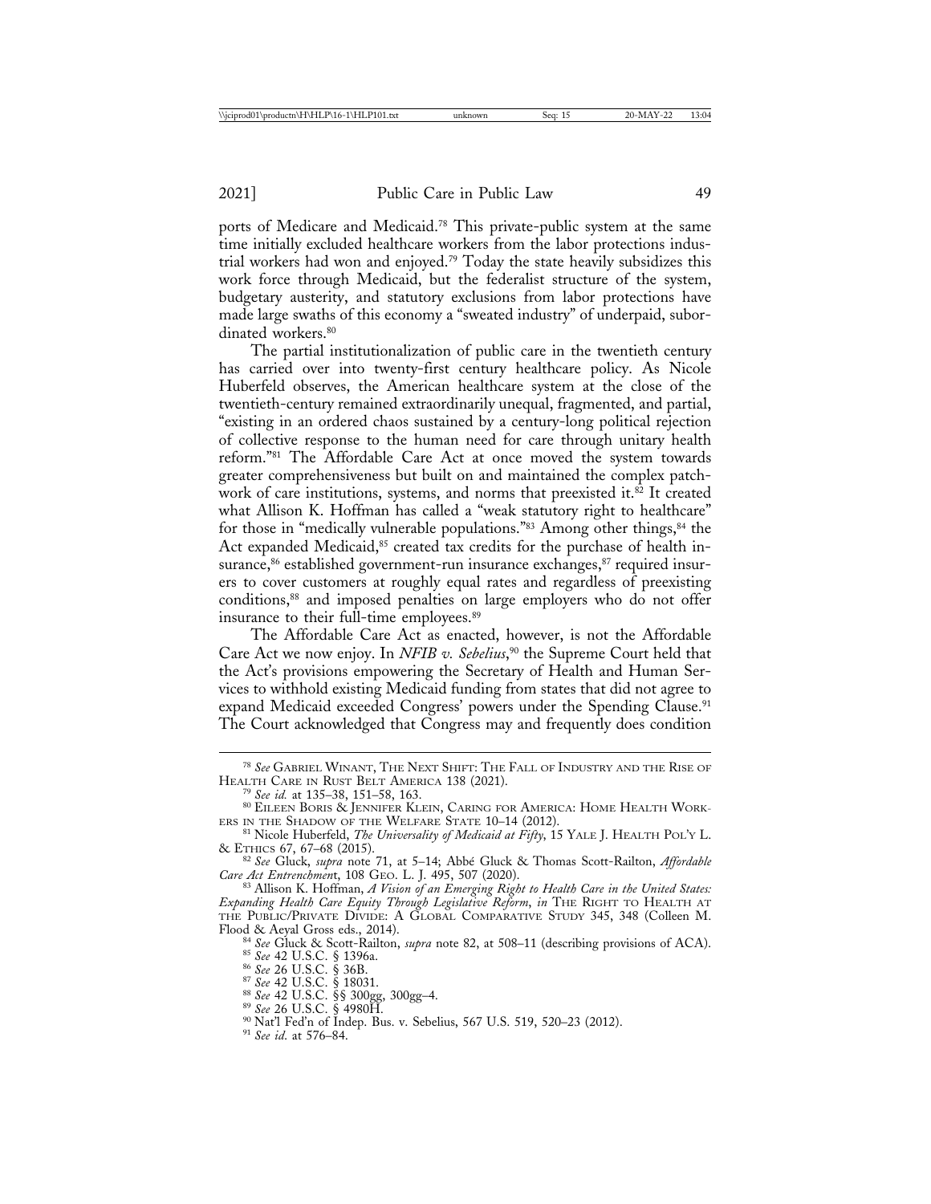ports of Medicare and Medicaid.[78] This private-public system at the same time initially excluded healthcare workers from the labor protections industrial workers had won and enjoyed.[79] Today the state heavily subsidizes this work force through Medicaid, but the federalist structure of the system, budgetary austerity, and statutory exclusions from labor protections have made large swaths of this economy a "sweated industry" of underpaid, subordinated workers.[80]

The partial institutionalization of public care in the twentieth century has carried over into twenty-first century healthcare policy. As Nicole Huberfeld observes, the American healthcare system at the close of the twentieth-century remained extraordinarily unequal, fragmented, and partial, "existing in an ordered chaos sustained by a century-long political rejection of collective response to the human need for care through unitary health reform."[81] The Affordable Care Act at once moved the system towards greater comprehensiveness but built on and maintained the complex patchwork of care institutions, systems, and norms that preexisted it.[82] It created what Allison K. Hoffman has called a "weak statutory right to healthcare" for those in "medically vulnerable populations."[83] Among other things,[84] the Act expanded Medicaid,[85] created tax credits for the purchase of health insurance,[86] established government-run insurance exchanges,[87] required insurers to cover customers at roughly equal rates and regardless of preexisting conditions,[88] and imposed penalties on large employers who do not offer insurance to their full-time employees.[89]

The Affordable Care Act as enacted, however, is not the Affordable Care Act we now enjoy. In *NFIB v. Sebelius*,[90] the Supreme Court held that the Act's provisions empowering the Secretary of Health and Human Services to withhold existing Medicaid funding from states that did not agree to expand Medicaid exceeded Congress' powers under the Spending Clause.[91] The Court acknowledged that Congress may and frequently does condition

---

[78] *See* GABRIEL WINANT, THE NEXT SHIFT: THE FALL OF INDUSTRY AND THE RISE OF HEALTH CARE IN RUST BELT AMERICA 138 (2021).

[79] *See id.* at 135–38, 151–58, 163.

[80] EILEEN BORIS & JENNIFER KLEIN, CARING FOR AMERICA: HOME HEALTH WORKERS IN THE SHADOW OF THE WELFARE STATE 10–14 (2012).

[81] Nicole Huberfeld, *The Universality of Medicaid at Fifty*, 15 YALE J. HEALTH POL'Y L. & ETHICS 67, 67–68 (2015).

[82] *See* Gluck, *supra* note 71, at 5–14; Abbé Gluck & Thomas Scott-Railton, *Affordable Care Act Entrenchment*, 108 GEO. L. J. 495, 507 (2020).

[83] Allison K. Hoffman, *A Vision of an Emerging Right to Health Care in the United States: Expanding Health Care Equity Through Legislative Reform*, *in* THE RIGHT TO HEALTH AT THE PUBLIC/PRIVATE DIVIDE: A GLOBAL COMPARATIVE STUDY 345, 348 (Colleen M. Flood & Aeyal Gross eds., 2014).

[84] *See* Gluck & Scott-Railton, *supra* note 82, at 508–11 (describing provisions of ACA).

[85] *See* 42 U.S.C. § 1396a.

[86] *See* 26 U.S.C. § 36B.

[87] *See* 42 U.S.C. § 18031.

[88] *See* 42 U.S.C. §§ 300gg, 300gg–4.

[89] *See* 26 U.S.C. § 4980H.

[90] Nat'l Fed'n of Indep. Bus. v. Sebelius, 567 U.S. 519, 520–23 (2012).

[91] *See id.* at 576–84.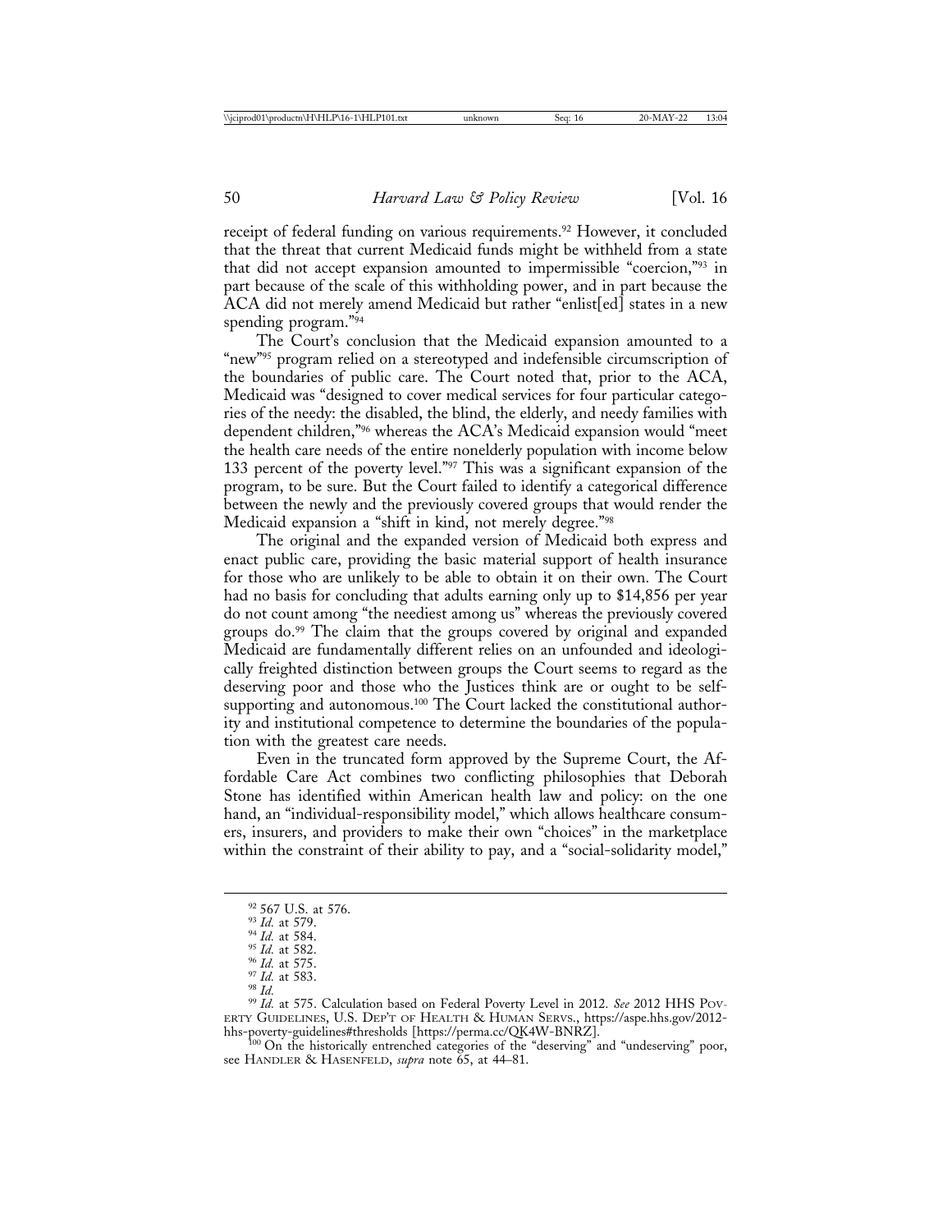receipt of federal funding on various requirements.[92] However, it concluded that the threat that current Medicaid funds might be withheld from a state that did not accept expansion amounted to impermissible "coercion,"[93] in part because of the scale of this withholding power, and in part because the ACA did not merely amend Medicaid but rather "enlist[ed] states in a new spending program."[94]

The Court's conclusion that the Medicaid expansion amounted to a "new"[95] program relied on a stereotyped and indefensible circumscription of the boundaries of public care. The Court noted that, prior to the ACA, Medicaid was "designed to cover medical services for four particular categories of the needy: the disabled, the blind, the elderly, and needy families with dependent children,"[96] whereas the ACA's Medicaid expansion would "meet the health care needs of the entire nonelderly population with income below 133 percent of the poverty level."[97] This was a significant expansion of the program, to be sure. But the Court failed to identify a categorical difference between the newly and the previously covered groups that would render the Medicaid expansion a "shift in kind, not merely degree."[98]

The original and the expanded version of Medicaid both express and enact public care, providing the basic material support of health insurance for those who are unlikely to be able to obtain it on their own. The Court had no basis for concluding that adults earning only up to $14,856 per year do not count among "the neediest among us" whereas the previously covered groups do.[99] The claim that the groups covered by original and expanded Medicaid are fundamentally different relies on an unfounded and ideologically freighted distinction between groups the Court seems to regard as the deserving poor and those who the Justices think are or ought to be self-supporting and autonomous.[100] The Court lacked the constitutional authority and institutional competence to determine the boundaries of the population with the greatest care needs.

Even in the truncated form approved by the Supreme Court, the Affordable Care Act combines two conflicting philosophies that Deborah Stone has identified within American health law and policy: on the one hand, an "individual-responsibility model," which allows healthcare consumers, insurers, and providers to make their own "choices" in the marketplace within the constraint of their ability to pay, and a "social-solidarity model,"

---

[92] 567 U.S. at 576.

[93] *Id.* at 579.

[94] *Id.* at 584.

[95] *Id.* at 582.

[96] *Id.* at 575.

[97] *Id.* at 583.

[98] *Id.*

[99] *Id.* at 575. Calculation based on Federal Poverty Level in 2012. *See* 2012 HHS POVERTY GUIDELINES, U.S. DEP'T OF HEALTH & HUMAN SERVS., https://aspe.hhs.gov/2012-hhs-poverty-guidelines#thresholds [https://perma.cc/QK4W-BNRZ].

[100] On the historically entrenched categories of the "deserving" and "undeserving" poor, see HANDLER & HASENFELD, *supra* note 65, at 44–81.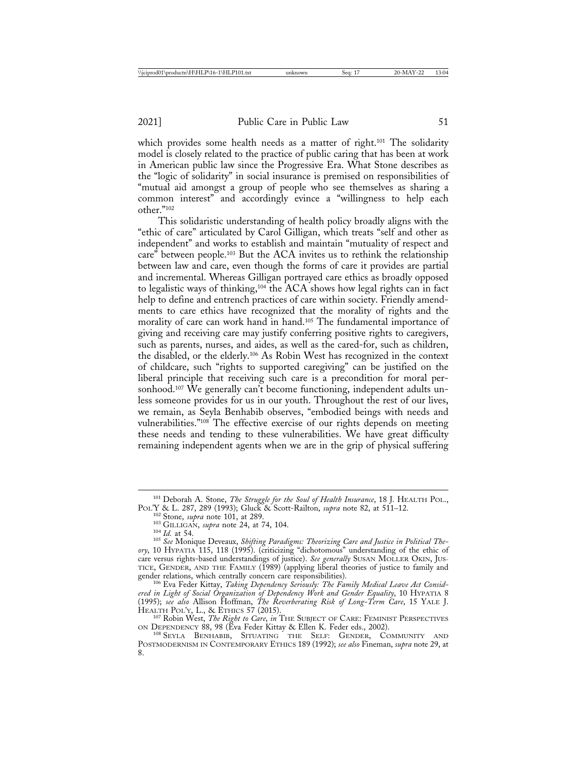which provides some health needs as a matter of right.[101] The solidarity model is closely related to the practice of public caring that has been at work in American public law since the Progressive Era. What Stone describes as the "logic of solidarity" in social insurance is premised on responsibilities of "mutual aid amongst a group of people who see themselves as sharing a common interest" and accordingly evince a "willingness to help each other."[102]

This solidaristic understanding of health policy broadly aligns with the "ethic of care" articulated by Carol Gilligan, which treats "self and other as independent" and works to establish and maintain "mutuality of respect and care" between people.[103] But the ACA invites us to rethink the relationship between law and care, even though the forms of care it provides are partial and incremental. Whereas Gilligan portrayed care ethics as broadly opposed to legalistic ways of thinking,[104] the ACA shows how legal rights can in fact help to define and entrench practices of care within society. Friendly amendments to care ethics have recognized that the morality of rights and the morality of care can work hand in hand.[105] The fundamental importance of giving and receiving care may justify conferring positive rights to caregivers, such as parents, nurses, and aides, as well as the cared-for, such as children, the disabled, or the elderly.[106] As Robin West has recognized in the context of childcare, such "rights to supported caregiving" can be justified on the liberal principle that receiving such care is a precondition for moral personhood.[107] We generally can't become functioning, independent adults unless someone provides for us in our youth. Throughout the rest of our lives, we remain, as Seyla Benhabib observes, "embodied beings with needs and vulnerabilities."[108] The effective exercise of our rights depends on meeting these needs and tending to these vulnerabilities. We have great difficulty remaining independent agents when we are in the grip of physical suffering

---

[101] Deborah A. Stone, *The Struggle for the Soul of Health Insurance*, 18 J. HEALTH POL., POL'Y & L. 287, 289 (1993); Gluck & Scott-Railton, *supra* note 82, at 511–12.

[102] Stone, *supra* note 101, at 289.

[103] GILLIGAN, *supra* note 24, at 74, 104.

[104] *Id.* at 54.

[105] *See* Monique Deveaux, *Shifting Paradigms: Theorizing Care and Justice in Political Theory*, 10 HYPATIA 115, 118 (1995). (criticizing "dichotomous" understanding of the ethic of care versus rights-based understandings of justice). *See generally* SUSAN MOLLER OKIN, JUSTICE, GENDER, AND THE FAMILY (1989) (applying liberal theories of justice to family and gender relations, which centrally concern care responsibilities).

[106] Eva Feder Kittay, *Taking Dependency Seriously: The Family Medical Leave Act Considered in Light of Social Organization of Dependency Work and Gender Equality*, 10 HYPATIA 8 (1995); *see also* Allison Hoffman, *The Reverberating Risk of Long-Term Care*, 15 YALE J. HEALTH POL'Y, L., & ETHICS 57 (2015).

[107] Robin West, *The Right to Care*, *in* THE SUBJECT OF CARE: FEMINIST PERSPECTIVES ON DEPENDENCY 88, 98 (Eva Feder Kittay & Ellen K. Feder eds., 2002).

[108] SEYLA BENHABIB, SITUATING THE SELF: GENDER, COMMUNITY AND POSTMODERNISM IN CONTEMPORARY ETHICS 189 (1992); *see also* Fineman, *supra* note 29, at 8.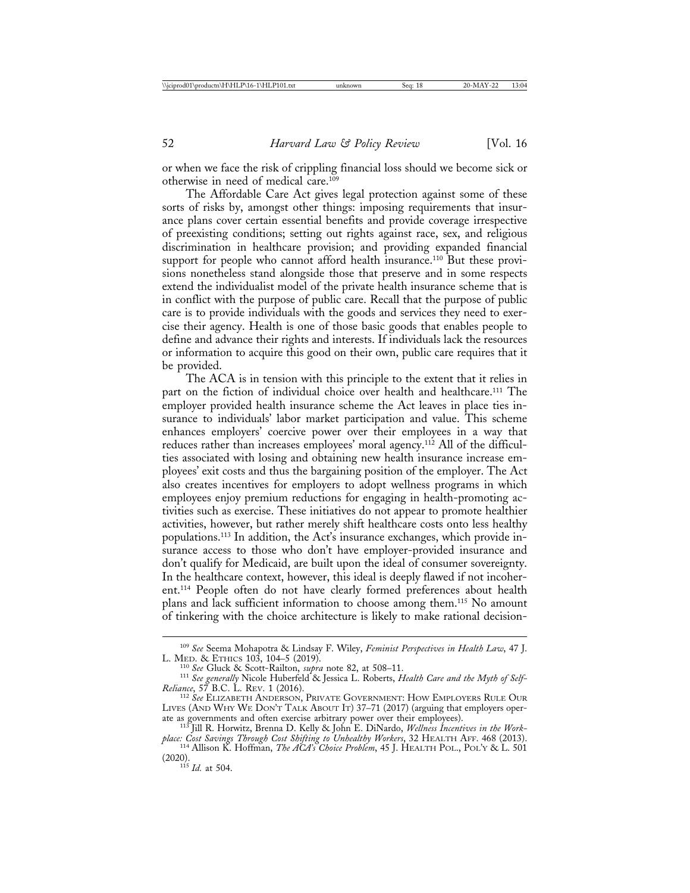or when we face the risk of crippling financial loss should we become sick or otherwise in need of medical care.[109]

The Affordable Care Act gives legal protection against some of these sorts of risks by, amongst other things: imposing requirements that insurance plans cover certain essential benefits and provide coverage irrespective of preexisting conditions; setting out rights against race, sex, and religious discrimination in healthcare provision; and providing expanded financial support for people who cannot afford health insurance.[110] But these provisions nonetheless stand alongside those that preserve and in some respects extend the individualist model of the private health insurance scheme that is in conflict with the purpose of public care. Recall that the purpose of public care is to provide individuals with the goods and services they need to exercise their agency. Health is one of those basic goods that enables people to define and advance their rights and interests. If individuals lack the resources or information to acquire this good on their own, public care requires that it be provided.

The ACA is in tension with this principle to the extent that it relies in part on the fiction of individual choice over health and healthcare.[111] The employer provided health insurance scheme the Act leaves in place ties insurance to individuals' labor market participation and value. This scheme enhances employers' coercive power over their employees in a way that reduces rather than increases employees' moral agency.[112] All of the difficulties associated with losing and obtaining new health insurance increase employees' exit costs and thus the bargaining position of the employer. The Act also creates incentives for employers to adopt wellness programs in which employees enjoy premium reductions for engaging in health-promoting activities such as exercise. These initiatives do not appear to promote healthier activities, however, but rather merely shift healthcare costs onto less healthy populations.[113] In addition, the Act's insurance exchanges, which provide insurance access to those who don't have employer-provided insurance and don't qualify for Medicaid, are built upon the ideal of consumer sovereignty. In the healthcare context, however, this ideal is deeply flawed if not incoherent.[114] People often do not have clearly formed preferences about health plans and lack sufficient information to choose among them.[115] No amount of tinkering with the choice architecture is likely to make rational decision-

---

[109] *See* Seema Mohapotra & Lindsay F. Wiley, *Feminist Perspectives in Health Law*, 47 J. L. MED. & ETHICS 103, 104–5 (2019).

[110] *See* Gluck & Scott-Railton, *supra* note 82, at 508–11.

[111] *See generally* Nicole Huberfeld & Jessica L. Roberts, *Health Care and the Myth of Self-Reliance*, 57 B.C. L. REV. 1 (2016).

[112] *See* ELIZABETH ANDERSON, PRIVATE GOVERNMENT: HOW EMPLOYERS RULE OUR LIVES (AND WHY WE DON'T TALK ABOUT IT) 37–71 (2017) (arguing that employers operate as governments and often exercise arbitrary power over their employees).

[113] Jill R. Horwitz, Brenna D. Kelly & John E. DiNardo, *Wellness Incentives in the Workplace: Cost Savings Through Cost Shifting to Unhealthy Workers*, 32 HEALTH AFF. 468 (2013).

[114] Allison K. Hoffman, *The ACA's Choice Problem*, 45 J. HEALTH POL., POL'Y & L. 501 (2020).

[115] *Id.* at 504.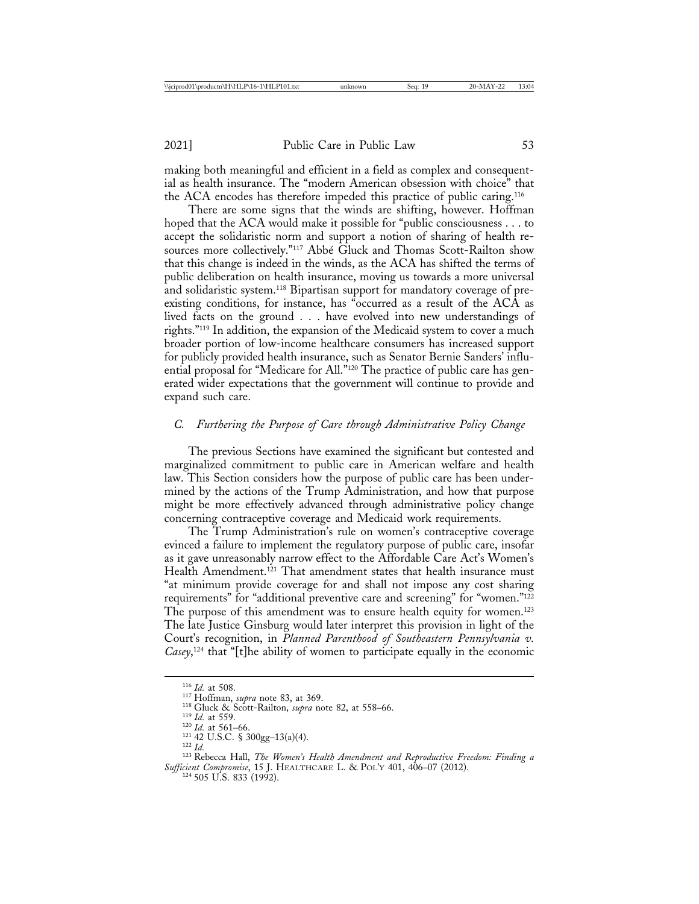making both meaningful and efficient in a field as complex and consequential as health insurance. The "modern American obsession with choice" that the ACA encodes has therefore impeded this practice of public caring.[116]

There are some signs that the winds are shifting, however. Hoffman hoped that the ACA would make it possible for "public consciousness . . . to accept the solidaristic norm and support a notion of sharing of health resources more collectively."[117] Abbé Gluck and Thomas Scott-Railton show that this change is indeed in the winds, as the ACA has shifted the terms of public deliberation on health insurance, moving us towards a more universal and solidaristic system.[118] Bipartisan support for mandatory coverage of preexisting conditions, for instance, has "occurred as a result of the ACA as lived facts on the ground . . . have evolved into new understandings of rights."[119] In addition, the expansion of the Medicaid system to cover a much broader portion of low-income healthcare consumers has increased support for publicly provided health insurance, such as Senator Bernie Sanders' influential proposal for "Medicare for All."[120] The practice of public care has generated wider expectations that the government will continue to provide and expand such care.

### *C. Furthering the Purpose of Care through Administrative Policy Change*

The previous Sections have examined the significant but contested and marginalized commitment to public care in American welfare and health law. This Section considers how the purpose of public care has been undermined by the actions of the Trump Administration, and how that purpose might be more effectively advanced through administrative policy change concerning contraceptive coverage and Medicaid work requirements.

The Trump Administration's rule on women's contraceptive coverage evinced a failure to implement the regulatory purpose of public care, insofar as it gave unreasonably narrow effect to the Affordable Care Act's Women's Health Amendment.[121] That amendment states that health insurance must "at minimum provide coverage for and shall not impose any cost sharing requirements" for "additional preventive care and screening" for "women."[122] The purpose of this amendment was to ensure health equity for women.[123] The late Justice Ginsburg would later interpret this provision in light of the Court's recognition, in *Planned Parenthood of Southeastern Pennsylvania v. Casey*,[124] that "[t]he ability of women to participate equally in the economic

---

[116] *Id.* at 508.

[117] Hoffman, *supra* note 83, at 369.

[118] Gluck & Scott-Railton, *supra* note 82, at 558–66.

[119] *Id.* at 559.

[120] *Id.* at 561–66.

[121] 42 U.S.C. § 300gg–13(a)(4).

[122] *Id.*

[123] Rebecca Hall, *The Women's Health Amendment and Reproductive Freedom: Finding a Sufficient Compromise*, 15 J. HEALTHCARE L. & POL'Y 401, 406–07 (2012).

[124] 505 U.S. 833 (1992).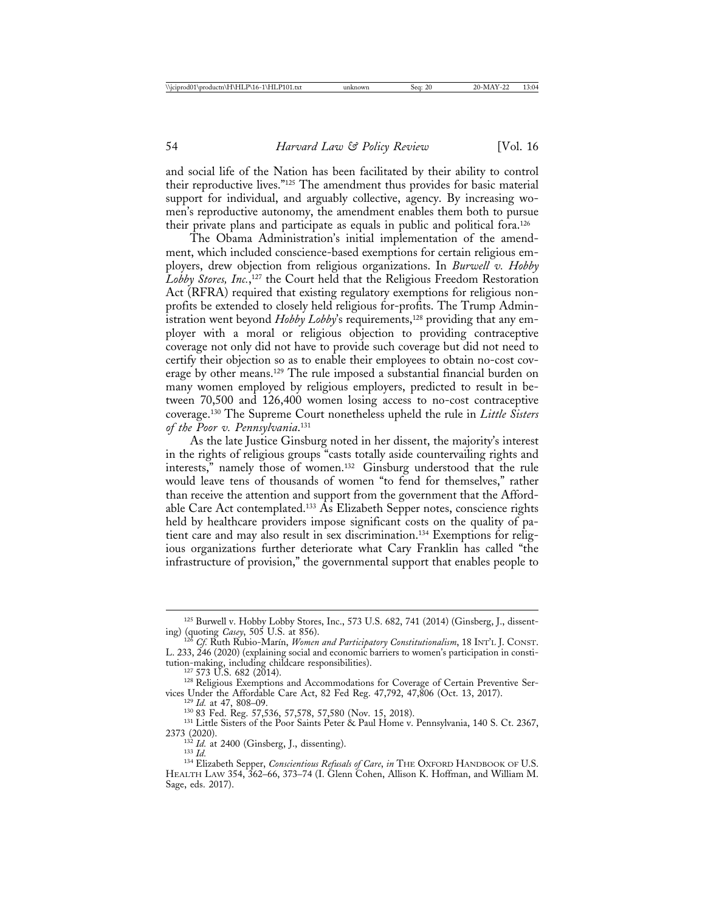and social life of the Nation has been facilitated by their ability to control their reproductive lives."[125] The amendment thus provides for basic material support for individual, and arguably collective, agency. By increasing women's reproductive autonomy, the amendment enables them both to pursue their private plans and participate as equals in public and political fora.[126]

The Obama Administration's initial implementation of the amendment, which included conscience-based exemptions for certain religious employers, drew objection from religious organizations. In *Burwell v. Hobby Lobby Stores, Inc.*,[127] the Court held that the Religious Freedom Restoration Act (RFRA) required that existing regulatory exemptions for religious nonprofits be extended to closely held religious for-profits. The Trump Administration went beyond *Hobby Lobby*'s requirements,[128] providing that any employer with a moral or religious objection to providing contraceptive coverage not only did not have to provide such coverage but did not need to certify their objection so as to enable their employees to obtain no-cost coverage by other means.[129] The rule imposed a substantial financial burden on many women employed by religious employers, predicted to result in between 70,500 and 126,400 women losing access to no-cost contraceptive coverage.[130] The Supreme Court nonetheless upheld the rule in *Little Sisters of the Poor v. Pennsylvania*.[131]

As the late Justice Ginsburg noted in her dissent, the majority's interest in the rights of religious groups "casts totally aside countervailing rights and interests," namely those of women.[132] Ginsburg understood that the rule would leave tens of thousands of women "to fend for themselves," rather than receive the attention and support from the government that the Affordable Care Act contemplated.[133] As Elizabeth Sepper notes, conscience rights held by healthcare providers impose significant costs on the quality of patient care and may also result in sex discrimination.[134] Exemptions for religious organizations further deteriorate what Cary Franklin has called "the infrastructure of provision," the governmental support that enables people to

---

[125] Burwell v. Hobby Lobby Stores, Inc., 573 U.S. 682, 741 (2014) (Ginsberg, J., dissenting) (quoting *Casey*, 505 U.S. at 856).

[126] *Cf.* Ruth Rubio-Marín, *Women and Participatory Constitutionalism*, 18 INT'L J. CONST. L. 233, 246 (2020) (explaining social and economic barriers to women's participation in constitution-making, including childcare responsibilities).

[127] 573 U.S. 682 (2014).

[128] Religious Exemptions and Accommodations for Coverage of Certain Preventive Services Under the Affordable Care Act, 82 Fed Reg. 47,792, 47,806 (Oct. 13, 2017).

[129] *Id.* at 47, 808–09.

[130] 83 Fed. Reg. 57,536, 57,578, 57,580 (Nov. 15, 2018).

[131] Little Sisters of the Poor Saints Peter & Paul Home v. Pennsylvania, 140 S. Ct. 2367, 2373 (2020).

[132] *Id.* at 2400 (Ginsberg, J., dissenting).

[133] *Id.*

[134] Elizabeth Sepper, *Conscientious Refusals of Care*, *in* THE OXFORD HANDBOOK OF U.S. HEALTH LAW 354, 362–66, 373–74 (I. Glenn Cohen, Allison K. Hoffman, and William M. Sage, eds. 2017).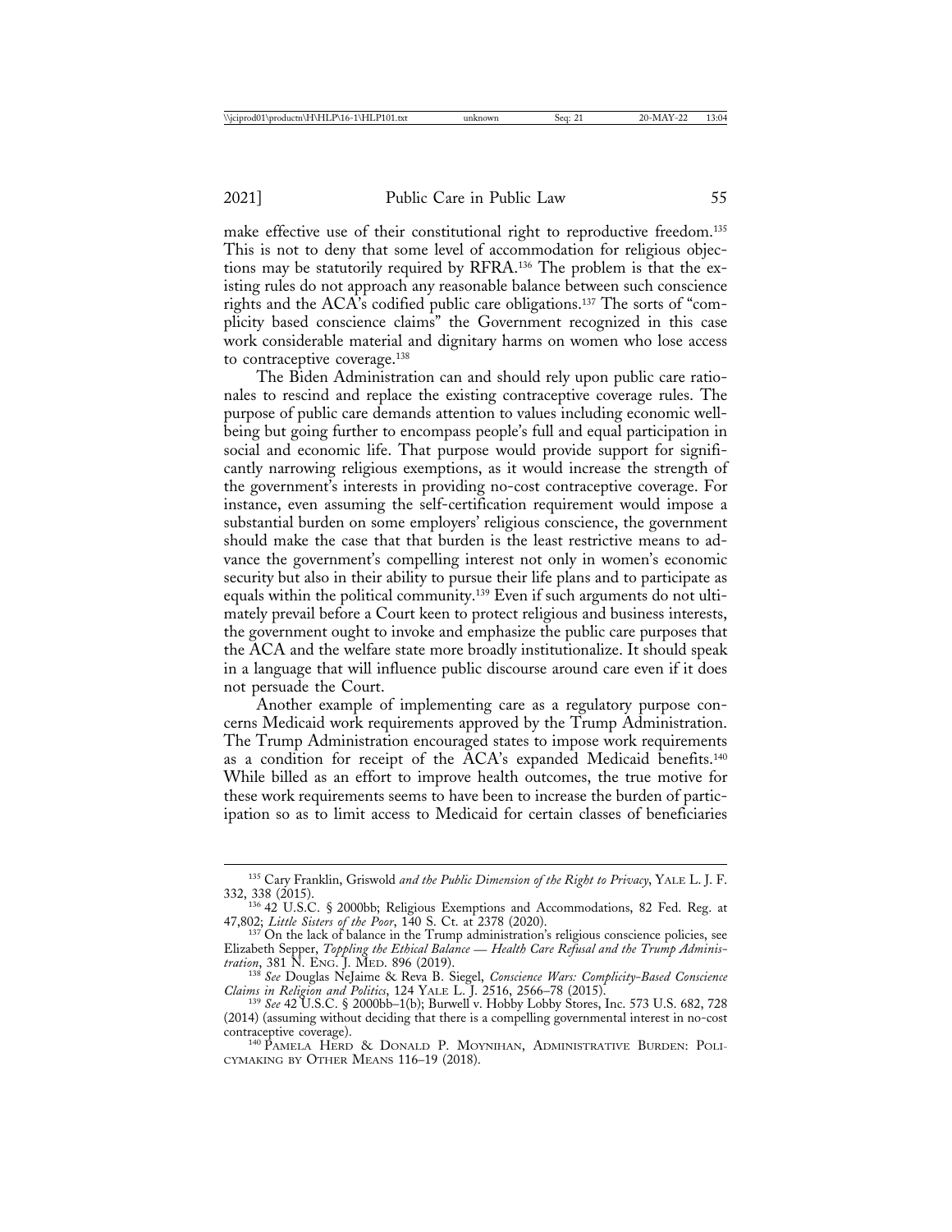make effective use of their constitutional right to reproductive freedom.[135] This is not to deny that some level of accommodation for religious objections may be statutorily required by RFRA.[136] The problem is that the existing rules do not approach any reasonable balance between such conscience rights and the ACA's codified public care obligations.[137] The sorts of "complicity based conscience claims" the Government recognized in this case work considerable material and dignitary harms on women who lose access to contraceptive coverage.[138]

The Biden Administration can and should rely upon public care rationales to rescind and replace the existing contraceptive coverage rules. The purpose of public care demands attention to values including economic well-being but going further to encompass people's full and equal participation in social and economic life. That purpose would provide support for significantly narrowing religious exemptions, as it would increase the strength of the government's interests in providing no-cost contraceptive coverage. For instance, even assuming the self-certification requirement would impose a substantial burden on some employers' religious conscience, the government should make the case that that burden is the least restrictive means to advance the government's compelling interest not only in women's economic security but also in their ability to pursue their life plans and to participate as equals within the political community.[139] Even if such arguments do not ultimately prevail before a Court keen to protect religious and business interests, the government ought to invoke and emphasize the public care purposes that the ACA and the welfare state more broadly institutionalize. It should speak in a language that will influence public discourse around care even if it does not persuade the Court.

Another example of implementing care as a regulatory purpose concerns Medicaid work requirements approved by the Trump Administration. The Trump Administration encouraged states to impose work requirements as a condition for receipt of the ACA's expanded Medicaid benefits.[140] While billed as an effort to improve health outcomes, the true motive for these work requirements seems to have been to increase the burden of participation so as to limit access to Medicaid for certain classes of beneficiaries

---

[135] Cary Franklin, *Griswold and the Public Dimension of the Right to Privacy*, YALE L. J. F. 332, 338 (2015).

[136] 42 U.S.C. § 2000bb; Religious Exemptions and Accommodations, 82 Fed. Reg. at 47,802; *Little Sisters of the Poor*, 140 S. Ct. at 2378 (2020).

[137] On the lack of balance in the Trump administration's religious conscience policies, see Elizabeth Sepper, *Toppling the Ethical Balance — Health Care Refusal and the Trump Administration*, 381 N. ENG. J. MED. 896 (2019).

[138] *See* Douglas NeJaime & Reva B. Siegel, *Conscience Wars: Complicity-Based Conscience Claims in Religion and Politics*, 124 YALE L. J. 2516, 2566–78 (2015).

[139] *See* 42 U.S.C. § 2000bb–1(b); Burwell v. Hobby Lobby Stores, Inc. 573 U.S. 682, 728 (2014) (assuming without deciding that there is a compelling governmental interest in no-cost contraceptive coverage).

[140] PAMELA HERD & DONALD P. MOYNIHAN, ADMINISTRATIVE BURDEN: POLICYMAKING BY OTHER MEANS 116–19 (2018).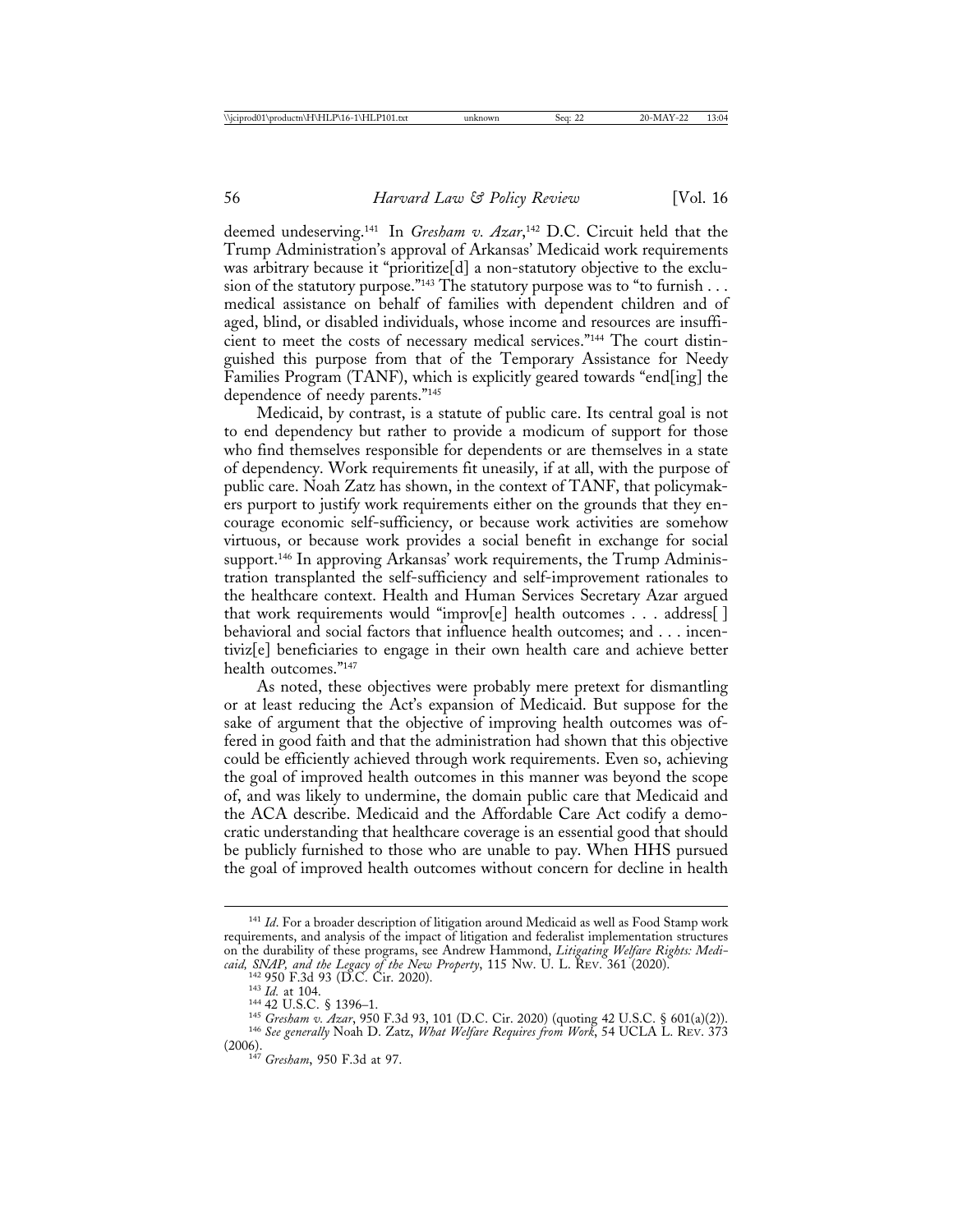deemed undeserving.[141] In *Gresham v. Azar*,[142] D.C. Circuit held that the Trump Administration's approval of Arkansas' Medicaid work requirements was arbitrary because it "prioritize[d] a non-statutory objective to the exclusion of the statutory purpose."[143] The statutory purpose was to "to furnish . . . medical assistance on behalf of families with dependent children and of aged, blind, or disabled individuals, whose income and resources are insufficient to meet the costs of necessary medical services."[144] The court distinguished this purpose from that of the Temporary Assistance for Needy Families Program (TANF), which is explicitly geared towards "end[ing] the dependence of needy parents."[145]

Medicaid, by contrast, is a statute of public care. Its central goal is not to end dependency but rather to provide a modicum of support for those who find themselves responsible for dependents or are themselves in a state of dependency. Work requirements fit uneasily, if at all, with the purpose of public care. Noah Zatz has shown, in the context of TANF, that policymakers purport to justify work requirements either on the grounds that they encourage economic self-sufficiency, or because work activities are somehow virtuous, or because work provides a social benefit in exchange for social support.[146] In approving Arkansas' work requirements, the Trump Administration transplanted the self-sufficiency and self-improvement rationales to the healthcare context. Health and Human Services Secretary Azar argued that work requirements would "improv[e] health outcomes . . . address[ ] behavioral and social factors that influence health outcomes; and . . . incentiviz[e] beneficiaries to engage in their own health care and achieve better health outcomes."[147]

As noted, these objectives were probably mere pretext for dismantling or at least reducing the Act's expansion of Medicaid. But suppose for the sake of argument that the objective of improving health outcomes was offered in good faith and that the administration had shown that this objective could be efficiently achieved through work requirements. Even so, achieving the goal of improved health outcomes in this manner was beyond the scope of, and was likely to undermine, the domain public care that Medicaid and the ACA describe. Medicaid and the Affordable Care Act codify a democratic understanding that healthcare coverage is an essential good that should be publicly furnished to those who are unable to pay. When HHS pursued the goal of improved health outcomes without concern for decline in health

---

[141] *Id*. For a broader description of litigation around Medicaid as well as Food Stamp work requirements, and analysis of the impact of litigation and federalist implementation structures on the durability of these programs, see Andrew Hammond, *Litigating Welfare Rights: Medicaid, SNAP, and the Legacy of the New Property*, 115 NW. U. L. REV. 361 (2020).

[142] 950 F.3d 93 (D.C. Cir. 2020).

[143] *Id.* at 104.

[144] 42 U.S.C. § 1396–1.

[145] *Gresham v. Azar*, 950 F.3d 93, 101 (D.C. Cir. 2020) (quoting 42 U.S.C. § 601(a)(2)).

[146] *See generally* Noah D. Zatz, *What Welfare Requires from Work*, 54 UCLA L. REV. 373 (2006).

[147] *Gresham*, 950 F.3d at 97.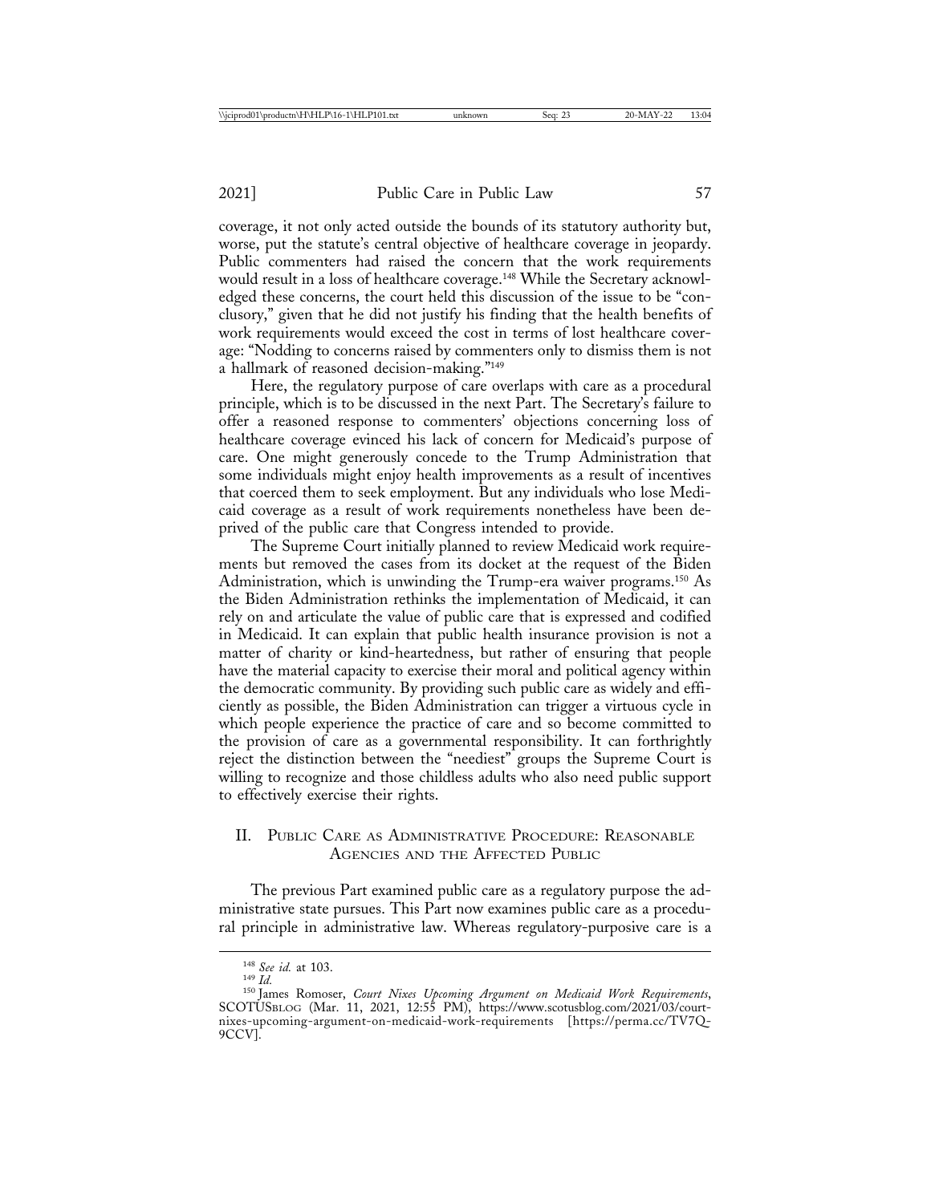coverage, it not only acted outside the bounds of its statutory authority but, worse, put the statute's central objective of healthcare coverage in jeopardy. Public commenters had raised the concern that the work requirements would result in a loss of healthcare coverage.[148] While the Secretary acknowledged these concerns, the court held this discussion of the issue to be "conclusory," given that he did not justify his finding that the health benefits of work requirements would exceed the cost in terms of lost healthcare coverage: "Nodding to concerns raised by commenters only to dismiss them is not a hallmark of reasoned decision-making."[149]

Here, the regulatory purpose of care overlaps with care as a procedural principle, which is to be discussed in the next Part. The Secretary's failure to offer a reasoned response to commenters' objections concerning loss of healthcare coverage evinced his lack of concern for Medicaid's purpose of care. One might generously concede to the Trump Administration that some individuals might enjoy health improvements as a result of incentives that coerced them to seek employment. But any individuals who lose Medicaid coverage as a result of work requirements nonetheless have been deprived of the public care that Congress intended to provide.

The Supreme Court initially planned to review Medicaid work requirements but removed the cases from its docket at the request of the Biden Administration, which is unwinding the Trump-era waiver programs.[150] As the Biden Administration rethinks the implementation of Medicaid, it can rely on and articulate the value of public care that is expressed and codified in Medicaid. It can explain that public health insurance provision is not a matter of charity or kind-heartedness, but rather of ensuring that people have the material capacity to exercise their moral and political agency within the democratic community. By providing such public care as widely and efficiently as possible, the Biden Administration can trigger a virtuous cycle in which people experience the practice of care and so become committed to the provision of care as a governmental responsibility. It can forthrightly reject the distinction between the "neediest" groups the Supreme Court is willing to recognize and those childless adults who also need public support to effectively exercise their rights.

## II. Public Care as Administrative Procedure: Reasonable Agencies and the Affected Public

The previous Part examined public care as a regulatory purpose the administrative state pursues. This Part now examines public care as a procedural principle in administrative law. Whereas regulatory-purposive care is a

---

[148] *See id.* at 103.

[149] *Id.*

[150] James Romoser, *Court Nixes Upcoming Argument on Medicaid Work Requirements*, SCOTUSBLOG (Mar. 11, 2021, 12:55 PM), https://www.scotusblog.com/2021/03/court-nixes-upcoming-argument-on-medicaid-work-requirements [https://perma.cc/TV7Q-9CCV].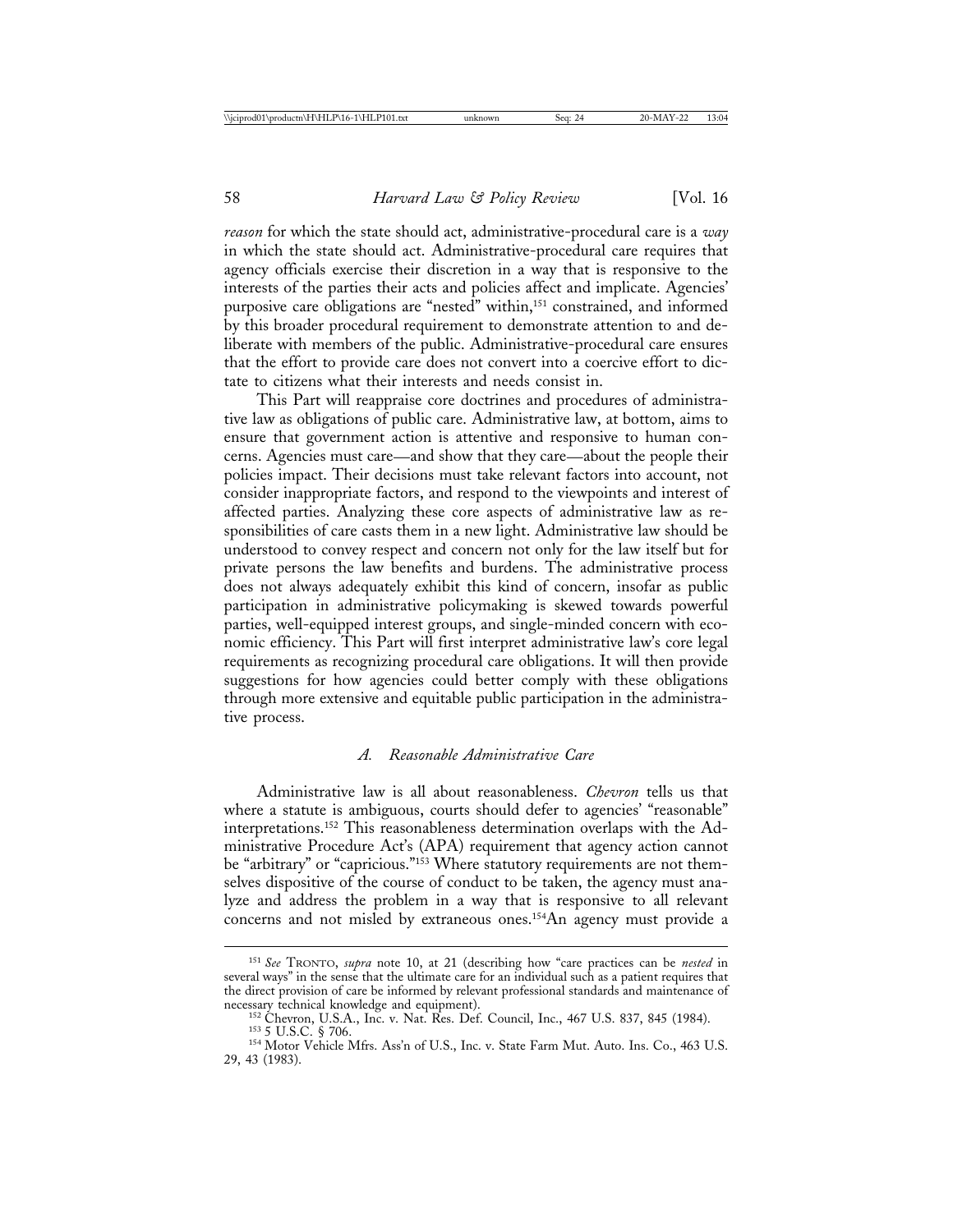*reason* for which the state should act, administrative-procedural care is a *way* in which the state should act. Administrative-procedural care requires that agency officials exercise their discretion in a way that is responsive to the interests of the parties their acts and policies affect and implicate. Agencies' purposive care obligations are "nested" within,[151] constrained, and informed by this broader procedural requirement to demonstrate attention to and deliberate with members of the public. Administrative-procedural care ensures that the effort to provide care does not convert into a coercive effort to dictate to citizens what their interests and needs consist in.

This Part will reappraise core doctrines and procedures of administrative law as obligations of public care. Administrative law, at bottom, aims to ensure that government action is attentive and responsive to human concerns. Agencies must care—and show that they care—about the people their policies impact. Their decisions must take relevant factors into account, not consider inappropriate factors, and respond to the viewpoints and interest of affected parties. Analyzing these core aspects of administrative law as responsibilities of care casts them in a new light. Administrative law should be understood to convey respect and concern not only for the law itself but for private persons the law benefits and burdens. The administrative process does not always adequately exhibit this kind of concern, insofar as public participation in administrative policymaking is skewed towards powerful parties, well-equipped interest groups, and single-minded concern with economic efficiency. This Part will first interpret administrative law's core legal requirements as recognizing procedural care obligations. It will then provide suggestions for how agencies could better comply with these obligations through more extensive and equitable public participation in the administrative process.

### *A. Reasonable Administrative Care*

Administrative law is all about reasonableness. *Chevron* tells us that where a statute is ambiguous, courts should defer to agencies' "reasonable" interpretations.[152] This reasonableness determination overlaps with the Administrative Procedure Act's (APA) requirement that agency action cannot be "arbitrary" or "capricious."[153] Where statutory requirements are not themselves dispositive of the course of conduct to be taken, the agency must analyze and address the problem in a way that is responsive to all relevant concerns and not misled by extraneous ones.[154]An agency must provide a

---

[151] *See* TRONTO, *supra* note 10, at 21 (describing how "care practices can be *nested* in several ways" in the sense that the ultimate care for an individual such as a patient requires that the direct provision of care be informed by relevant professional standards and maintenance of necessary technical knowledge and equipment).

[152] Chevron, U.S.A., Inc. v. Nat. Res. Def. Council, Inc., 467 U.S. 837, 845 (1984).

[153] 5 U.S.C. § 706.

[154] Motor Vehicle Mfrs. Ass'n of U.S., Inc. v. State Farm Mut. Auto. Ins. Co., 463 U.S. 29, 43 (1983).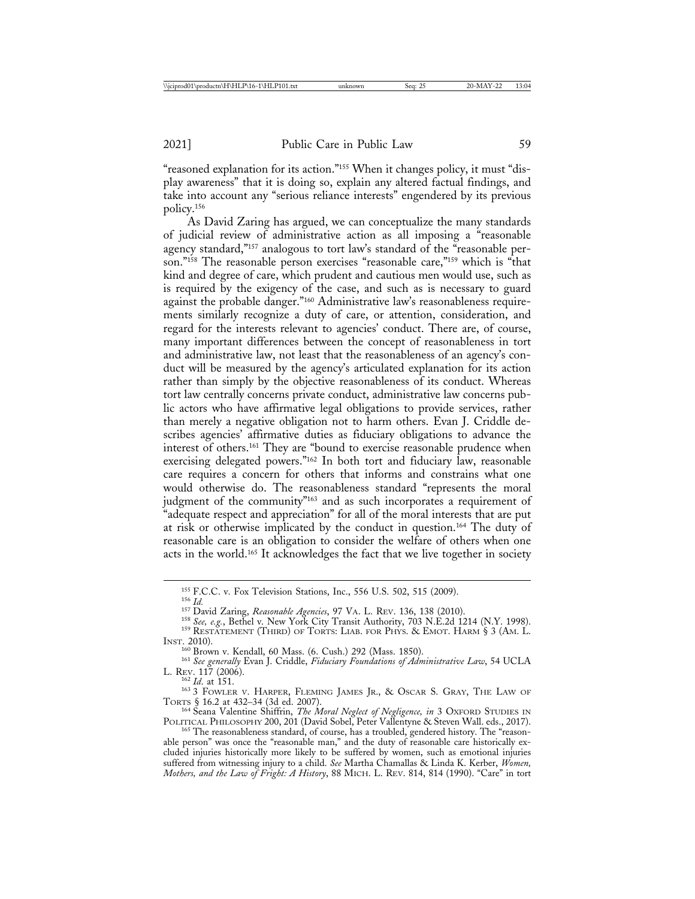"reasoned explanation for its action."[155] When it changes policy, it must "display awareness" that it is doing so, explain any altered factual findings, and take into account any "serious reliance interests" engendered by its previous policy.[156]

As David Zaring has argued, we can conceptualize the many standards of judicial review of administrative action as all imposing a "reasonable agency standard,"[157] analogous to tort law's standard of the "reasonable person."[158] The reasonable person exercises "reasonable care,"[159] which is "that kind and degree of care, which prudent and cautious men would use, such as is required by the exigency of the case, and such as is necessary to guard against the probable danger."[160] Administrative law's reasonableness requirements similarly recognize a duty of care, or attention, consideration, and regard for the interests relevant to agencies' conduct. There are, of course, many important differences between the concept of reasonableness in tort and administrative law, not least that the reasonableness of an agency's conduct will be measured by the agency's articulated explanation for its action rather than simply by the objective reasonableness of its conduct. Whereas tort law centrally concerns private conduct, administrative law concerns public actors who have affirmative legal obligations to provide services, rather than merely a negative obligation not to harm others. Evan J. Criddle describes agencies' affirmative duties as fiduciary obligations to advance the interest of others.[161] They are "bound to exercise reasonable prudence when exercising delegated powers."[162] In both tort and fiduciary law, reasonable care requires a concern for others that informs and constrains what one would otherwise do. The reasonableness standard "represents the moral judgment of the community"[163] and as such incorporates a requirement of "adequate respect and appreciation" for all of the moral interests that are put at risk or otherwise implicated by the conduct in question.[164] The duty of reasonable care is an obligation to consider the welfare of others when one acts in the world.[165] It acknowledges the fact that we live together in society

---

[155] F.C.C. v. Fox Television Stations, Inc., 556 U.S. 502, 515 (2009).

[156] *Id.*

[157] David Zaring, *Reasonable Agencies*, 97 VA. L. REV. 136, 138 (2010).

[158] *See, e.g.*, Bethel v. New York City Transit Authority, 703 N.E.2d 1214 (N.Y. 1998).

[159] RESTATEMENT (THIRD) OF TORTS: LIAB. FOR PHYS. & EMOT. HARM § 3 (AM. L. INST. 2010).

[160] Brown v. Kendall, 60 Mass. (6. Cush.) 292 (Mass. 1850).

[161] *See generally* Evan J. Criddle, *Fiduciary Foundations of Administrative Law*, 54 UCLA L. REV. 117 (2006).

[162] *Id.* at 151.

[163] 3 FOWLER V. HARPER, FLEMING JAMES JR., & OSCAR S. GRAY, THE LAW OF TORTS § 16.2 at 432–34 (3d ed. 2007).

[164] Seana Valentine Shiffrin, *The Moral Neglect of Negligence*, *in* 3 OXFORD STUDIES IN POLITICAL PHILOSOPHY 200, 201 (David Sobel, Peter Vallentyne & Steven Wall. eds., 2017).

[165] The reasonableness standard, of course, has a troubled, gendered history. The "reasonable person" was once the "reasonable man," and the duty of reasonable care historically excluded injuries historically more likely to be suffered by women, such as emotional injuries suffered from witnessing injury to a child. *See* Martha Chamallas & Linda K. Kerber, *Women, Mothers, and the Law of Fright: A History*, 88 MICH. L. REV. 814, 814 (1990). "Care" in tort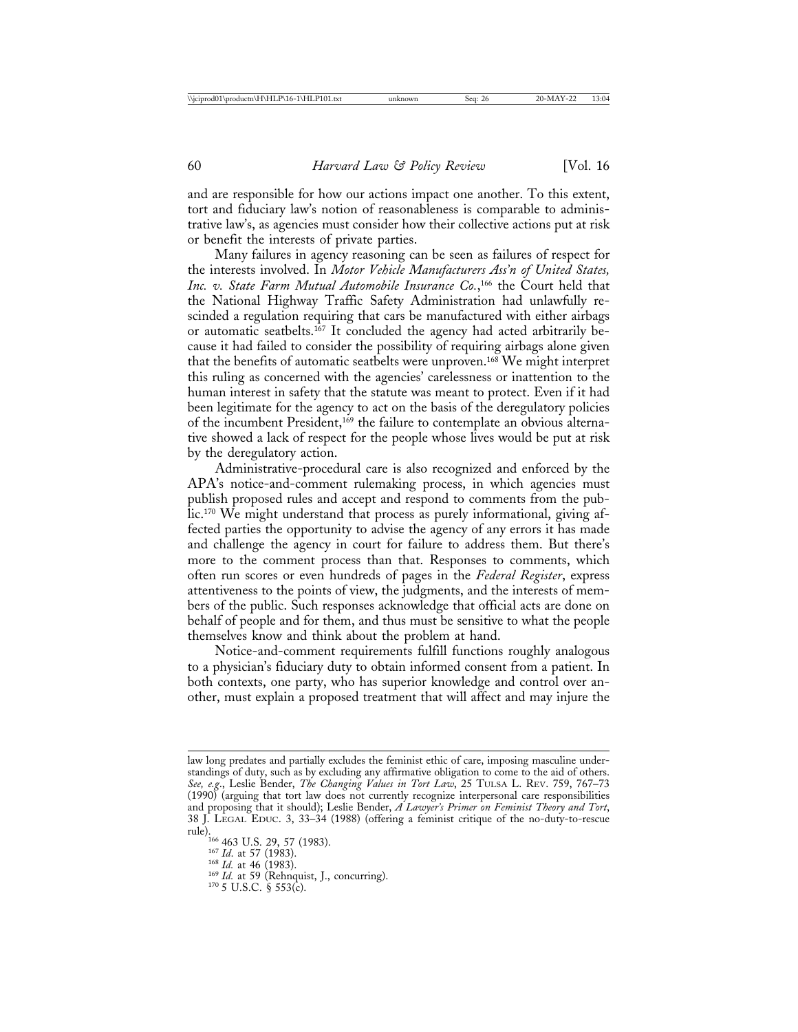and are responsible for how our actions impact one another. To this extent, tort and fiduciary law's notion of reasonableness is comparable to administrative law's, as agencies must consider how their collective actions put at risk or benefit the interests of private parties.

Many failures in agency reasoning can be seen as failures of respect for the interests involved. In *Motor Vehicle Manufacturers Ass'n of United States, Inc. v. State Farm Mutual Automobile Insurance Co.*,[166] the Court held that the National Highway Traffic Safety Administration had unlawfully rescinded a regulation requiring that cars be manufactured with either airbags or automatic seatbelts.[167] It concluded the agency had acted arbitrarily because it had failed to consider the possibility of requiring airbags alone given that the benefits of automatic seatbelts were unproven.[168] We might interpret this ruling as concerned with the agencies' carelessness or inattention to the human interest in safety that the statute was meant to protect. Even if it had been legitimate for the agency to act on the basis of the deregulatory policies of the incumbent President,[169] the failure to contemplate an obvious alternative showed a lack of respect for the people whose lives would be put at risk by the deregulatory action.

Administrative-procedural care is also recognized and enforced by the APA's notice-and-comment rulemaking process, in which agencies must publish proposed rules and accept and respond to comments from the public.[170] We might understand that process as purely informational, giving affected parties the opportunity to advise the agency of any errors it has made and challenge the agency in court for failure to address them. But there's more to the comment process than that. Responses to comments, which often run scores or even hundreds of pages in the *Federal Register*, express attentiveness to the points of view, the judgments, and the interests of members of the public. Such responses acknowledge that official acts are done on behalf of people and for them, and thus must be sensitive to what the people themselves know and think about the problem at hand.

Notice-and-comment requirements fulfill functions roughly analogous to a physician's fiduciary duty to obtain informed consent from a patient. In both contexts, one party, who has superior knowledge and control over another, must explain a proposed treatment that will affect and may injure the

---

law long predates and partially excludes the feminist ethic of care, imposing masculine understandings of duty, such as by excluding any affirmative obligation to come to the aid of others. *See, e.g.*, Leslie Bender, *The Changing Values in Tort Law*, 25 TULSA L. REV. 759, 767–73 (1990) (arguing that tort law does not currently recognize interpersonal care responsibilities and proposing that it should); Leslie Bender, *A Lawyer's Primer on Feminist Theory and Tort*, 38 J. LEGAL EDUC. 3, 33–34 (1988) (offering a feminist critique of the no-duty-to-rescue rule).

[166] 463 U.S. 29, 57 (1983).

[167] *Id.* at 57 (1983).

[168] *Id.* at 46 (1983).

[169] *Id.* at 59 (Rehnquist, J., concurring).

[170] 5 U.S.C. § 553(c).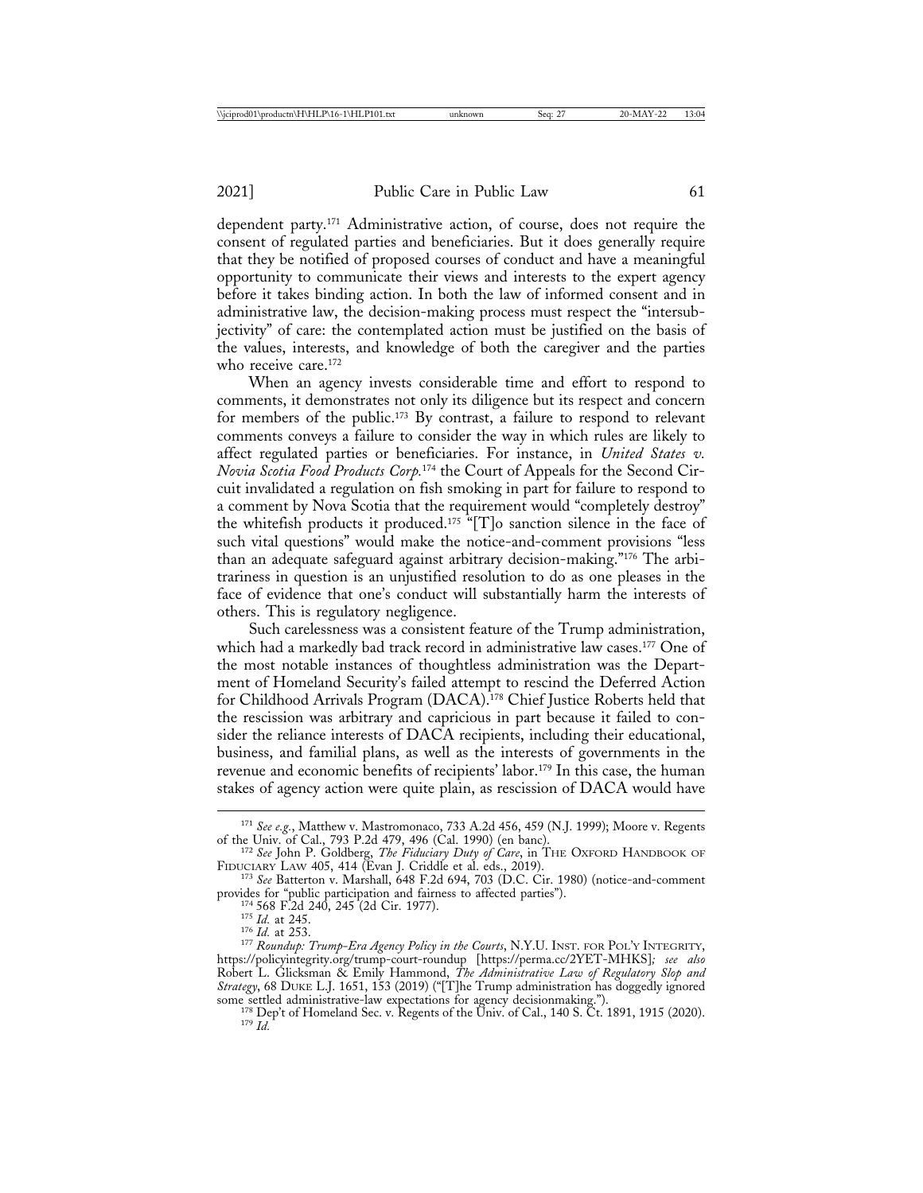dependent party.[171] Administrative action, of course, does not require the consent of regulated parties and beneficiaries. But it does generally require that they be notified of proposed courses of conduct and have a meaningful opportunity to communicate their views and interests to the expert agency before it takes binding action. In both the law of informed consent and in administrative law, the decision-making process must respect the "intersubjectivity" of care: the contemplated action must be justified on the basis of the values, interests, and knowledge of both the caregiver and the parties who receive care.[172]

When an agency invests considerable time and effort to respond to comments, it demonstrates not only its diligence but its respect and concern for members of the public.[173] By contrast, a failure to respond to relevant comments conveys a failure to consider the way in which rules are likely to affect regulated parties or beneficiaries. For instance, in *United States v. Novia Scotia Food Products Corp.*[174] the Court of Appeals for the Second Circuit invalidated a regulation on fish smoking in part for failure to respond to a comment by Nova Scotia that the requirement would "completely destroy" the whitefish products it produced.[175] "[T]o sanction silence in the face of such vital questions" would make the notice-and-comment provisions "less than an adequate safeguard against arbitrary decision-making."[176] The arbitrariness in question is an unjustified resolution to do as one pleases in the face of evidence that one's conduct will substantially harm the interests of others. This is regulatory negligence.

Such carelessness was a consistent feature of the Trump administration, which had a markedly bad track record in administrative law cases.[177] One of the most notable instances of thoughtless administration was the Department of Homeland Security's failed attempt to rescind the Deferred Action for Childhood Arrivals Program (DACA).[178] Chief Justice Roberts held that the rescission was arbitrary and capricious in part because it failed to consider the reliance interests of DACA recipients, including their educational, business, and familial plans, as well as the interests of governments in the revenue and economic benefits of recipients' labor.[179] In this case, the human stakes of agency action were quite plain, as rescission of DACA would have

---

[171] *See e.g.*, Matthew v. Mastromonaco, 733 A.2d 456, 459 (N.J. 1999); Moore v. Regents of the Univ. of Cal., 793 P.2d 479, 496 (Cal. 1990) (en banc).

[172] *See* John P. Goldberg, *The Fiduciary Duty of Care*, in THE OXFORD HANDBOOK OF FIDUCIARY LAW 405, 414 (Evan J. Criddle et al. eds., 2019).

[173] *See* Batterton v. Marshall, 648 F.2d 694, 703 (D.C. Cir. 1980) (notice-and-comment provides for "public participation and fairness to affected parties").

[174] 568 F.2d 240, 245 (2d Cir. 1977).

[175] *Id.* at 245.

[176] *Id.* at 253.

[177] *Roundup: Trump-Era Agency Policy in the Courts*, N.Y.U. INST. FOR POL'Y INTEGRITY, https://policyintegrity.org/trump-court-roundup [https://perma.cc/2YET-MHKS]*; see also* Robert L. Glicksman & Emily Hammond, *The Administrative Law of Regulatory Slop and Strategy*, 68 DUKE L.J. 1651, 153 (2019) ("[T]he Trump administration has doggedly ignored some settled administrative-law expectations for agency decisionmaking.").

[178] Dep't of Homeland Sec. v. Regents of the Univ. of Cal., 140 S. Ct. 1891, 1915 (2020).

[179] *Id.*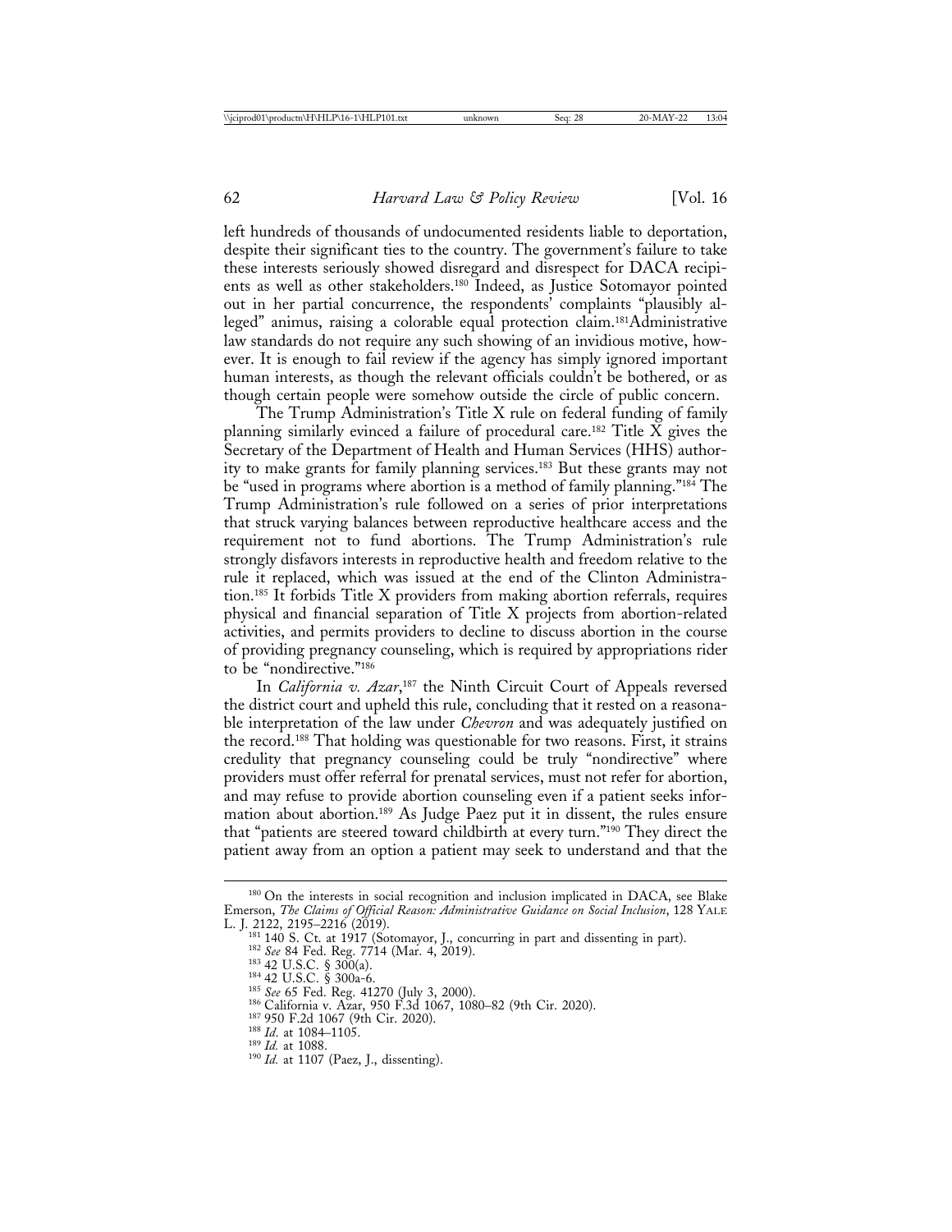left hundreds of thousands of undocumented residents liable to deportation, despite their significant ties to the country. The government's failure to take these interests seriously showed disregard and disrespect for DACA recipients as well as other stakeholders.[180] Indeed, as Justice Sotomayor pointed out in her partial concurrence, the respondents' complaints "plausibly alleged" animus, raising a colorable equal protection claim.[181]Administrative law standards do not require any such showing of an invidious motive, however. It is enough to fail review if the agency has simply ignored important human interests, as though the relevant officials couldn't be bothered, or as though certain people were somehow outside the circle of public concern.

The Trump Administration's Title X rule on federal funding of family planning similarly evinced a failure of procedural care.[182] Title X gives the Secretary of the Department of Health and Human Services (HHS) authority to make grants for family planning services.[183] But these grants may not be "used in programs where abortion is a method of family planning."[184] The Trump Administration's rule followed on a series of prior interpretations that struck varying balances between reproductive healthcare access and the requirement not to fund abortions. The Trump Administration's rule strongly disfavors interests in reproductive health and freedom relative to the rule it replaced, which was issued at the end of the Clinton Administration.[185] It forbids Title X providers from making abortion referrals, requires physical and financial separation of Title X projects from abortion-related activities, and permits providers to decline to discuss abortion in the course of providing pregnancy counseling, which is required by appropriations rider to be "nondirective."[186]

In *California v. Azar*,[187] the Ninth Circuit Court of Appeals reversed the district court and upheld this rule, concluding that it rested on a reasonable interpretation of the law under *Chevron* and was adequately justified on the record.[188] That holding was questionable for two reasons. First, it strains credulity that pregnancy counseling could be truly "nondirective" where providers must offer referral for prenatal services, must not refer for abortion, and may refuse to provide abortion counseling even if a patient seeks information about abortion.[189] As Judge Paez put it in dissent, the rules ensure that "patients are steered toward childbirth at every turn."[190] They direct the patient away from an option a patient may seek to understand and that the

[180] On the interests in social recognition and inclusion implicated in DACA, see Blake Emerson, *The Claims of Official Reason: Administrative Guidance on Social Inclusion*, 128 YALE L. J. 2122, 2195–2216 (2019).

[181] 140 S. Ct. at 1917 (Sotomayor, J., concurring in part and dissenting in part).

[182] *See* 84 Fed. Reg. 7714 (Mar. 4, 2019).

[183] 42 U.S.C. § 300(a).

[184] 42 U.S.C. § 300a-6.

[185] *See* 65 Fed. Reg. 41270 (July 3, 2000).

[186] California v. Azar, 950 F.3d 1067, 1080–82 (9th Cir. 2020).

[187] 950 F.2d 1067 (9th Cir. 2020).

[188] *Id.* at 1084–1105.

[189] *Id.* at 1088.

[190] *Id.* at 1107 (Paez, J., dissenting).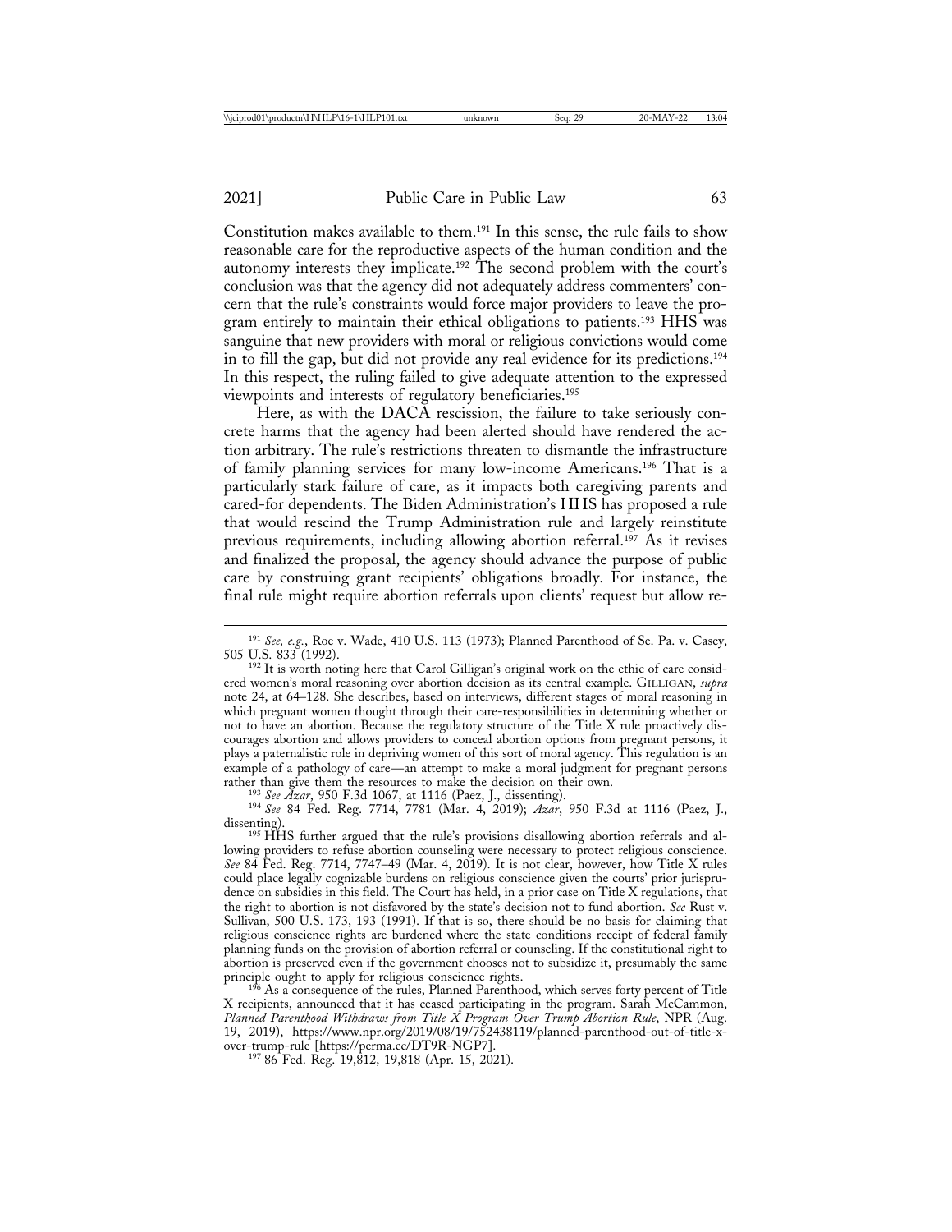Constitution makes available to them.[191] In this sense, the rule fails to show reasonable care for the reproductive aspects of the human condition and the autonomy interests they implicate.[192] The second problem with the court's conclusion was that the agency did not adequately address commenters' concern that the rule's constraints would force major providers to leave the program entirely to maintain their ethical obligations to patients.[193] HHS was sanguine that new providers with moral or religious convictions would come in to fill the gap, but did not provide any real evidence for its predictions.[194] In this respect, the ruling failed to give adequate attention to the expressed viewpoints and interests of regulatory beneficiaries.[195]

Here, as with the DACA rescission, the failure to take seriously concrete harms that the agency had been alerted should have rendered the action arbitrary. The rule's restrictions threaten to dismantle the infrastructure of family planning services for many low-income Americans.[196] That is a particularly stark failure of care, as it impacts both caregiving parents and cared-for dependents. The Biden Administration's HHS has proposed a rule that would rescind the Trump Administration rule and largely reinstitute previous requirements, including allowing abortion referral.[197] As it revises and finalized the proposal, the agency should advance the purpose of public care by construing grant recipients' obligations broadly. For instance, the final rule might require abortion referrals upon clients' request but allow re-

[191] *See, e.g.*, Roe v. Wade, 410 U.S. 113 (1973); Planned Parenthood of Se. Pa. v. Casey, 505 U.S. 833 (1992).

[192] It is worth noting here that Carol Gilligan's original work on the ethic of care considered women's moral reasoning over abortion decision as its central example. GILLIGAN, *supra* note 24, at 64–128. She describes, based on interviews, different stages of moral reasoning in which pregnant women thought through their care-responsibilities in determining whether or not to have an abortion. Because the regulatory structure of the Title X rule proactively discourages abortion and allows providers to conceal abortion options from pregnant persons, it plays a paternalistic role in depriving women of this sort of moral agency. This regulation is an example of a pathology of care—an attempt to make a moral judgment for pregnant persons rather than give them the resources to make the decision on their own.

[193] *See Azar*, 950 F.3d 1067, at 1116 (Paez, J., dissenting).

[194] *See* 84 Fed. Reg. 7714, 7781 (Mar. 4, 2019); *Azar*, 950 F.3d at 1116 (Paez, J., dissenting).

[195] HHS further argued that the rule's provisions disallowing abortion referrals and allowing providers to refuse abortion counseling were necessary to protect religious conscience. *See* 84 Fed. Reg. 7714, 7747–49 (Mar. 4, 2019). It is not clear, however, how Title X rules could place legally cognizable burdens on religious conscience given the courts' prior jurisprudence on subsidies in this field. The Court has held, in a prior case on Title X regulations, that the right to abortion is not disfavored by the state's decision not to fund abortion. *See* Rust v. Sullivan, 500 U.S. 173, 193 (1991). If that is so, there should be no basis for claiming that religious conscience rights are burdened where the state conditions receipt of federal family planning funds on the provision of abortion referral or counseling. If the constitutional right to abortion is preserved even if the government chooses not to subsidize it, presumably the same principle ought to apply for religious conscience rights.

[196] As a consequence of the rules, Planned Parenthood, which serves forty percent of Title X recipients, announced that it has ceased participating in the program. Sarah McCammon, *Planned Parenthood Withdraws from Title X Program Over Trump Abortion Rule*, NPR (Aug. 19, 2019), https://www.npr.org/2019/08/19/752438119/planned-parenthood-out-of-title-x-over-trump-rule [https://perma.cc/DT9R-NGP7].

[197] 86 Fed. Reg. 19,812, 19,818 (Apr. 15, 2021).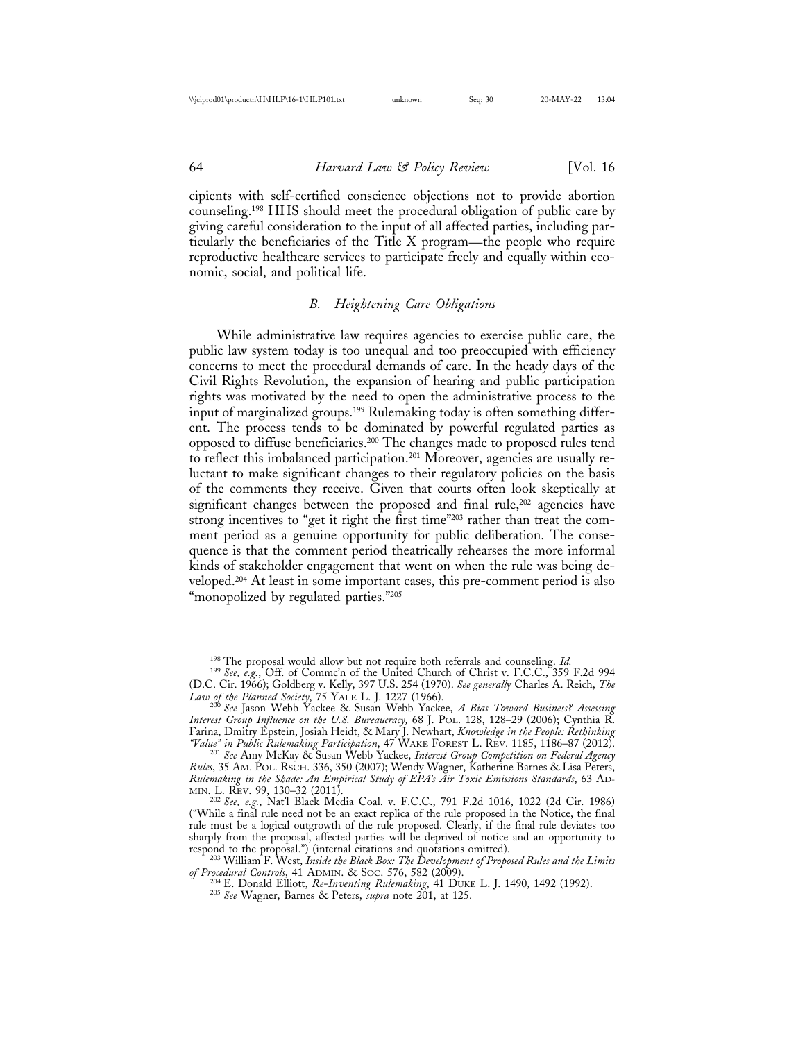cipients with self-certified conscience objections not to provide abortion counseling.[198] HHS should meet the procedural obligation of public care by giving careful consideration to the input of all affected parties, including particularly the beneficiaries of the Title X program—the people who require reproductive healthcare services to participate freely and equally within economic, social, and political life.

### *B. Heightening Care Obligations*

While administrative law requires agencies to exercise public care, the public law system today is too unequal and too preoccupied with efficiency concerns to meet the procedural demands of care. In the heady days of the Civil Rights Revolution, the expansion of hearing and public participation rights was motivated by the need to open the administrative process to the input of marginalized groups.[199] Rulemaking today is often something different. The process tends to be dominated by powerful regulated parties as opposed to diffuse beneficiaries.[200] The changes made to proposed rules tend to reflect this imbalanced participation.[201] Moreover, agencies are usually reluctant to make significant changes to their regulatory policies on the basis of the comments they receive. Given that courts often look skeptically at significant changes between the proposed and final rule,[202] agencies have strong incentives to "get it right the first time"[203] rather than treat the comment period as a genuine opportunity for public deliberation. The consequence is that the comment period theatrically rehearses the more informal kinds of stakeholder engagement that went on when the rule was being developed.[204] At least in some important cases, this pre-comment period is also "monopolized by regulated parties."[205]

---

[198] The proposal would allow but not require both referrals and counseling. *Id.*

[199] *See, e.g.*, Off. of Commc'n of the United Church of Christ v. F.C.C., 359 F.2d 994 (D.C. Cir. 1966); Goldberg v. Kelly, 397 U.S. 254 (1970). *See generally* Charles A. Reich, *The Law of the Planned Society*, 75 YALE L. J. 1227 (1966).

[200] *See* Jason Webb Yackee & Susan Webb Yackee, *A Bias Toward Business? Assessing Interest Group Influence on the U.S. Bureaucracy,* 68 J. POL. 128, 128–29 (2006); Cynthia R. Farina, Dmitry Epstein, Josiah Heidt, & Mary J. Newhart, *Knowledge in the People: Rethinking "Value" in Public Rulemaking Participation*, 47 WAKE FOREST L. REV. 1185, 1186–87 (2012).

[201] *See* Amy McKay & Susan Webb Yackee, *Interest Group Competition on Federal Agency Rules*, 35 AM. POL. RSCH. 336, 350 (2007); Wendy Wagner, Katherine Barnes & Lisa Peters, *Rulemaking in the Shade: An Empirical Study of EPA's Air Toxic Emissions Standards*, 63 ADMIN. L. REV. 99, 130–32 (2011).

[202] *See, e.g.*, Nat'l Black Media Coal. v. F.C.C., 791 F.2d 1016, 1022 (2d Cir. 1986) ("While a final rule need not be an exact replica of the rule proposed in the Notice, the final rule must be a logical outgrowth of the rule proposed. Clearly, if the final rule deviates too sharply from the proposal, affected parties will be deprived of notice and an opportunity to respond to the proposal.") (internal citations and quotations omitted).

[203] William F. West, *Inside the Black Box: The Development of Proposed Rules and the Limits of Procedural Controls*, 41 ADMIN. & SOC. 576, 582 (2009).

[204] E. Donald Elliott, *Re-Inventing Rulemaking*, 41 DUKE L. J. 1490, 1492 (1992).

[205] *See* Wagner, Barnes & Peters, *supra* note 201, at 125.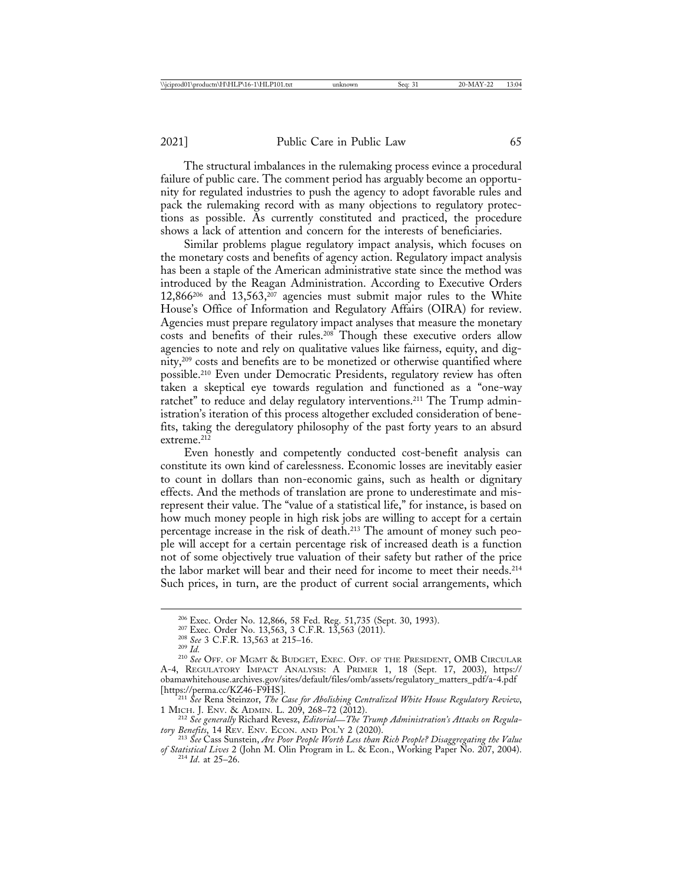The structural imbalances in the rulemaking process evince a procedural failure of public care. The comment period has arguably become an opportunity for regulated industries to push the agency to adopt favorable rules and pack the rulemaking record with as many objections to regulatory protections as possible. As currently constituted and practiced, the procedure shows a lack of attention and concern for the interests of beneficiaries.

Similar problems plague regulatory impact analysis, which focuses on the monetary costs and benefits of agency action. Regulatory impact analysis has been a staple of the American administrative state since the method was introduced by the Reagan Administration. According to Executive Orders 12,866[206] and 13,563,[207] agencies must submit major rules to the White House's Office of Information and Regulatory Affairs (OIRA) for review. Agencies must prepare regulatory impact analyses that measure the monetary costs and benefits of their rules.[208] Though these executive orders allow agencies to note and rely on qualitative values like fairness, equity, and dignity,[209] costs and benefits are to be monetized or otherwise quantified where possible.[210] Even under Democratic Presidents, regulatory review has often taken a skeptical eye towards regulation and functioned as a "one-way ratchet" to reduce and delay regulatory interventions.[211] The Trump administration's iteration of this process altogether excluded consideration of benefits, taking the deregulatory philosophy of the past forty years to an absurd extreme.[212]

Even honestly and competently conducted cost-benefit analysis can constitute its own kind of carelessness. Economic losses are inevitably easier to count in dollars than non-economic gains, such as health or dignitary effects. And the methods of translation are prone to underestimate and misrepresent their value. The "value of a statistical life," for instance, is based on how much money people in high risk jobs are willing to accept for a certain percentage increase in the risk of death.[213] The amount of money such people will accept for a certain percentage risk of increased death is a function not of some objectively true valuation of their safety but rather of the price the labor market will bear and their need for income to meet their needs.[214] Such prices, in turn, are the product of current social arrangements, which

---

[206] Exec. Order No. 12,866, 58 Fed. Reg. 51,735 (Sept. 30, 1993).

[207] Exec. Order No. 13,563, 3 C.F.R. 13,563 (2011).

[208] *See* 3 C.F.R. 13,563 at 215–16.

[209] *Id.*

[210] *See* Off. of Mgmt & Budget, Exec. Off. of the President, OMB Circular A-4, Regulatory Impact Analysis: A Primer 1, 18 (Sept. 17, 2003), https://obamawhitehouse.archives.gov/sites/default/files/omb/assets/regulatory_matters_pdf/a-4.pdf [https://perma.cc/KZ46-F9HS].

[211] *See* Rena Steinzor, *The Case for Abolishing Centralized White House Regulatory Review*, 1 Mich. J. Env. & Admin. L. 209, 268–72 (2012).

[212] *See generally* Richard Revesz, *Editorial—The Trump Administration's Attacks on Regulatory Benefits*, 14 Rev. Env. Econ. and Pol'y 2 (2020).

[213] *See* Cass Sunstein, *Are Poor People Worth Less than Rich People? Disaggregating the Value of Statistical Lives* 2 (John M. Olin Program in L. & Econ., Working Paper No. 207, 2004).

[214] *Id.* at 25–26.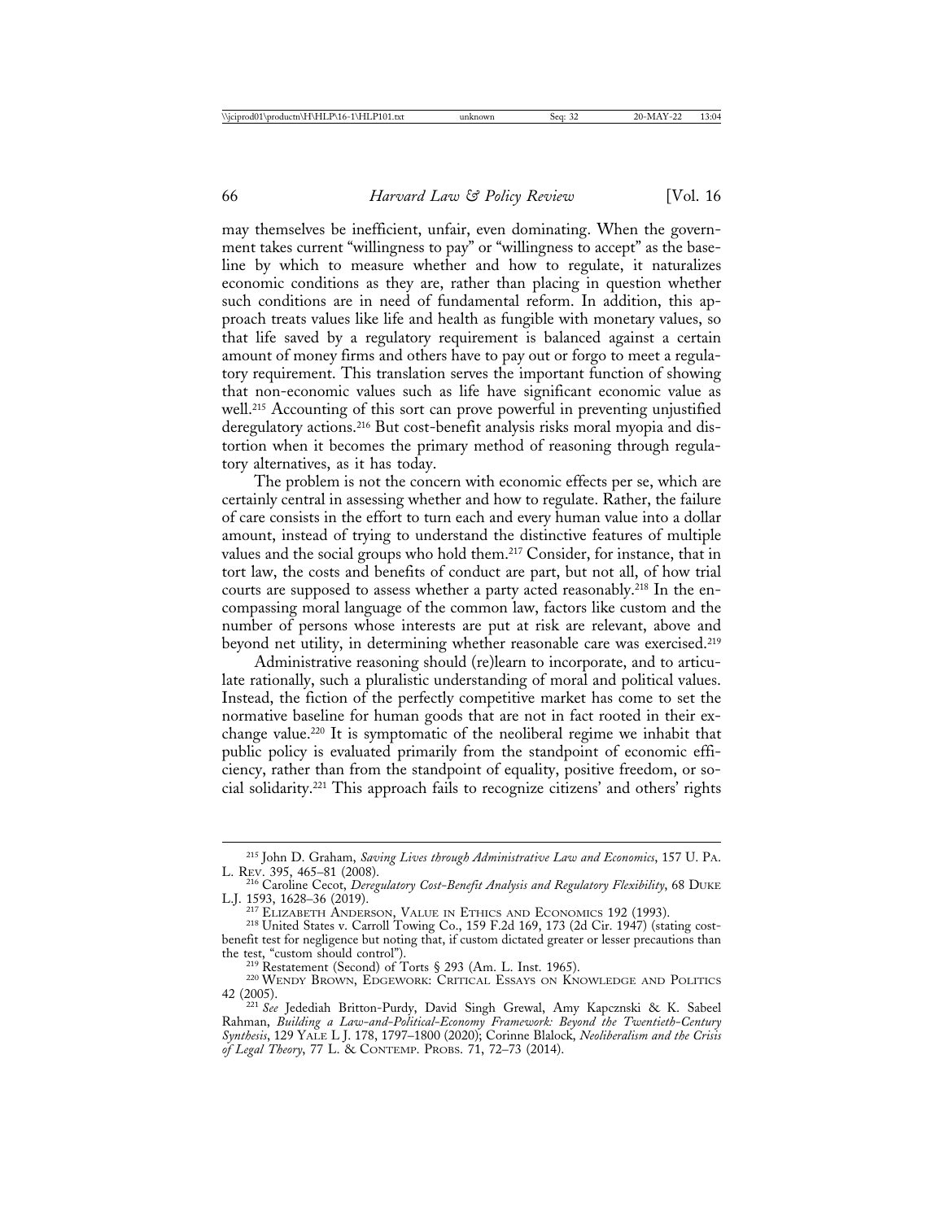may themselves be inefficient, unfair, even dominating. When the government takes current "willingness to pay" or "willingness to accept" as the baseline by which to measure whether and how to regulate, it naturalizes economic conditions as they are, rather than placing in question whether such conditions are in need of fundamental reform. In addition, this approach treats values like life and health as fungible with monetary values, so that life saved by a regulatory requirement is balanced against a certain amount of money firms and others have to pay out or forgo to meet a regulatory requirement. This translation serves the important function of showing that non-economic values such as life have significant economic value as well.[215] Accounting of this sort can prove powerful in preventing unjustified deregulatory actions.[216] But cost-benefit analysis risks moral myopia and distortion when it becomes the primary method of reasoning through regulatory alternatives, as it has today.

The problem is not the concern with economic effects per se, which are certainly central in assessing whether and how to regulate. Rather, the failure of care consists in the effort to turn each and every human value into a dollar amount, instead of trying to understand the distinctive features of multiple values and the social groups who hold them.[217] Consider, for instance, that in tort law, the costs and benefits of conduct are part, but not all, of how trial courts are supposed to assess whether a party acted reasonably.[218] In the encompassing moral language of the common law, factors like custom and the number of persons whose interests are put at risk are relevant, above and beyond net utility, in determining whether reasonable care was exercised.[219]

Administrative reasoning should (re)learn to incorporate, and to articulate rationally, such a pluralistic understanding of moral and political values. Instead, the fiction of the perfectly competitive market has come to set the normative baseline for human goods that are not in fact rooted in their exchange value.[220] It is symptomatic of the neoliberal regime we inhabit that public policy is evaluated primarily from the standpoint of economic efficiency, rather than from the standpoint of equality, positive freedom, or social solidarity.[221] This approach fails to recognize citizens' and others' rights

---

[215] John D. Graham, *Saving Lives through Administrative Law and Economics*, 157 U. PA. L. REV. 395, 465–81 (2008).

[216] Caroline Cecot, *Deregulatory Cost-Benefit Analysis and Regulatory Flexibility*, 68 DUKE L.J. 1593, 1628–36 (2019).

[217] ELIZABETH ANDERSON, VALUE IN ETHICS AND ECONOMICS 192 (1993).

[218] United States v. Carroll Towing Co., 159 F.2d 169, 173 (2d Cir. 1947) (stating cost-benefit test for negligence but noting that, if custom dictated greater or lesser precautions than the test, "custom should control").

[219] Restatement (Second) of Torts § 293 (Am. L. Inst. 1965).

[220] WENDY BROWN, EDGEWORK: CRITICAL ESSAYS ON KNOWLEDGE AND POLITICS 42 (2005).

[221] *See* Jedediah Britton-Purdy, David Singh Grewal, Amy Kapczynski & K. Sabeel Rahman, *Building a Law-and-Political-Economy Framework: Beyond the Twentieth-Century Synthesis*, 129 YALE L J. 178, 1797–1800 (2020); Corinne Blalock, *Neoliberalism and the Crisis of Legal Theory*, 77 L. & CONTEMP. PROBS. 71, 72–73 (2014).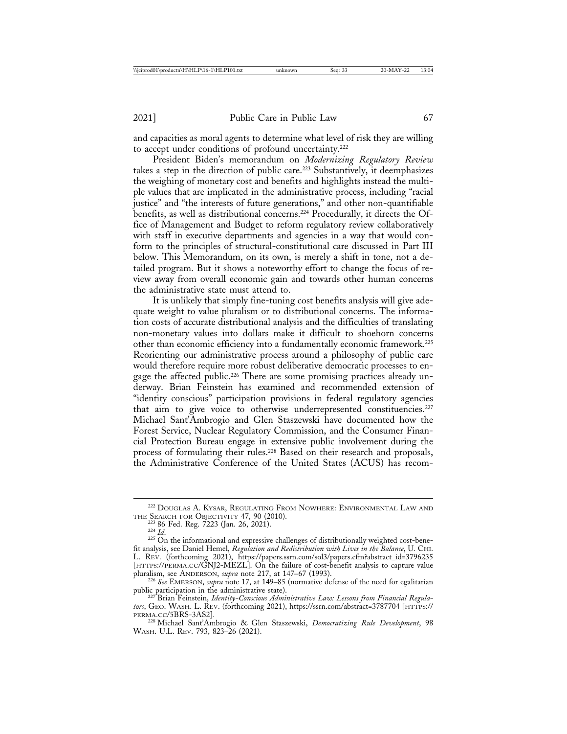and capacities as moral agents to determine what level of risk they are willing to accept under conditions of profound uncertainty.[222]

President Biden's memorandum on *Modernizing Regulatory Review* takes a step in the direction of public care.[223] Substantively, it deemphasizes the weighing of monetary cost and benefits and highlights instead the multiple values that are implicated in the administrative process, including "racial justice" and "the interests of future generations," and other non-quantifiable benefits, as well as distributional concerns.[224] Procedurally, it directs the Office of Management and Budget to reform regulatory review collaboratively with staff in executive departments and agencies in a way that would conform to the principles of structural-constitutional care discussed in Part III below. This Memorandum, on its own, is merely a shift in tone, not a detailed program. But it shows a noteworthy effort to change the focus of review away from overall economic gain and towards other human concerns the administrative state must attend to.

It is unlikely that simply fine-tuning cost benefits analysis will give adequate weight to value pluralism or to distributional concerns. The information costs of accurate distributional analysis and the difficulties of translating non-monetary values into dollars make it difficult to shoehorn concerns other than economic efficiency into a fundamentally economic framework.[225] Reorienting our administrative process around a philosophy of public care would therefore require more robust deliberative democratic processes to engage the affected public.[226] There are some promising practices already underway. Brian Feinstein has examined and recommended extension of "identity conscious" participation provisions in federal regulatory agencies that aim to give voice to otherwise underrepresented constituencies.[227] Michael Sant'Ambrogio and Glen Staszewski have documented how the Forest Service, Nuclear Regulatory Commission, and the Consumer Financial Protection Bureau engage in extensive public involvement during the process of formulating their rules.[228] Based on their research and proposals, the Administrative Conference of the United States (ACUS) has recom-

---

[222] Douglas A. Kysar, Regulating From Nowhere: Environmental Law and the Search for Objectivity 47, 90 (2010).

[223] 86 Fed. Reg. 7223 (Jan. 26, 2021).

[224] *Id.*

[225] On the informational and expressive challenges of distributionally weighted cost-benefit analysis, see Daniel Hemel, *Regulation and Redistribution with Lives in the Balance*, U. Chi. L. Rev. (forthcoming 2021), https://papers.ssrn.com/sol3/papers.cfm?abstract_id=3796235 [https://perma.cc/GNJ2-MEZL]. On the failure of cost-benefit analysis to capture value pluralism, see Anderson, *supra* note 217, at 147–67 (1993).

[226] *See* Emerson, *supra* note 17, at 149–85 (normative defense of the need for egalitarian public participation in the administrative state).

[227] Brian Feinstein, *Identity-Conscious Administrative Law: Lessons from Financial Regulators*, Geo. Wash. L. Rev. (forthcoming 2021), https://ssrn.com/abstract=3787704 [https://perma.cc/5BRS-3AS2].

[228] Michael Sant'Ambrogio & Glen Staszewski, *Democratizing Rule Development*, 98 Wash. U.L. Rev. 793, 823–26 (2021).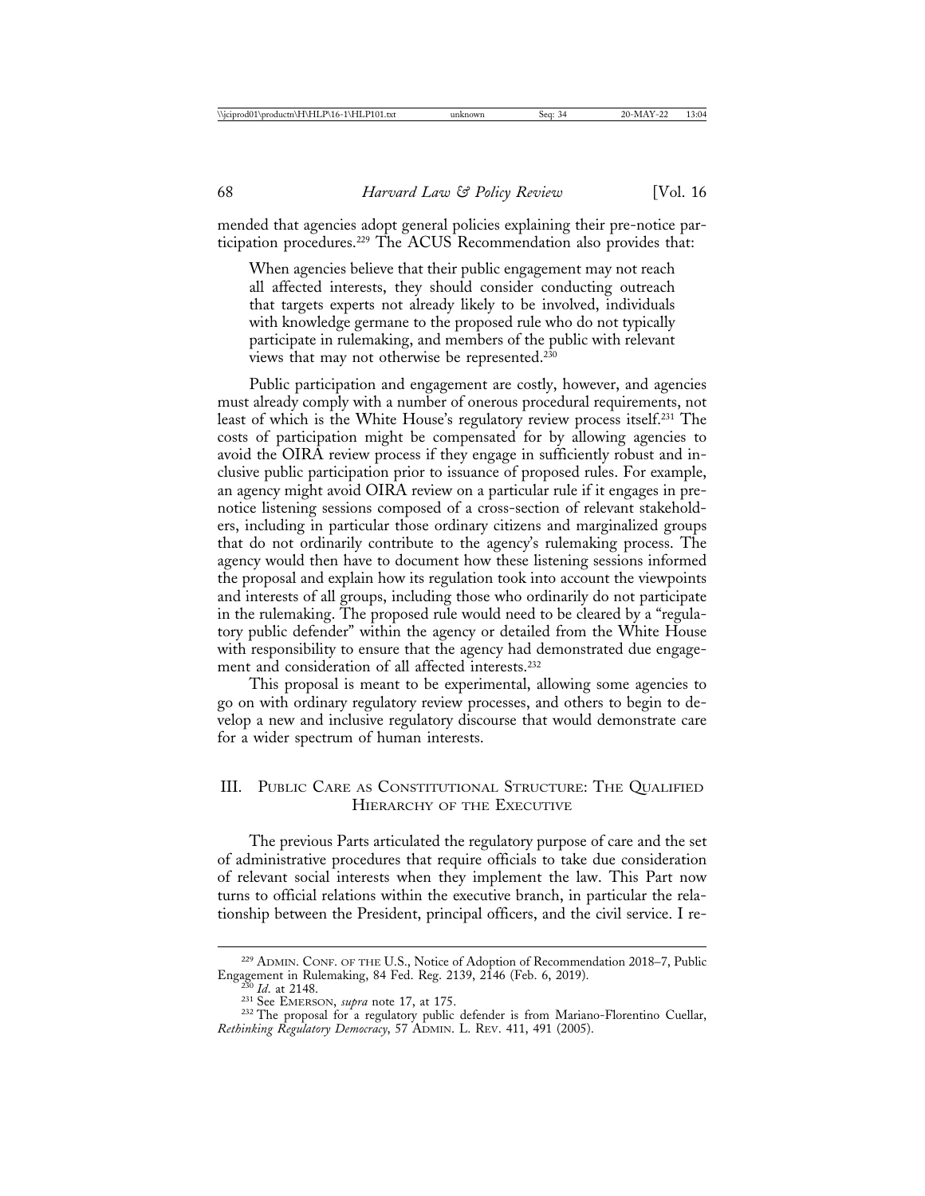mended that agencies adopt general policies explaining their pre-notice participation procedures.[229] The ACUS Recommendation also provides that:

> When agencies believe that their public engagement may not reach all affected interests, they should consider conducting outreach that targets experts not already likely to be involved, individuals with knowledge germane to the proposed rule who do not typically participate in rulemaking, and members of the public with relevant views that may not otherwise be represented.[230]

Public participation and engagement are costly, however, and agencies must already comply with a number of onerous procedural requirements, not least of which is the White House's regulatory review process itself.[231] The costs of participation might be compensated for by allowing agencies to avoid the OIRA review process if they engage in sufficiently robust and inclusive public participation prior to issuance of proposed rules. For example, an agency might avoid OIRA review on a particular rule if it engages in pre-notice listening sessions composed of a cross-section of relevant stakeholders, including in particular those ordinary citizens and marginalized groups that do not ordinarily contribute to the agency's rulemaking process. The agency would then have to document how these listening sessions informed the proposal and explain how its regulation took into account the viewpoints and interests of all groups, including those who ordinarily do not participate in the rulemaking. The proposed rule would need to be cleared by a "regulatory public defender" within the agency or detailed from the White House with responsibility to ensure that the agency had demonstrated due engagement and consideration of all affected interests.[232]

This proposal is meant to be experimental, allowing some agencies to go on with ordinary regulatory review processes, and others to begin to develop a new and inclusive regulatory discourse that would demonstrate care for a wider spectrum of human interests.

## III. Public Care as Constitutional Structure: The Qualified Hierarchy of the Executive

The previous Parts articulated the regulatory purpose of care and the set of administrative procedures that require officials to take due consideration of relevant social interests when they implement the law. This Part now turns to official relations within the executive branch, in particular the relationship between the President, principal officers, and the civil service. I re-

---

[229] Admin. Conf. of the U.S., Notice of Adoption of Recommendation 2018–7, Public Engagement in Rulemaking, 84 Fed. Reg. 2139, 2146 (Feb. 6, 2019).

[230] *Id.* at 2148.

[231] See Emerson, *supra* note 17, at 175.

[232] The proposal for a regulatory public defender is from Mariano-Florentino Cuellar, *Rethinking Regulatory Democracy*, 57 Admin. L. Rev. 411, 491 (2005).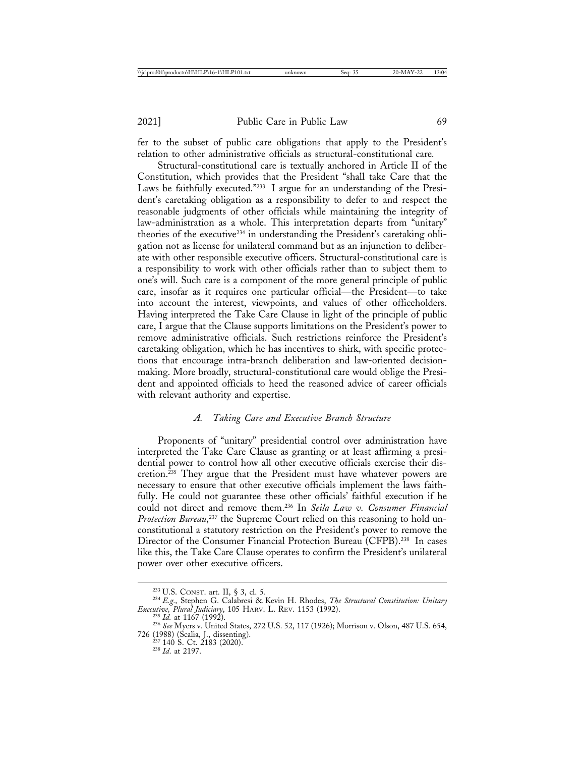fer to the subset of public care obligations that apply to the President's relation to other administrative officials as structural-constitutional care.

Structural-constitutional care is textually anchored in Article II of the Constitution, which provides that the President "shall take Care that the Laws be faithfully executed."[233] I argue for an understanding of the President's caretaking obligation as a responsibility to defer to and respect the reasonable judgments of other officials while maintaining the integrity of law-administration as a whole. This interpretation departs from "unitary" theories of the executive[234] in understanding the President's caretaking obligation not as license for unilateral command but as an injunction to deliberate with other responsible executive officers. Structural-constitutional care is a responsibility to work with other officials rather than to subject them to one's will. Such care is a component of the more general principle of public care, insofar as it requires one particular official—the President—to take into account the interest, viewpoints, and values of other officeholders. Having interpreted the Take Care Clause in light of the principle of public care, I argue that the Clause supports limitations on the President's power to remove administrative officials. Such restrictions reinforce the President's caretaking obligation, which he has incentives to shirk, with specific protections that encourage intra-branch deliberation and law-oriented decision-making. More broadly, structural-constitutional care would oblige the President and appointed officials to heed the reasoned advice of career officials with relevant authority and expertise.

### *A. Taking Care and Executive Branch Structure*

Proponents of "unitary" presidential control over administration have interpreted the Take Care Clause as granting or at least affirming a presidential power to control how all other executive officials exercise their discretion.[235] They argue that the President must have whatever powers are necessary to ensure that other executive officials implement the laws faithfully. He could not guarantee these other officials' faithful execution if he could not direct and remove them.[236] In *Seila Law v. Consumer Financial Protection Bureau*,[237] the Supreme Court relied on this reasoning to hold unconstitutional a statutory restriction on the President's power to remove the Director of the Consumer Financial Protection Bureau (CFPB).[238] In cases like this, the Take Care Clause operates to confirm the President's unilateral power over other executive officers.

---

[233] U.S. CONST. art. II, § 3, cl. 5.

[234] *E.g.*, Stephen G. Calabresi & Kevin H. Rhodes, *The Structural Constitution: Unitary Executive, Plural Judiciary*, 105 HARV. L. REV. 1153 (1992).

[235] *Id.* at 1167 (1992).

[236] *See* Myers v. United States, 272 U.S. 52, 117 (1926); Morrison v. Olson, 487 U.S. 654, 726 (1988) (Scalia, J., dissenting).

[237] 140 S. Ct. 2183 (2020).

[238] *Id.* at 2197.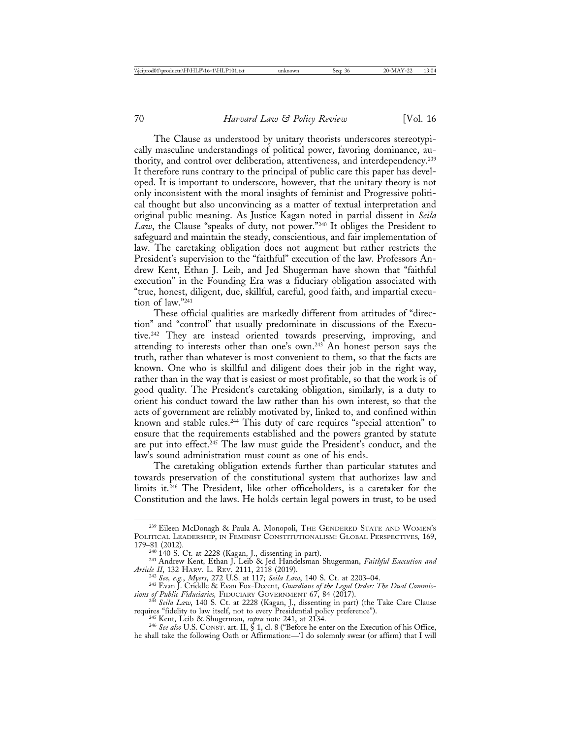The Clause as understood by unitary theorists underscores stereotypically masculine understandings of political power, favoring dominance, authority, and control over deliberation, attentiveness, and interdependency.[239] It therefore runs contrary to the principal of public care this paper has developed. It is important to underscore, however, that the unitary theory is not only inconsistent with the moral insights of feminist and Progressive political thought but also unconvincing as a matter of textual interpretation and original public meaning. As Justice Kagan noted in partial dissent in *Seila Law*, the Clause "speaks of duty, not power."[240] It obliges the President to safeguard and maintain the steady, conscientious, and fair implementation of law. The caretaking obligation does not augment but rather restricts the President's supervision to the "faithful" execution of the law. Professors Andrew Kent, Ethan J. Leib, and Jed Shugerman have shown that "faithful execution" in the Founding Era was a fiduciary obligation associated with "true, honest, diligent, due, skillful, careful, good faith, and impartial execution of law."[241]

These official qualities are markedly different from attitudes of "direction" and "control" that usually predominate in discussions of the Executive.[242] They are instead oriented towards preserving, improving, and attending to interests other than one's own.[243] An honest person says the truth, rather than whatever is most convenient to them, so that the facts are known. One who is skillful and diligent does their job in the right way, rather than in the way that is easiest or most profitable, so that the work is of good quality. The President's caretaking obligation, similarly, is a duty to orient his conduct toward the law rather than his own interest, so that the acts of government are reliably motivated by, linked to, and confined within known and stable rules.[244] This duty of care requires "special attention" to ensure that the requirements established and the powers granted by statute are put into effect.[245] The law must guide the President's conduct, and the law's sound administration must count as one of his ends.

The caretaking obligation extends further than particular statutes and towards preservation of the constitutional system that authorizes law and limits it.[246] The President, like other officeholders, is a caretaker for the Constitution and the laws. He holds certain legal powers in trust, to be used

---

[239] Eileen McDonagh & Paula A. Monopoli, The Gendered State and Women's Political Leadership, in Feminist Constitutionalism: Global Perspectives, 169, 179–81 (2012).

[240] 140 S. Ct. at 2228 (Kagan, J., dissenting in part).

[241] Andrew Kent, Ethan J. Leib & Jed Handelsman Shugerman, *Faithful Execution and Article II*, 132 Harv. L. Rev. 2111, 2118 (2019).

[242] *See, e.g.*, *Myers*, 272 U.S. at 117; *Seila Law*, 140 S. Ct. at 2203–04.

[243] Evan J. Criddle & Evan Fox-Decent, *Guardians of the Legal Order: The Dual Commissions of Public Fiduciaries,* Fiduciary Government 67, 84 (2017).

[244] *Seila Law*, 140 S. Ct. at 2228 (Kagan, J., dissenting in part) (the Take Care Clause requires "fidelity to law itself, not to every Presidential policy preference").

[245] Kent, Leib & Shugerman, *supra* note 241, at 2134.

[246] *See also* U.S. Const. art. II, § 1, cl. 8 ("Before he enter on the Execution of his Office, he shall take the following Oath or Affirmation:—'I do solemnly swear (or affirm) that I will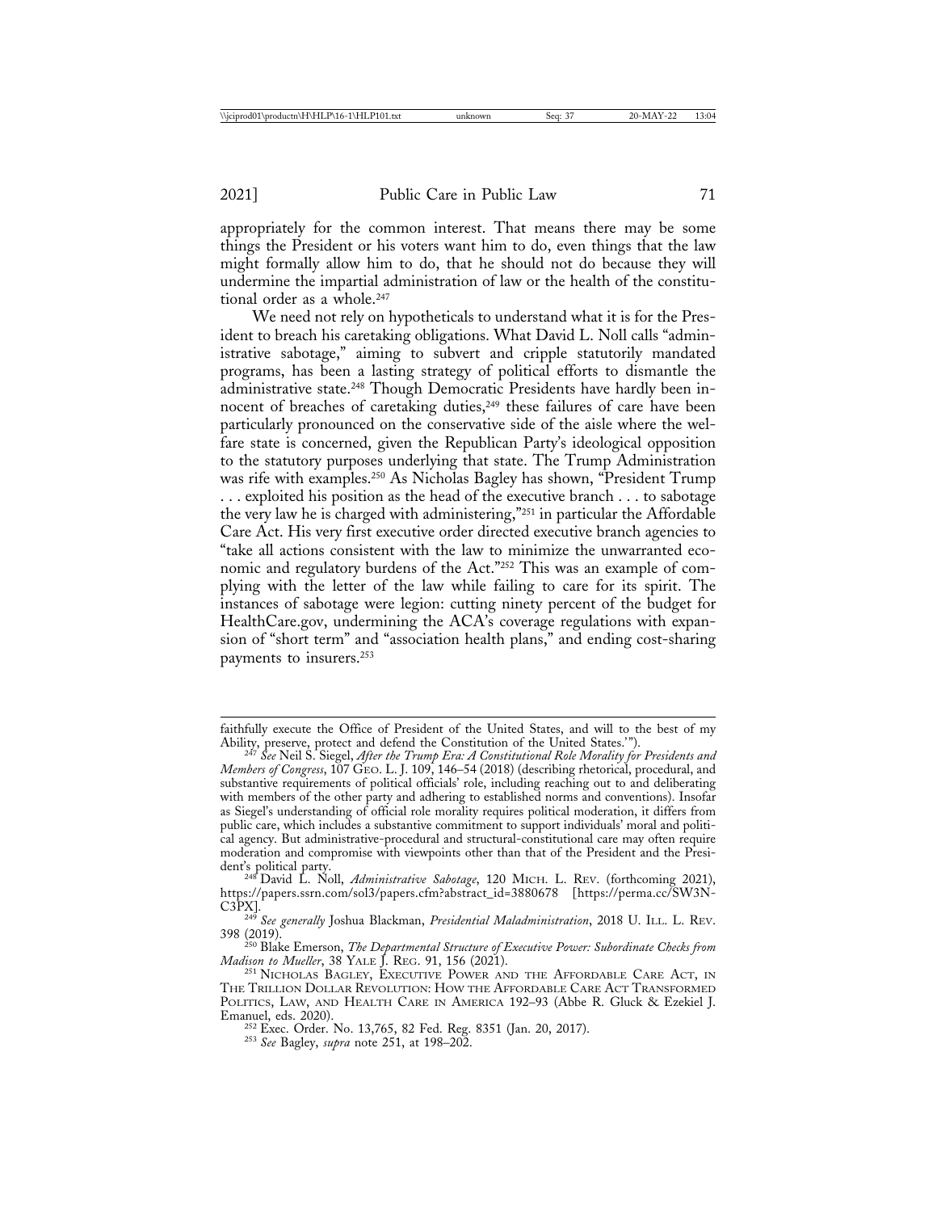appropriately for the common interest. That means there may be some things the President or his voters want him to do, even things that the law might formally allow him to do, that he should not do because they will undermine the impartial administration of law or the health of the constitutional order as a whole.[247]

We need not rely on hypotheticals to understand what it is for the President to breach his caretaking obligations. What David L. Noll calls "administrative sabotage," aiming to subvert and cripple statutorily mandated programs, has been a lasting strategy of political efforts to dismantle the administrative state.[248] Though Democratic Presidents have hardly been innocent of breaches of caretaking duties,[249] these failures of care have been particularly pronounced on the conservative side of the aisle where the welfare state is concerned, given the Republican Party's ideological opposition to the statutory purposes underlying that state. The Trump Administration was rife with examples.[250] As Nicholas Bagley has shown, "President Trump . . . exploited his position as the head of the executive branch . . . to sabotage the very law he is charged with administering,"[251] in particular the Affordable Care Act. His very first executive order directed executive branch agencies to "take all actions consistent with the law to minimize the unwarranted economic and regulatory burdens of the Act."[252] This was an example of complying with the letter of the law while failing to care for its spirit. The instances of sabotage were legion: cutting ninety percent of the budget for HealthCare.gov, undermining the ACA's coverage regulations with expansion of "short term" and "association health plans," and ending cost-sharing payments to insurers.[253]

---

faithfully execute the Office of President of the United States, and will to the best of my Ability, preserve, protect and defend the Constitution of the United States.'").

[247] *See* Neil S. Siegel, *After the Trump Era: A Constitutional Role Morality for Presidents and Members of Congress*, 107 GEO. L. J. 109, 146–54 (2018) (describing rhetorical, procedural, and substantive requirements of political officials' role, including reaching out to and deliberating with members of the other party and adhering to established norms and conventions). Insofar as Siegel's understanding of official role morality requires political moderation, it differs from public care, which includes a substantive commitment to support individuals' moral and political agency. But administrative-procedural and structural-constitutional care may often require moderation and compromise with viewpoints other than that of the President and the President's political party.

[248] David L. Noll, *Administrative Sabotage*, 120 MICH. L. REV. (forthcoming 2021), https://papers.ssrn.com/sol3/papers.cfm?abstract_id=3880678 [https://perma.cc/SW3N-C3PX].

[249] *See generally* Joshua Blackman, *Presidential Maladministration*, 2018 U. ILL. L. REV. 398 (2019).

[250] Blake Emerson, *The Departmental Structure of Executive Power: Subordinate Checks from Madison to Mueller*, 38 YALE J. REG. 91, 156 (2021).

[251] NICHOLAS BAGLEY, EXECUTIVE POWER AND THE AFFORDABLE CARE ACT, IN THE TRILLION DOLLAR REVOLUTION: HOW THE AFFORDABLE CARE ACT TRANSFORMED POLITICS, LAW, AND HEALTH CARE IN AMERICA 192–93 (Abbe R. Gluck & Ezekiel J. Emanuel, eds. 2020).

[252] Exec. Order. No. 13,765, 82 Fed. Reg. 8351 (Jan. 20, 2017).

[253] *See* Bagley, *supra* note 251, at 198–202.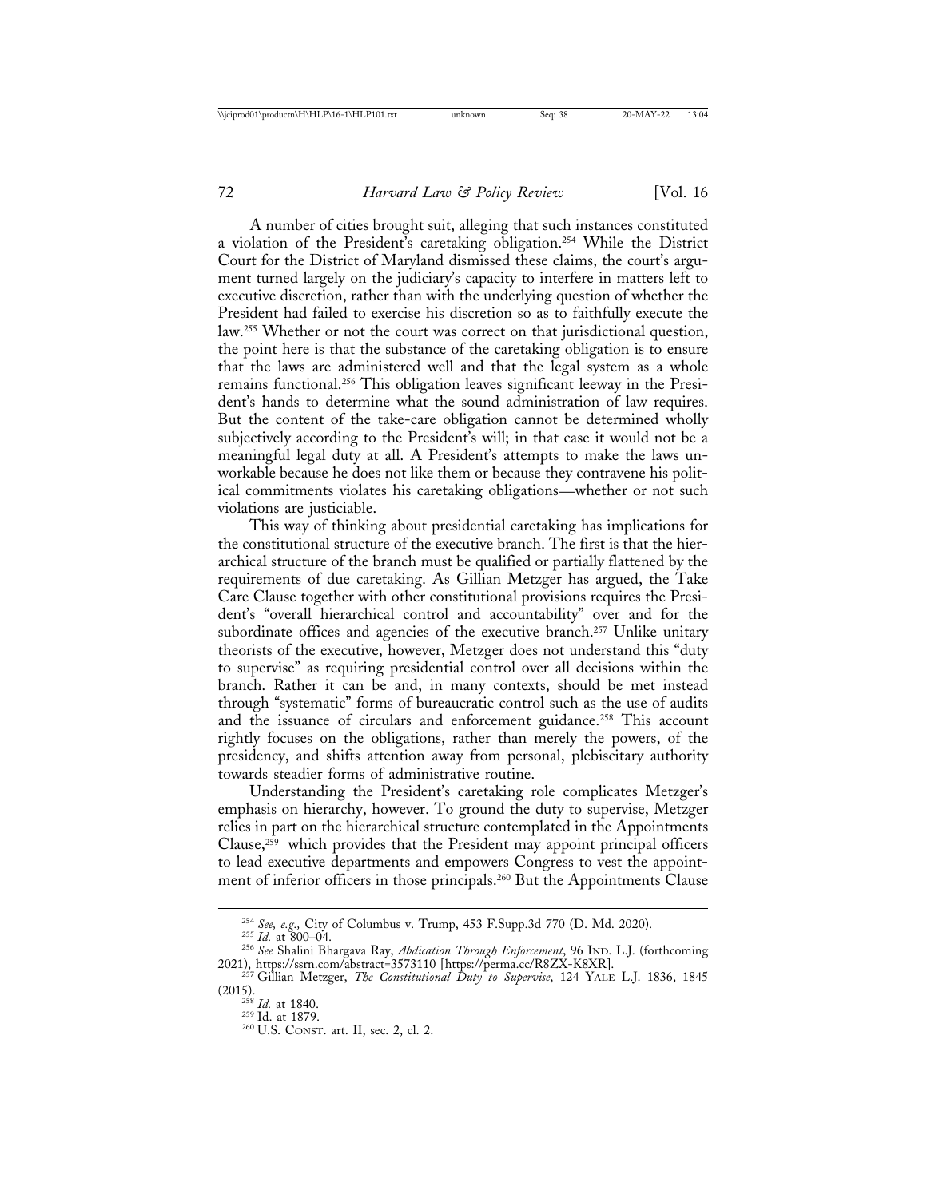A number of cities brought suit, alleging that such instances constituted a violation of the President's caretaking obligation.[254] While the District Court for the District of Maryland dismissed these claims, the court's argument turned largely on the judiciary's capacity to interfere in matters left to executive discretion, rather than with the underlying question of whether the President had failed to exercise his discretion so as to faithfully execute the law.[255] Whether or not the court was correct on that jurisdictional question, the point here is that the substance of the caretaking obligation is to ensure that the laws are administered well and that the legal system as a whole remains functional.[256] This obligation leaves significant leeway in the President's hands to determine what the sound administration of law requires. But the content of the take-care obligation cannot be determined wholly subjectively according to the President's will; in that case it would not be a meaningful legal duty at all. A President's attempts to make the laws unworkable because he does not like them or because they contravene his political commitments violates his caretaking obligations—whether or not such violations are justiciable.

This way of thinking about presidential caretaking has implications for the constitutional structure of the executive branch. The first is that the hierarchical structure of the branch must be qualified or partially flattened by the requirements of due caretaking. As Gillian Metzger has argued, the Take Care Clause together with other constitutional provisions requires the President's "overall hierarchical control and accountability" over and for the subordinate offices and agencies of the executive branch.[257] Unlike unitary theorists of the executive, however, Metzger does not understand this "duty to supervise" as requiring presidential control over all decisions within the branch. Rather it can be and, in many contexts, should be met instead through "systematic" forms of bureaucratic control such as the use of audits and the issuance of circulars and enforcement guidance.[258] This account rightly focuses on the obligations, rather than merely the powers, of the presidency, and shifts attention away from personal, plebiscitary authority towards steadier forms of administrative routine.

Understanding the President's caretaking role complicates Metzger's emphasis on hierarchy, however. To ground the duty to supervise, Metzger relies in part on the hierarchical structure contemplated in the Appointments Clause,[259] which provides that the President may appoint principal officers to lead executive departments and empowers Congress to vest the appointment of inferior officers in those principals.[260] But the Appointments Clause

---

[254] *See, e.g.,* City of Columbus v. Trump, 453 F.Supp.3d 770 (D. Md. 2020).

[255] *Id.* at 800–04.

[256] *See* Shalini Bhargava Ray, *Abdication Through Enforcement*, 96 IND. L.J. (forthcoming 2021), https://ssrn.com/abstract=3573110 [https://perma.cc/R8ZX-K8XR].

[257] Gillian Metzger, *The Constitutional Duty to Supervise*, 124 YALE L.J. 1836, 1845 (2015).

[258] *Id.* at 1840.

[259] Id. at 1879.

[260] U.S. CONST. art. II, sec. 2, cl. 2.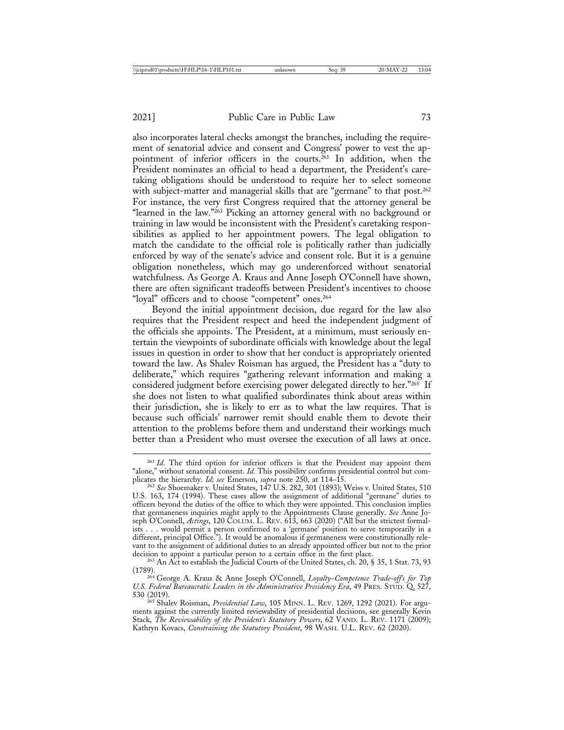also incorporates lateral checks amongst the branches, including the requirement of senatorial advice and consent and Congress' power to vest the appointment of inferior officers in the courts.[261] In addition, when the President nominates an official to head a department, the President's caretaking obligations should be understood to require her to select someone with subject-matter and managerial skills that are "germane" to that post.[262] For instance, the very first Congress required that the attorney general be "learned in the law."[263] Picking an attorney general with no background or training in law would be inconsistent with the President's caretaking responsibilities as applied to her appointment powers. The legal obligation to match the candidate to the official role is politically rather than judicially enforced by way of the senate's advice and consent role. But it is a genuine obligation nonetheless, which may go underenforced without senatorial watchfulness. As George A. Kraus and Anne Joseph O'Connell have shown, there are often significant tradeoffs between President's incentives to choose "loyal" officers and to choose "competent" ones.[264]

Beyond the initial appointment decision, due regard for the law also requires that the President respect and heed the independent judgment of the officials she appoints. The President, at a minimum, must seriously entertain the viewpoints of subordinate officials with knowledge about the legal issues in question in order to show that her conduct is appropriately oriented toward the law. As Shalev Roisman has argued, the President has a "duty to deliberate," which requires "gathering relevant information and making a considered judgment before exercising power delegated directly to her."[265] If she does not listen to what qualified subordinates think about areas within their jurisdiction, she is likely to err as to what the law requires. That is because such officials' narrower remit should enable them to devote their attention to the problems before them and understand their workings much better than a President who must oversee the execution of all laws at once.

---

[261] *Id*. The third option for inferior officers is that the President may appoint them "alone," without senatorial consent. *Id.* This possibility confirms presidential control but complicates the hierarchy. *Id; see* Emerson, *supra* note 250, at 114–15.

[262] *See* Shoemaker v. United States, 147 U.S. 282, 301 (1893); Weiss v. United States, 510 U.S. 163, 174 (1994). These cases allow the assignment of additional "germane" duties to officers beyond the duties of the office to which they were appointed. This conclusion implies that germaneness inquiries might apply to the Appointments Clause generally. *See* Anne Joseph O'Connell, *Actings*, 120 COLUM. L. REV. 613, 663 (2020) ("All but the strictest formalists . . . would permit a person confirmed to a 'germane' position to serve temporarily in a different, principal Office."). It would be anomalous if germaneness were constitutionally relevant to the assignment of additional duties to an already appointed officer but not to the prior decision to appoint a particular person to a certain office in the first place.

[263] An Act to establish the Judicial Courts of the United States, ch. 20, § 35, 1 Stat. 73, 93 (1789).

[264] George A. Kraus & Anne Joseph O'Connell, *Loyalty–Competence Trade-off's for Top U.S. Federal Bureaucratic Leaders in the Administrative Presidency Era*, 49 PRES. STUD. Q. 527, 530 (2019).

[265] Shalev Roisman, *Presidential Law*, 105 MINN. L. REV. 1269, 1292 (2021). For arguments against the currently limited reviewability of presidential decisions, see generally Kevin Stack, *The Reviewability of the President's Statutory Powers*, 62 VAND. L. REV. 1171 (2009); Kathryn Kovacs, *Constraining the Statutory President*, 98 WASH. U.L. REV. 62 (2020).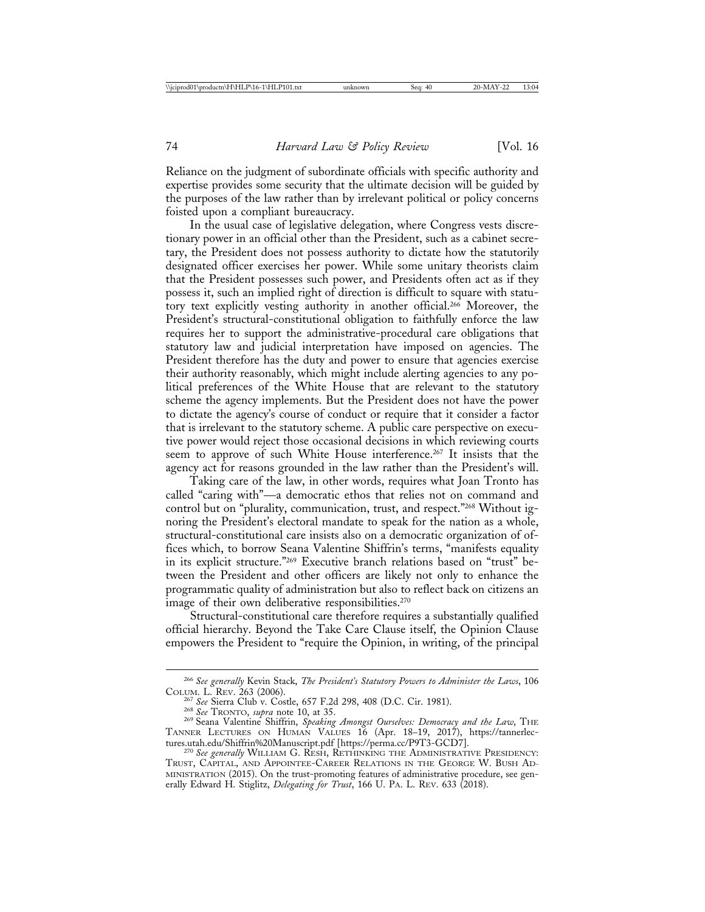Reliance on the judgment of subordinate officials with specific authority and expertise provides some security that the ultimate decision will be guided by the purposes of the law rather than by irrelevant political or policy concerns foisted upon a compliant bureaucracy.

In the usual case of legislative delegation, where Congress vests discretionary power in an official other than the President, such as a cabinet secretary, the President does not possess authority to dictate how the statutorily designated officer exercises her power. While some unitary theorists claim that the President possesses such power, and Presidents often act as if they possess it, such an implied right of direction is difficult to square with statutory text explicitly vesting authority in another official.[266] Moreover, the President's structural-constitutional obligation to faithfully enforce the law requires her to support the administrative-procedural care obligations that statutory law and judicial interpretation have imposed on agencies. The President therefore has the duty and power to ensure that agencies exercise their authority reasonably, which might include alerting agencies to any political preferences of the White House that are relevant to the statutory scheme the agency implements. But the President does not have the power to dictate the agency's course of conduct or require that it consider a factor that is irrelevant to the statutory scheme. A public care perspective on executive power would reject those occasional decisions in which reviewing courts seem to approve of such White House interference.[267] It insists that the agency act for reasons grounded in the law rather than the President's will.

Taking care of the law, in other words, requires what Joan Tronto has called "caring with"—a democratic ethos that relies not on command and control but on "plurality, communication, trust, and respect."[268] Without ignoring the President's electoral mandate to speak for the nation as a whole, structural-constitutional care insists also on a democratic organization of offices which, to borrow Seana Valentine Shiffrin's terms, "manifests equality in its explicit structure."[269] Executive branch relations based on "trust" between the President and other officers are likely not only to enhance the programmatic quality of administration but also to reflect back on citizens an image of their own deliberative responsibilities.[270]

Structural-constitutional care therefore requires a substantially qualified official hierarchy. Beyond the Take Care Clause itself, the Opinion Clause empowers the President to "require the Opinion, in writing, of the principal

---

[266] *See generally* Kevin Stack, *The President's Statutory Powers to Administer the Laws*, 106 COLUM. L. REV. 263 (2006).

[267] *See* Sierra Club v. Costle, 657 F.2d 298, 408 (D.C. Cir. 1981).

[268] *See* TRONTO, *supra* note 10, at 35.

[269] Seana Valentine Shiffrin, *Speaking Amongst Ourselves: Democracy and the Law*, THE TANNER LECTURES ON HUMAN VALUES 16 (Apr. 18–19, 2017), https://tannerlectures.utah.edu/Shiffrin%20Manuscript.pdf [https://perma.cc/P9T3-GCD7].

[270] *See generally* WILLIAM G. RESH, RETHINKING THE ADMINISTRATIVE PRESIDENCY: TRUST, CAPITAL, AND APPOINTEE-CAREER RELATIONS IN THE GEORGE W. BUSH ADMINISTRATION (2015). On the trust-promoting features of administrative procedure, see generally Edward H. Stiglitz, *Delegating for Trust*, 166 U. PA. L. REV. 633 (2018).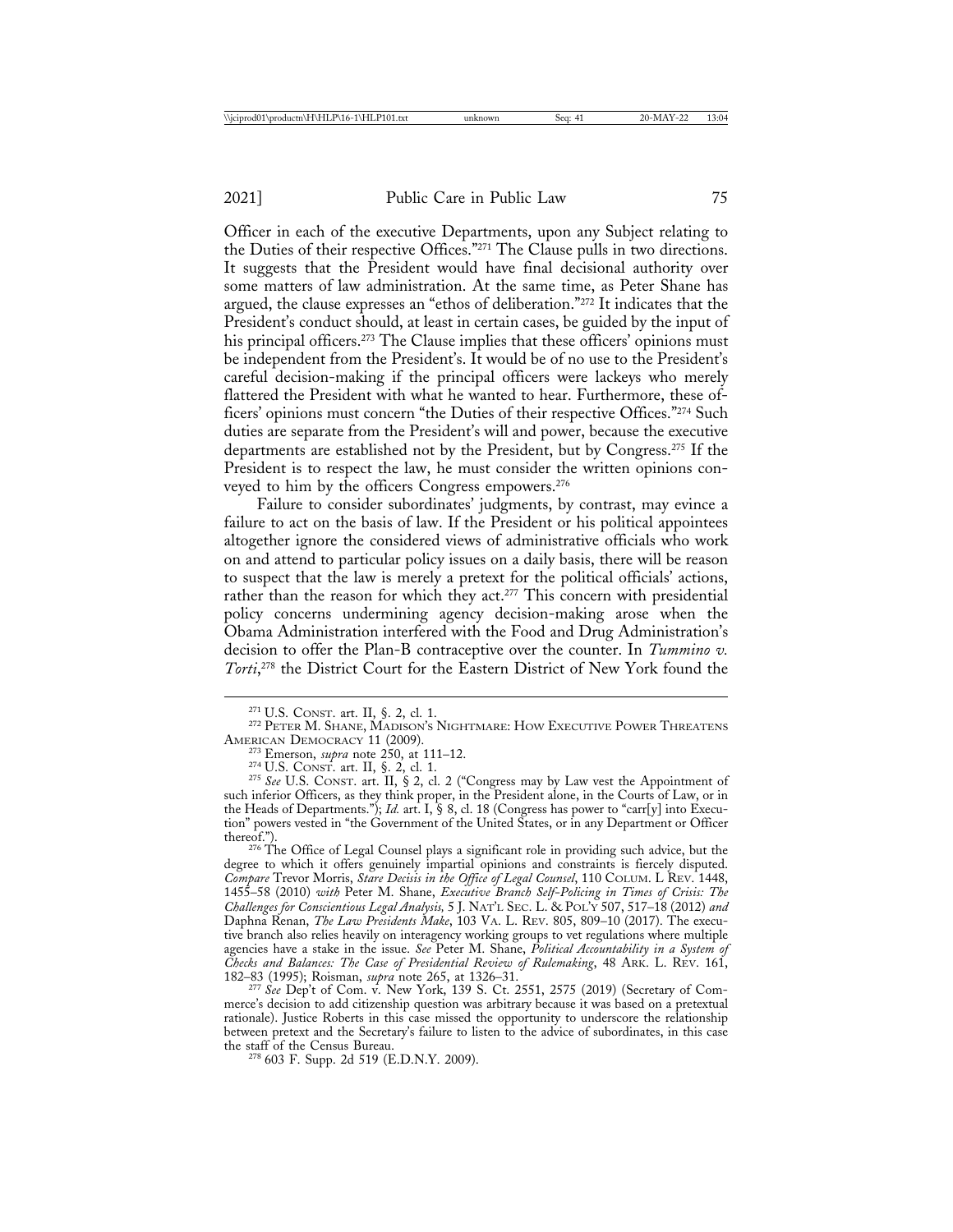Officer in each of the executive Departments, upon any Subject relating to the Duties of their respective Offices."[271] The Clause pulls in two directions. It suggests that the President would have final decisional authority over some matters of law administration. At the same time, as Peter Shane has argued, the clause expresses an "ethos of deliberation."[272] It indicates that the President's conduct should, at least in certain cases, be guided by the input of his principal officers.[273] The Clause implies that these officers' opinions must be independent from the President's. It would be of no use to the President's careful decision-making if the principal officers were lackeys who merely flattered the President with what he wanted to hear. Furthermore, these officers' opinions must concern "the Duties of their respective Offices."[274] Such duties are separate from the President's will and power, because the executive departments are established not by the President, but by Congress.[275] If the President is to respect the law, he must consider the written opinions conveyed to him by the officers Congress empowers.[276]

Failure to consider subordinates' judgments, by contrast, may evince a failure to act on the basis of law. If the President or his political appointees altogether ignore the considered views of administrative officials who work on and attend to particular policy issues on a daily basis, there will be reason to suspect that the law is merely a pretext for the political officials' actions, rather than the reason for which they act.[277] This concern with presidential policy concerns undermining agency decision-making arose when the Obama Administration interfered with the Food and Drug Administration's decision to offer the Plan-B contraceptive over the counter. In *Tummino v. Torti*,[278] the District Court for the Eastern District of New York found the

---

[271] U.S. CONST. art. II, §. 2, cl. 1.

[272] PETER M. SHANE, MADISON'S NIGHTMARE: HOW EXECUTIVE POWER THREATENS AMERICAN DEMOCRACY 11 (2009).

[273] Emerson, *supra* note 250, at 111–12.

[274] U.S. CONST. art. II, §. 2, cl. 1.

[275] *See* U.S. CONST. art. II, § 2, cl. 2 ("Congress may by Law vest the Appointment of such inferior Officers, as they think proper, in the President alone, in the Courts of Law, or in the Heads of Departments."); *Id.* art. I, § 8, cl. 18 (Congress has power to "carr[y] into Execution" powers vested in "the Government of the United States, or in any Department or Officer thereof.").

[276] The Office of Legal Counsel plays a significant role in providing such advice, but the degree to which it offers genuinely impartial opinions and constraints is fiercely disputed. *Compare* Trevor Morris, *Stare Decisis in the Office of Legal Counsel*, 110 COLUM. L REV. 1448, 1455–58 (2010) *with* Peter M. Shane, *Executive Branch Self-Policing in Times of Crisis: The Challenges for Conscientious Legal Analysis,* 5 J. NAT'L SEC. L. & POL'Y 507, 517–18 (2012) *and* Daphna Renan, *The Law Presidents Make*, 103 VA. L. REV. 805, 809–10 (2017). The executive branch also relies heavily on interagency working groups to vet regulations where multiple agencies have a stake in the issue. *See* Peter M. Shane, *Political Accountability in a System of Checks and Balances: The Case of Presidential Review of Rulemaking*, 48 ARK. L. REV. 161, 182–83 (1995); Roisman, *supra* note 265, at 1326–31.

[277] *See* Dep't of Com. v. New York, 139 S. Ct. 2551, 2575 (2019) (Secretary of Commerce's decision to add citizenship question was arbitrary because it was based on a pretextual rationale). Justice Roberts in this case missed the opportunity to underscore the relationship between pretext and the Secretary's failure to listen to the advice of subordinates, in this case the staff of the Census Bureau.

[278] 603 F. Supp. 2d 519 (E.D.N.Y. 2009).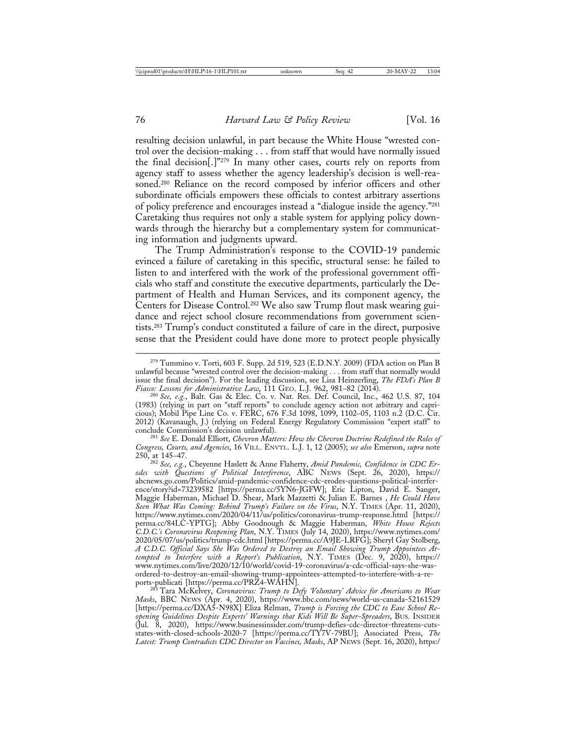resulting decision unlawful, in part because the White House "wrested control over the decision-making . . . from staff that would have normally issued the final decision[.]"[279] In many other cases, courts rely on reports from agency staff to assess whether the agency leadership's decision is well-reasoned.[280] Reliance on the record composed by inferior officers and other subordinate officials empowers these officials to contest arbitrary assertions of policy preference and encourages instead a "dialogue inside the agency."[281] Caretaking thus requires not only a stable system for applying policy downwards through the hierarchy but a complementary system for communicating information and judgments upward.

The Trump Administration's response to the COVID-19 pandemic evinced a failure of caretaking in this specific, structural sense: he failed to listen to and interfered with the work of the professional government officials who staff and constitute the executive departments, particularly the Department of Health and Human Services, and its component agency, the Centers for Disease Control.[282] We also saw Trump flout mask wearing guidance and reject school closure recommendations from government scientists.[283] Trump's conduct constituted a failure of care in the direct, purposive sense that the President could have done more to protect people physically

---

[279] Tummino v. Torti, 603 F. Supp. 2d 519, 523 (E.D.N.Y. 2009) (FDA action on Plan B unlawful because "wrested control over the decision-making . . . from staff that normally would issue the final decision"). For the leading discussion, see Lisa Heinzerling, *The FDA's Plan B Fiasco: Lessons for Administrative Law*, 111 GEO. L.J. 962, 981–82 (2014).

[280] *See, e.g.*, Balt. Gas & Elec. Co. v. Nat. Res. Def. Council, Inc., 462 U.S. 87, 104 (1983) (relying in part on "staff reports" to conclude agency action not arbitrary and capricious); Mobil Pipe Line Co. v. FERC, 676 F.3d 1098, 1099, 1102–05, 1103 n.2 (D.C. Cir. 2012) (Kavanaugh, J.) (relying on Federal Energy Regulatory Commission "expert staff" to conclude Commission's decision unlawful).

[281] *See* E. Donald Elliott, *Chevron Matters: How the Chevron Doctrine Redefined the Roles of Congress, Courts, and Agencies*, 16 VILL. ENVTL. L.J. 1, 12 (2005); *see also* Emerson, *supra* note 250, at 145–47.

[282] *See, e.g.*, Cheyenne Haslett & Anne Flaherty, *Amid Pandemic, Confidence in CDC Erodes with Questions of Political Interference*, ABC NEWS (Sept. 26, 2020), https://abcnews.go.com/Politics/amid-pandemic-confidence-cdc-erodes-questions-political-interference/story?id=73239582 [https://perma.cc/5YN6-JGFW]; Eric Lipton, David E. Sanger, Maggie Haberman, Michael D. Shear, Mark Mazzetti & Julian E. Barnes , *He Could Have Seen What Was Coming: Behind Trump's Failure on the Virus*, N.Y. TIMES (Apr. 11, 2020), https://www.nytimes.com/2020/04/11/us/politics/coronavirus-trump-response.html [https://perma.cc/84LC-YPTG]; Abby Goodnough & Maggie Haberman, *White House Rejects C.D.C.'s Coronavirus Reopening Plan*, N.Y. TIMES (July 14, 2020), https://www.nytimes.com/2020/05/07/us/politics/trump-cdc.html [https://perma.cc/A9JE-LRFG]; Sheryl Gay Stolberg, *A C.D.C. Official Says She Was Ordered to Destroy an Email Showing Trump Appointees Attempted to Interfere with a Report's Publication*, N.Y. TIMES (Dec. 9, 2020), https://www.nytimes.com/live/2020/12/10/world/covid-19-coronavirus/a-cdc-official-says-she-was-ordered-to-destroy-an-email-showing-trump-appointees-attempted-to-interfere-with-a-reports-publicati [https://perma.cc/PRZ4-WAHN].

[283] Tara McKelvey, *Coronavirus: Trump to Defy 'Voluntary' Advice for Americans to Wear Masks*, BBC NEWS (Apr. 4, 2020), https://www.bbc.com/news/world-us-canada-52161529 [https://perma.cc/DXA5-N98X] Eliza Relman, *Trump is Forcing the CDC to Ease School Reopening Guidelines Despite Experts' Warnings that Kids Will Be Super-Spreaders*, BUS. INSIDER (Jul. 8, 2020), https://www.businessinsider.com/trump-defies-cdc-director-threatens-cuts-states-with-closed-schools-2020-7 [https://perma.cc/TY7V-79BU]; Associated Press, *The Latest: Trump Contradicts CDC Director on Vaccines, Masks*, AP NEWS (Sept. 16, 2020), https:/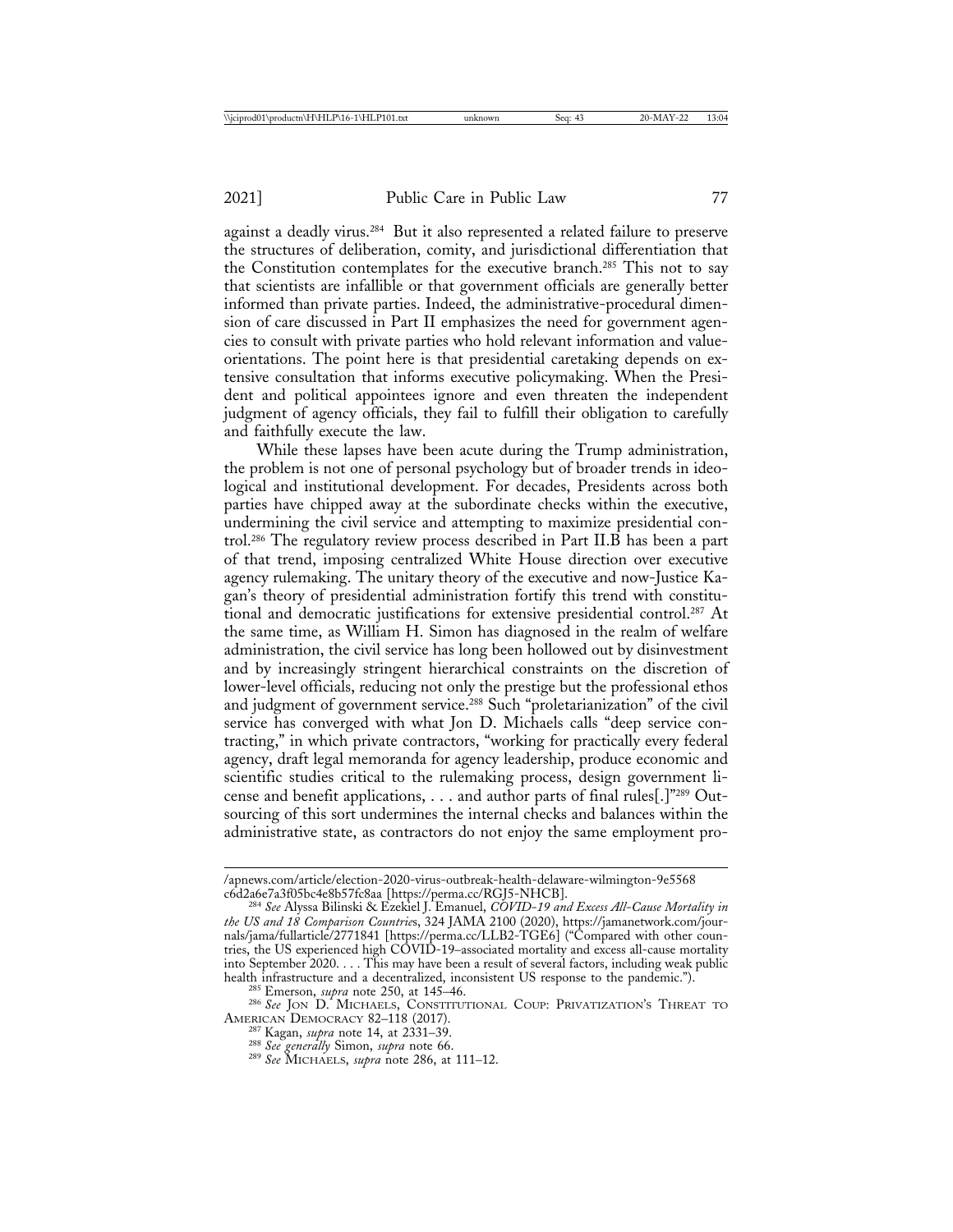against a deadly virus.[284] But it also represented a related failure to preserve the structures of deliberation, comity, and jurisdictional differentiation that the Constitution contemplates for the executive branch.[285] This not to say that scientists are infallible or that government officials are generally better informed than private parties. Indeed, the administrative-procedural dimension of care discussed in Part II emphasizes the need for government agencies to consult with private parties who hold relevant information and value-orientations. The point here is that presidential caretaking depends on extensive consultation that informs executive policymaking. When the President and political appointees ignore and even threaten the independent judgment of agency officials, they fail to fulfill their obligation to carefully and faithfully execute the law.

While these lapses have been acute during the Trump administration, the problem is not one of personal psychology but of broader trends in ideological and institutional development. For decades, Presidents across both parties have chipped away at the subordinate checks within the executive, undermining the civil service and attempting to maximize presidential control.[286] The regulatory review process described in Part II.B has been a part of that trend, imposing centralized White House direction over executive agency rulemaking. The unitary theory of the executive and now-Justice Kagan's theory of presidential administration fortify this trend with constitutional and democratic justifications for extensive presidential control.[287] At the same time, as William H. Simon has diagnosed in the realm of welfare administration, the civil service has long been hollowed out by disinvestment and by increasingly stringent hierarchical constraints on the discretion of lower-level officials, reducing not only the prestige but the professional ethos and judgment of government service.[288] Such "proletarianization" of the civil service has converged with what Jon D. Michaels calls "deep service contracting," in which private contractors, "working for practically every federal agency, draft legal memoranda for agency leadership, produce economic and scientific studies critical to the rulemaking process, design government license and benefit applications, . . . and author parts of final rules[.]"[289] Outsourcing of this sort undermines the internal checks and balances within the administrative state, as contractors do not enjoy the same employment pro-

---

/apnews.com/article/election-2020-virus-outbreak-health-delaware-wilmington-9e5568c6d2a6e7a3f05bc4e8b57fc8aa [https://perma.cc/RGJ5-NHCB].

[284] *See* Alyssa Bilinski & Ezekiel J. Emanuel, *COVID-19 and Excess All-Cause Mortality in the US and 18 Comparison Countries*, 324 JAMA 2100 (2020), https://jamanetwork.com/journals/jama/fullarticle/2771841 [https://perma.cc/LLB2-TGE6] ("Compared with other countries, the US experienced high COVID-19–associated mortality and excess all-cause mortality into September 2020. . . . This may have been a result of several factors, including weak public health infrastructure and a decentralized, inconsistent US response to the pandemic.").

[285] Emerson, *supra* note 250, at 145–46.

[286] *See* JON D. MICHAELS, CONSTITUTIONAL COUP: PRIVATIZATION'S THREAT TO AMERICAN DEMOCRACY 82–118 (2017).

[287] Kagan, *supra* note 14, at 2331–39.

[288] *See generally* Simon, *supra* note 66.

[289] *See* MICHAELS, *supra* note 286, at 111–12.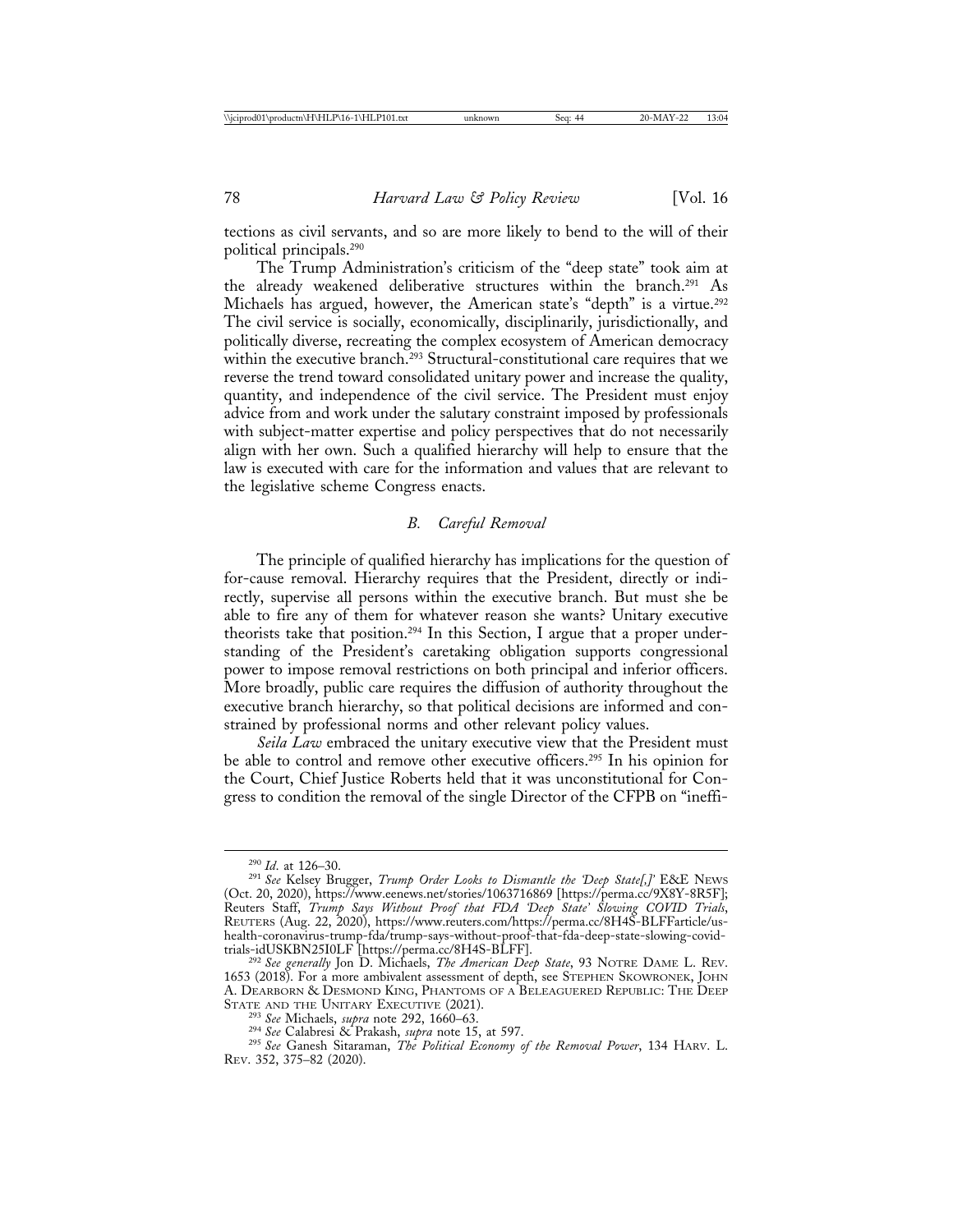tections as civil servants, and so are more likely to bend to the will of their political principals.[290]

The Trump Administration's criticism of the "deep state" took aim at the already weakened deliberative structures within the branch.[291] As Michaels has argued, however, the American state's "depth" is a virtue.[292] The civil service is socially, economically, disciplinarily, jurisdictionally, and politically diverse, recreating the complex ecosystem of American democracy within the executive branch.[293] Structural-constitutional care requires that we reverse the trend toward consolidated unitary power and increase the quality, quantity, and independence of the civil service. The President must enjoy advice from and work under the salutary constraint imposed by professionals with subject-matter expertise and policy perspectives that do not necessarily align with her own. Such a qualified hierarchy will help to ensure that the law is executed with care for the information and values that are relevant to the legislative scheme Congress enacts.

### *B. Careful Removal*

The principle of qualified hierarchy has implications for the question of for-cause removal. Hierarchy requires that the President, directly or indirectly, supervise all persons within the executive branch. But must she be able to fire any of them for whatever reason she wants? Unitary executive theorists take that position.[294] In this Section, I argue that a proper understanding of the President's caretaking obligation supports congressional power to impose removal restrictions on both principal and inferior officers. More broadly, public care requires the diffusion of authority throughout the executive branch hierarchy, so that political decisions are informed and constrained by professional norms and other relevant policy values.

*Seila Law* embraced the unitary executive view that the President must be able to control and remove other executive officers.[295] In his opinion for the Court, Chief Justice Roberts held that it was unconstitutional for Congress to condition the removal of the single Director of the CFPB on "ineffi-

---

[290] *Id.* at 126–30.

[291] *See* Kelsey Brugger, *Trump Order Looks to Dismantle the 'Deep State[,]'* E&E NEWS (Oct. 20, 2020), https://www.eenews.net/stories/1063716869 [https://perma.cc/9X8Y-8R5F]; Reuters Staff, *Trump Says Without Proof that FDA 'Deep State' Slowing COVID Trials*, REUTERS (Aug. 22, 2020), https://www.reuters.com/https://perma.cc/8H4S-BLFFarticle/us-health-coronavirus-trump-fda/trump-says-without-proof-that-fda-deep-state-slowing-covid-trials-idUSKBN25I0LF [https://perma.cc/8H4S-BLFF].

[292] *See generally* Jon D. Michaels, *The American Deep State*, 93 NOTRE DAME L. REV. 1653 (2018). For a more ambivalent assessment of depth, see STEPHEN SKOWRONEK, JOHN A. DEARBORN & DESMOND KING, PHANTOMS OF A BELEAGUERED REPUBLIC: THE DEEP STATE AND THE UNITARY EXECUTIVE (2021).

[293] *See* Michaels, *supra* note 292, 1660–63.

[294] *See* Calabresi & Prakash, *supra* note 15, at 597.

[295] *See* Ganesh Sitaraman, *The Political Economy of the Removal Power*, 134 HARV. L. REV. 352, 375–82 (2020).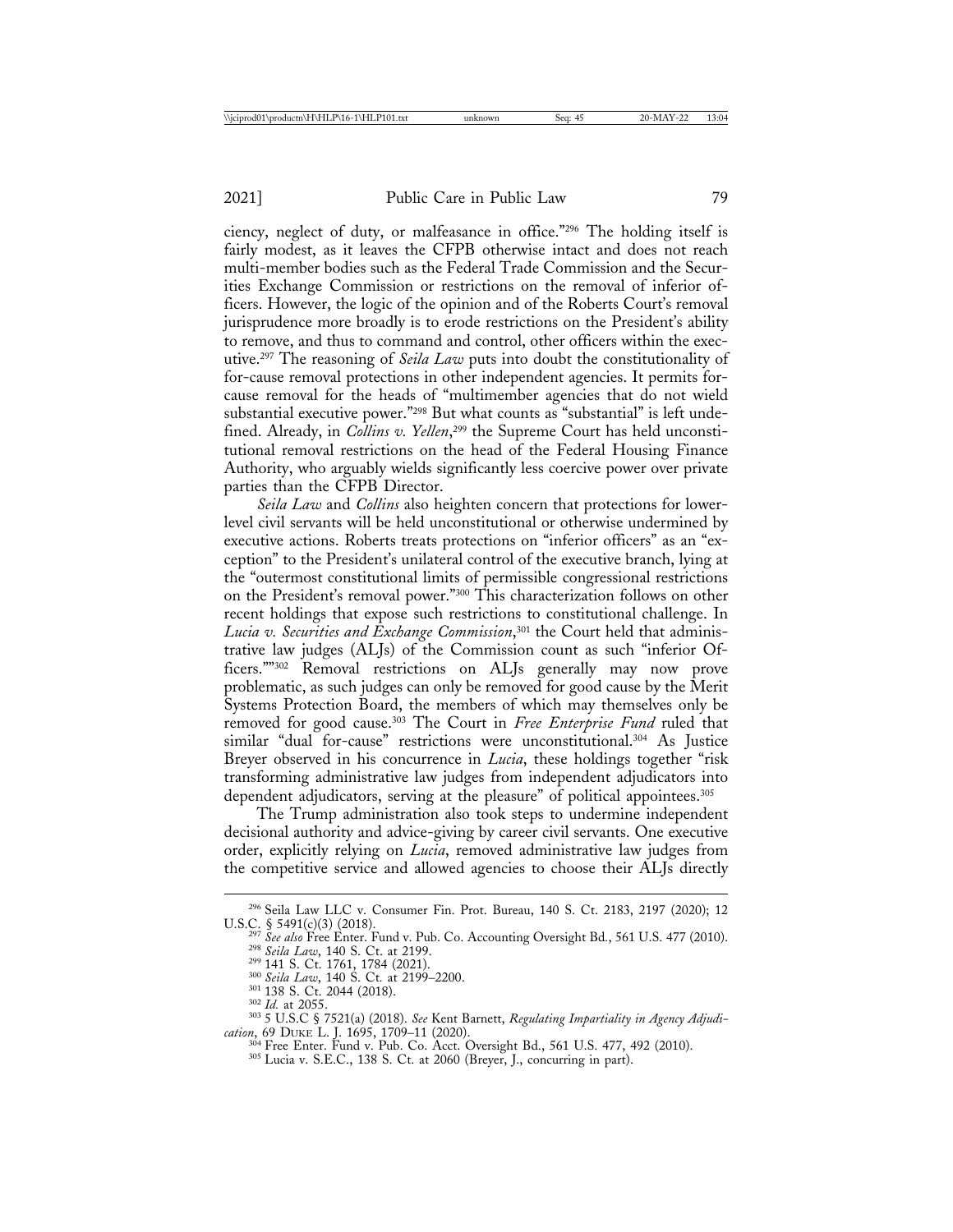ciency, neglect of duty, or malfeasance in office."[296] The holding itself is fairly modest, as it leaves the CFPB otherwise intact and does not reach multi-member bodies such as the Federal Trade Commission and the Securities Exchange Commission or restrictions on the removal of inferior officers. However, the logic of the opinion and of the Roberts Court's removal jurisprudence more broadly is to erode restrictions on the President's ability to remove, and thus to command and control, other officers within the executive.[297] The reasoning of *Seila Law* puts into doubt the constitutionality of for-cause removal protections in other independent agencies. It permits for-cause removal for the heads of "multimember agencies that do not wield substantial executive power."[298] But what counts as "substantial" is left undefined. Already, in *Collins v. Yellen*,[299] the Supreme Court has held unconstitutional removal restrictions on the head of the Federal Housing Finance Authority, who arguably wields significantly less coercive power over private parties than the CFPB Director.

*Seila Law* and *Collins* also heighten concern that protections for lower-level civil servants will be held unconstitutional or otherwise undermined by executive actions. Roberts treats protections on "inferior officers" as an "exception" to the President's unilateral control of the executive branch, lying at the "outermost constitutional limits of permissible congressional restrictions on the President's removal power."[300] This characterization follows on other recent holdings that expose such restrictions to constitutional challenge. In *Lucia v. Securities and Exchange Commission*,[301] the Court held that administrative law judges (ALJs) of the Commission count as such "inferior Officers.""[302] Removal restrictions on ALJs generally may now prove problematic, as such judges can only be removed for good cause by the Merit Systems Protection Board, the members of which may themselves only be removed for good cause.[303] The Court in *Free Enterprise Fund* ruled that similar "dual for-cause" restrictions were unconstitutional.[304] As Justice Breyer observed in his concurrence in *Lucia*, these holdings together "risk transforming administrative law judges from independent adjudicators into dependent adjudicators, serving at the pleasure" of political appointees.[305]

The Trump administration also took steps to undermine independent decisional authority and advice-giving by career civil servants. One executive order, explicitly relying on *Lucia*, removed administrative law judges from the competitive service and allowed agencies to choose their ALJs directly

---

[296] Seila Law LLC v. Consumer Fin. Prot. Bureau, 140 S. Ct. 2183, 2197 (2020); 12 U.S.C. § 5491(c)(3) (2018).

[297] *See also* Free Enter. Fund v. Pub. Co. Accounting Oversight Bd., 561 U.S. 477 (2010).

[298] *Seila Law*, 140 S. Ct. at 2199.

[299] 141 S. Ct. 1761, 1784 (2021).

[300] *Seila Law*, 140 S. Ct. at 2199–2200.

[301] 138 S. Ct. 2044 (2018).

[302] *Id.* at 2055.

[303] 5 U.S.C § 7521(a) (2018). *See* Kent Barnett, *Regulating Impartiality in Agency Adjudication*, 69 DUKE L. J. 1695, 1709–11 (2020).

[304] Free Enter. Fund v. Pub. Co. Acct. Oversight Bd., 561 U.S. 477, 492 (2010).

[305] Lucia v. S.E.C., 138 S. Ct. at 2060 (Breyer, J., concurring in part).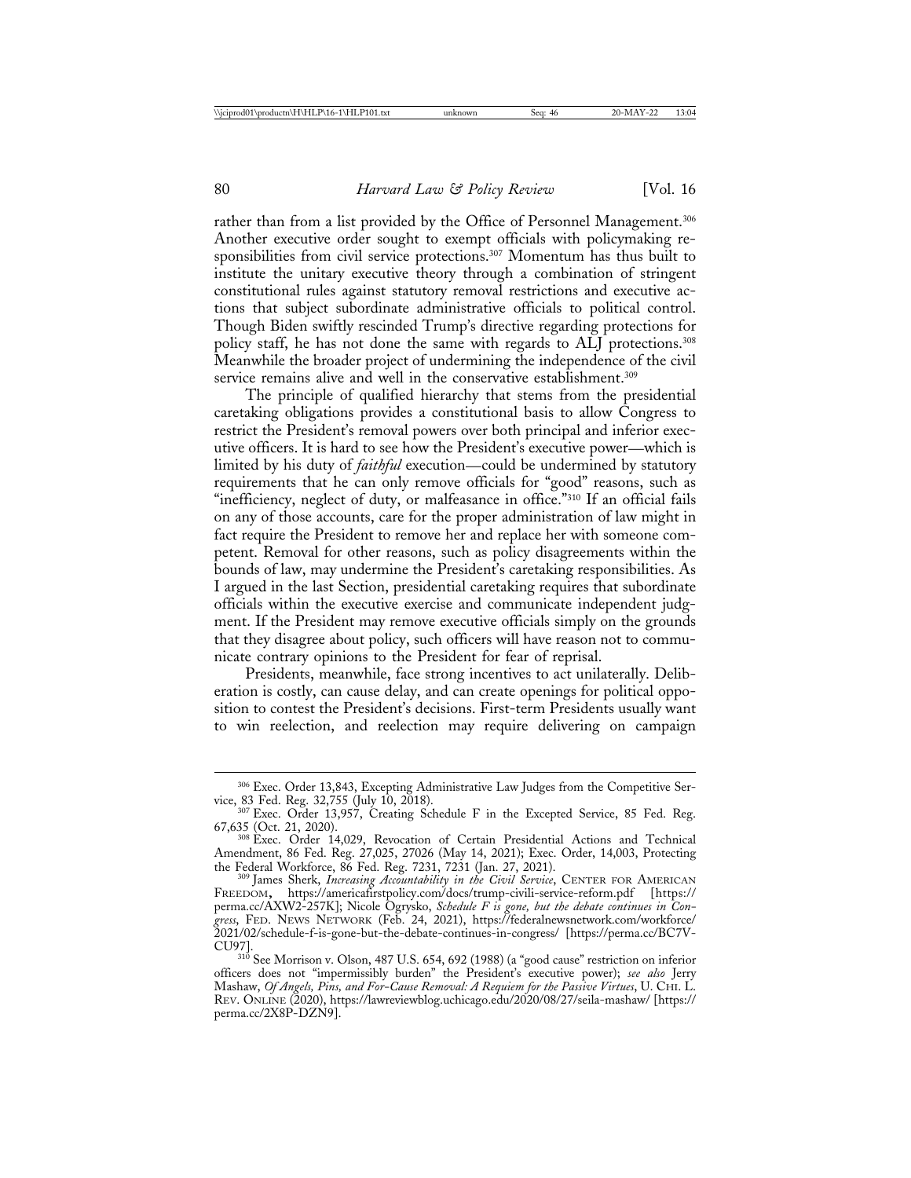rather than from a list provided by the Office of Personnel Management.[306] Another executive order sought to exempt officials with policymaking responsibilities from civil service protections.[307] Momentum has thus built to institute the unitary executive theory through a combination of stringent constitutional rules against statutory removal restrictions and executive actions that subject subordinate administrative officials to political control. Though Biden swiftly rescinded Trump's directive regarding protections for policy staff, he has not done the same with regards to ALJ protections.[308] Meanwhile the broader project of undermining the independence of the civil service remains alive and well in the conservative establishment.[309]

The principle of qualified hierarchy that stems from the presidential caretaking obligations provides a constitutional basis to allow Congress to restrict the President's removal powers over both principal and inferior executive officers. It is hard to see how the President's executive power—which is limited by his duty of *faithful* execution—could be undermined by statutory requirements that he can only remove officials for "good" reasons, such as "inefficiency, neglect of duty, or malfeasance in office."[310] If an official fails on any of those accounts, care for the proper administration of law might in fact require the President to remove her and replace her with someone competent. Removal for other reasons, such as policy disagreements within the bounds of law, may undermine the President's caretaking responsibilities. As I argued in the last Section, presidential caretaking requires that subordinate officials within the executive exercise and communicate independent judgment. If the President may remove executive officials simply on the grounds that they disagree about policy, such officers will have reason not to communicate contrary opinions to the President for fear of reprisal.

Presidents, meanwhile, face strong incentives to act unilaterally. Deliberation is costly, can cause delay, and can create openings for political opposition to contest the President's decisions. First-term Presidents usually want to win reelection, and reelection may require delivering on campaign

---

[306] Exec. Order 13,843, Excepting Administrative Law Judges from the Competitive Service, 83 Fed. Reg. 32,755 (July 10, 2018).

[307] Exec. Order 13,957, Creating Schedule F in the Excepted Service, 85 Fed. Reg. 67,635 (Oct. 21, 2020).

[308] Exec. Order 14,029, Revocation of Certain Presidential Actions and Technical Amendment, 86 Fed. Reg. 27,025, 27026 (May 14, 2021); Exec. Order, 14,003, Protecting the Federal Workforce, 86 Fed. Reg. 7231, 7231 (Jan. 27, 2021).

[309] James Sherk, *Increasing Accountability in the Civil Service*, CENTER FOR AMERICAN FREEDOM, https://americafirstpolicy.com/docs/trump-civili-service-reform.pdf [https://perma.cc/AXW2-257K]; Nicole Ogrysko, *Schedule F is gone, but the debate continues in Congress*, FED. NEWS NETWORK (Feb. 24, 2021), https://federalnewsnetwork.com/workforce/2021/02/schedule-f-is-gone-but-the-debate-continues-in-congress/ [https://perma.cc/BC7V-CU97].

[310] See Morrison v. Olson, 487 U.S. 654, 692 (1988) (a "good cause" restriction on inferior officers does not "impermissibly burden" the President's executive power); *see also* Jerry Mashaw, *Of Angels, Pins, and For-Cause Removal: A Requiem for the Passive Virtues*, U. CHI. L. REV. ONLINE (2020), https://lawreviewblog.uchicago.edu/2020/08/27/seila-mashaw/ [https://perma.cc/2X8P-DZN9].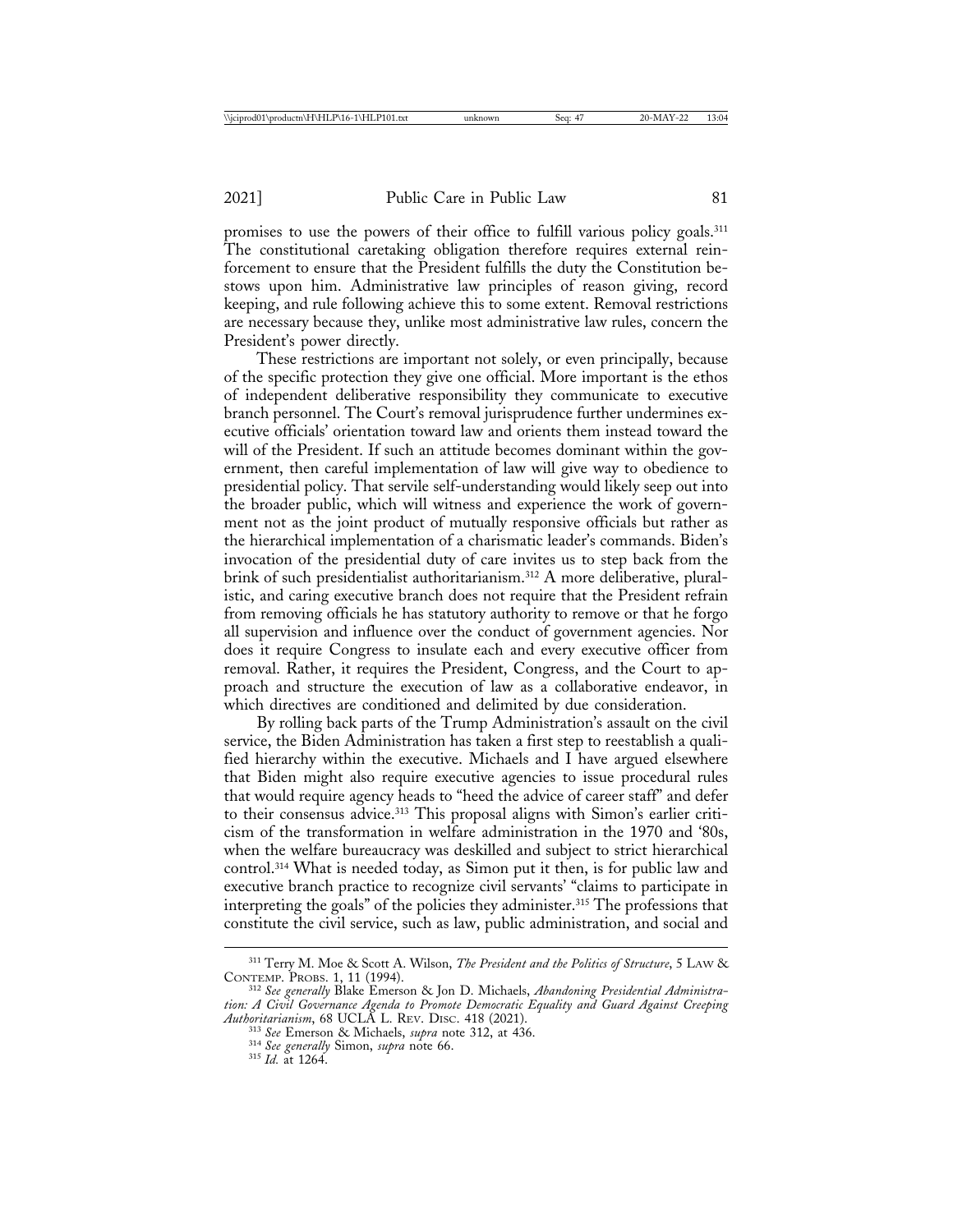promises to use the powers of their office to fulfill various policy goals.[311] The constitutional caretaking obligation therefore requires external reinforcement to ensure that the President fulfills the duty the Constitution bestows upon him. Administrative law principles of reason giving, record keeping, and rule following achieve this to some extent. Removal restrictions are necessary because they, unlike most administrative law rules, concern the President's power directly.

These restrictions are important not solely, or even principally, because of the specific protection they give one official. More important is the ethos of independent deliberative responsibility they communicate to executive branch personnel. The Court's removal jurisprudence further undermines executive officials' orientation toward law and orients them instead toward the will of the President. If such an attitude becomes dominant within the government, then careful implementation of law will give way to obedience to presidential policy. That servile self-understanding would likely seep out into the broader public, which will witness and experience the work of government not as the joint product of mutually responsive officials but rather as the hierarchical implementation of a charismatic leader's commands. Biden's invocation of the presidential duty of care invites us to step back from the brink of such presidentialist authoritarianism.[312] A more deliberative, pluralistic, and caring executive branch does not require that the President refrain from removing officials he has statutory authority to remove or that he forgo all supervision and influence over the conduct of government agencies. Nor does it require Congress to insulate each and every executive officer from removal. Rather, it requires the President, Congress, and the Court to approach and structure the execution of law as a collaborative endeavor, in which directives are conditioned and delimited by due consideration.

By rolling back parts of the Trump Administration's assault on the civil service, the Biden Administration has taken a first step to reestablish a qualified hierarchy within the executive. Michaels and I have argued elsewhere that Biden might also require executive agencies to issue procedural rules that would require agency heads to "heed the advice of career staff" and defer to their consensus advice.[313] This proposal aligns with Simon's earlier criticism of the transformation in welfare administration in the 1970 and '80s, when the welfare bureaucracy was deskilled and subject to strict hierarchical control.[314] What is needed today, as Simon put it then, is for public law and executive branch practice to recognize civil servants' "claims to participate in interpreting the goals" of the policies they administer.[315] The professions that constitute the civil service, such as law, public administration, and social and

---

[311] Terry M. Moe & Scott A. Wilson, *The President and the Politics of Structure*, 5 Law & Contemp. Probs. 1, 11 (1994).

[312] *See generally* Blake Emerson & Jon D. Michaels, *Abandoning Presidential Administration: A Civil Governance Agenda to Promote Democratic Equality and Guard Against Creeping Authoritarianism*, 68 UCLA L. Rev. Disc. 418 (2021).

[313] *See* Emerson & Michaels, *supra* note 312, at 436.

[314] *See generally* Simon, *supra* note 66.

[315] *Id.* at 1264.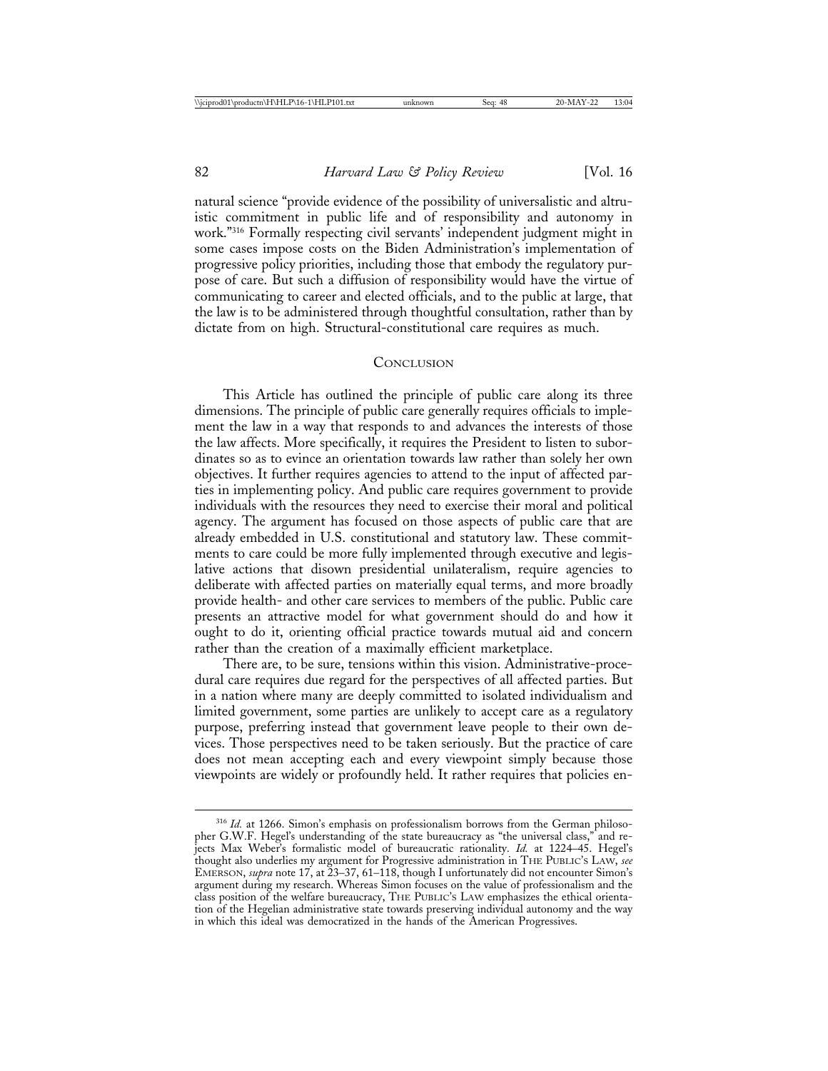natural science "provide evidence of the possibility of universalistic and altruistic commitment in public life and of responsibility and autonomy in work."[316] Formally respecting civil servants' independent judgment might in some cases impose costs on the Biden Administration's implementation of progressive policy priorities, including those that embody the regulatory purpose of care. But such a diffusion of responsibility would have the virtue of communicating to career and elected officials, and to the public at large, that the law is to be administered through thoughtful consultation, rather than by dictate from on high. Structural-constitutional care requires as much.

## Conclusion

This Article has outlined the principle of public care along its three dimensions. The principle of public care generally requires officials to implement the law in a way that responds to and advances the interests of those the law affects. More specifically, it requires the President to listen to subordinates so as to evince an orientation towards law rather than solely her own objectives. It further requires agencies to attend to the input of affected parties in implementing policy. And public care requires government to provide individuals with the resources they need to exercise their moral and political agency. The argument has focused on those aspects of public care that are already embedded in U.S. constitutional and statutory law. These commitments to care could be more fully implemented through executive and legislative actions that disown presidential unilateralism, require agencies to deliberate with affected parties on materially equal terms, and more broadly provide health- and other care services to members of the public. Public care presents an attractive model for what government should do and how it ought to do it, orienting official practice towards mutual aid and concern rather than the creation of a maximally efficient marketplace.

There are, to be sure, tensions within this vision. Administrative-procedural care requires due regard for the perspectives of all affected parties. But in a nation where many are deeply committed to isolated individualism and limited government, some parties are unlikely to accept care as a regulatory purpose, preferring instead that government leave people to their own devices. Those perspectives need to be taken seriously. But the practice of care does not mean accepting each and every viewpoint simply because those viewpoints are widely or profoundly held. It rather requires that policies en-

---

[316] *Id.* at 1266. Simon's emphasis on professionalism borrows from the German philosopher G.W.F. Hegel's understanding of the state bureaucracy as "the universal class," and rejects Max Weber's formalistic model of bureaucratic rationality. *Id.* at 1224–45. Hegel's thought also underlies my argument for Progressive administration in The Public's Law, *see* Emerson, *supra* note 17, at 23–37, 61–118, though I unfortunately did not encounter Simon's argument during my research. Whereas Simon focuses on the value of professionalism and the class position of the welfare bureaucracy, The Public's Law emphasizes the ethical orientation of the Hegelian administrative state towards preserving individual autonomy and the way in which this ideal was democratized in the hands of the American Progressives.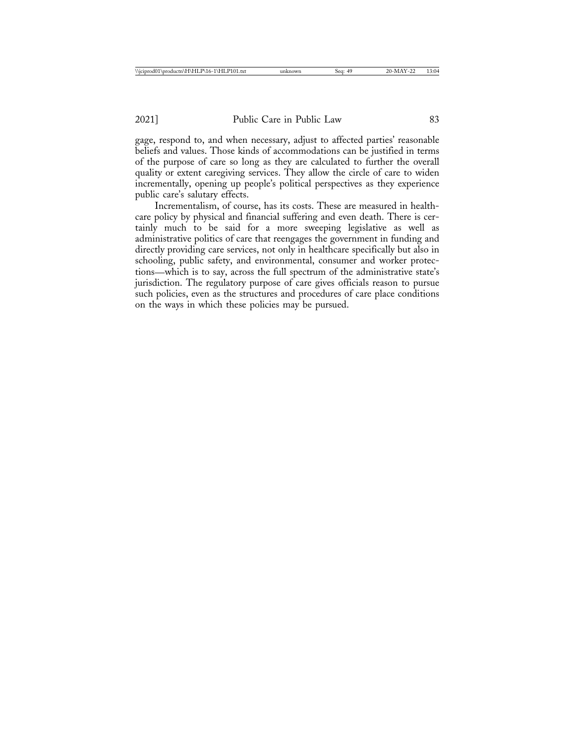gage, respond to, and when necessary, adjust to affected parties' reasonable beliefs and values. Those kinds of accommodations can be justified in terms of the purpose of care so long as they are calculated to further the overall quality or extent caregiving services. They allow the circle of care to widen incrementally, opening up people's political perspectives as they experience public care's salutary effects.

Incrementalism, of course, has its costs. These are measured in healthcare policy by physical and financial suffering and even death. There is certainly much to be said for a more sweeping legislative as well as administrative politics of care that reengages the government in funding and directly providing care services, not only in healthcare specifically but also in schooling, public safety, and environmental, consumer and worker protections—which is to say, across the full spectrum of the administrative state's jurisdiction. The regulatory purpose of care gives officials reason to pursue such policies, even as the structures and procedures of care place conditions on the ways in which these policies may be pursued.